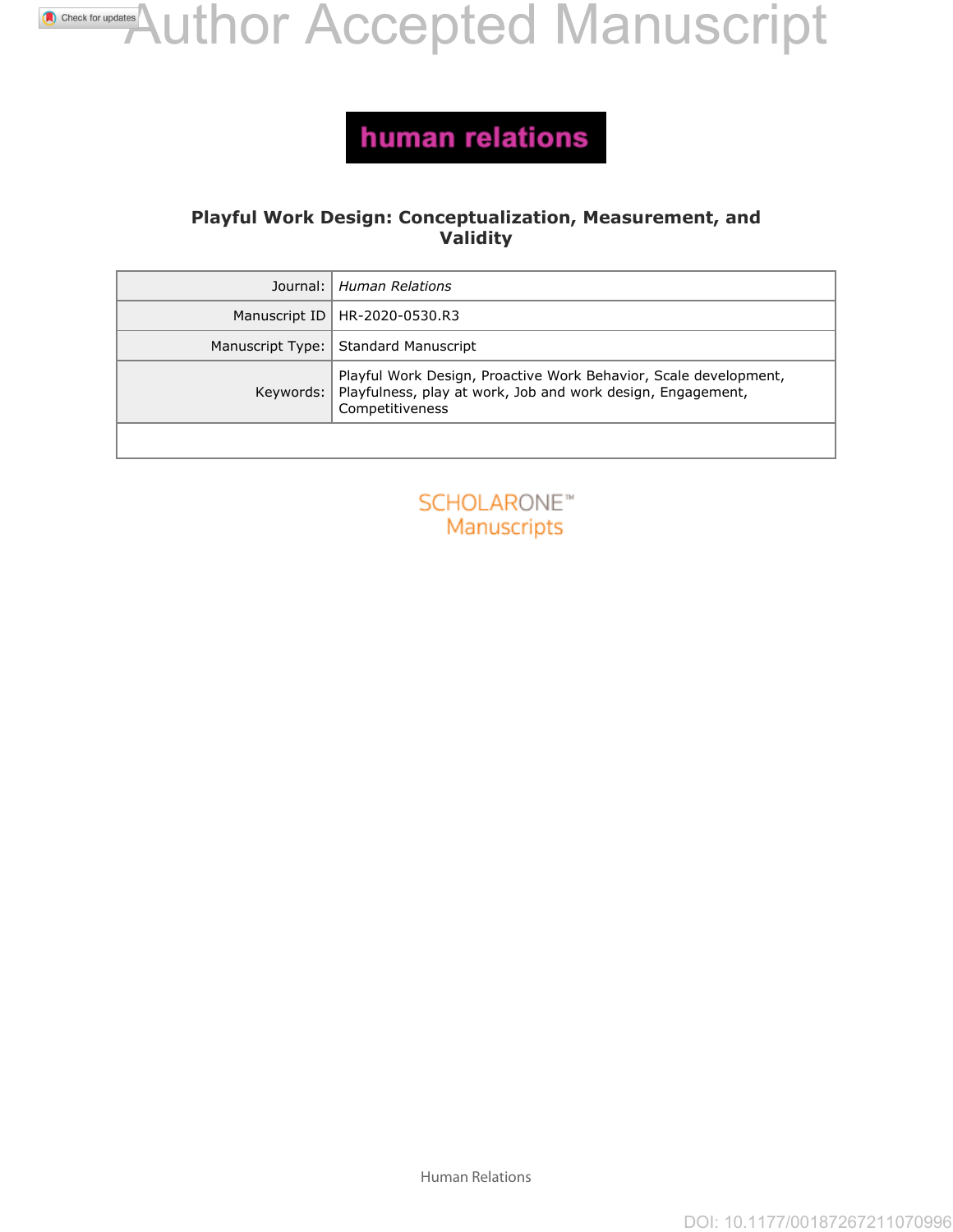Author Accepted Manuscript

**human relations**

# Playful Work Design: Conceptualization, Measurement, and Validity

| | |
|---|---|
| Journal: | *Human Relations* |
| Manuscript ID | HR-2020-0530.R3 |
| Manuscript Type: | Standard Manuscript |
| Keywords: | Playful Work Design, Proactive Work Behavior, Scale development, Playfulness, play at work, Job and work design, Engagement, Competitiveness |
| | |

SCHOLARONE™ Manuscripts

DOI: 10.1177/00187267211070996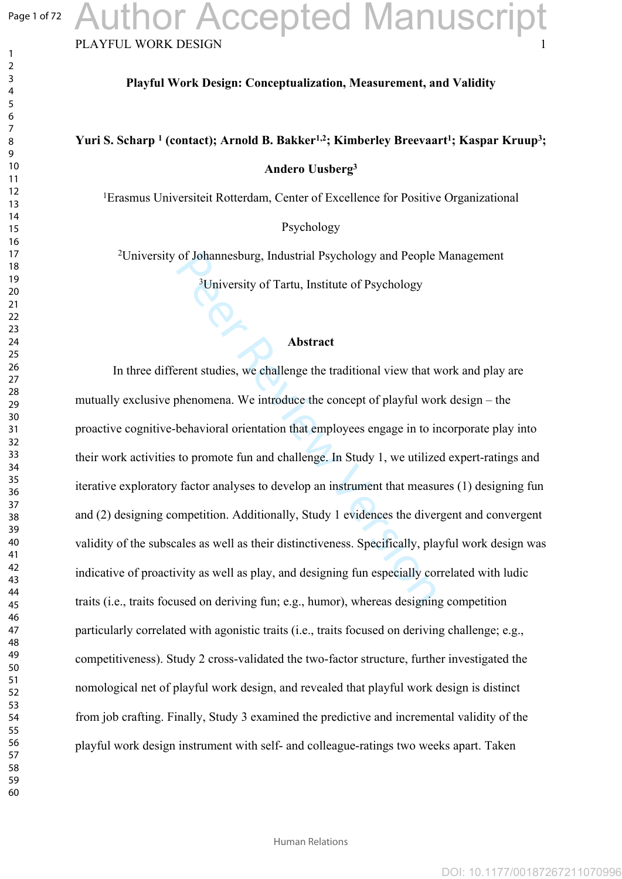**Playful Work Design: Conceptualization, Measurement, and Validity**

**Yuri S. Scharp [1] (contact); Arnold B. Bakker[1,2]; Kimberley Breevaart[1]; Kaspar Kruup[3]; Andero Uusberg[3]**

[1]Erasmus Universiteit Rotterdam, Center of Excellence for Positive Organizational Psychology

[2]University of Johannesburg, Industrial Psychology and People Management

[3]University of Tartu, Institute of Psychology

**Abstract**

In three different studies, we challenge the traditional view that work and play are mutually exclusive phenomena. We introduce the concept of playful work design – the proactive cognitive-behavioral orientation that employees engage in to incorporate play into their work activities to promote fun and challenge. In Study 1, we utilized expert-ratings and iterative exploratory factor analyses to develop an instrument that measures (1) designing fun and (2) designing competition. Additionally, Study 1 evidences the divergent and convergent validity of the subscales as well as their distinctiveness. Specifically, playful work design was indicative of proactivity as well as play, and designing fun especially correlated with ludic traits (i.e., traits focused on deriving fun; e.g., humor), whereas designing competition particularly correlated with agonistic traits (i.e., traits focused on deriving challenge; e.g., competitiveness). Study 2 cross-validated the two-factor structure, further investigated the nomological net of playful work design, and revealed that playful work design is distinct from job crafting. Finally, Study 3 examined the predictive and incremental validity of the playful work design instrument with self- and colleague-ratings two weeks apart. Taken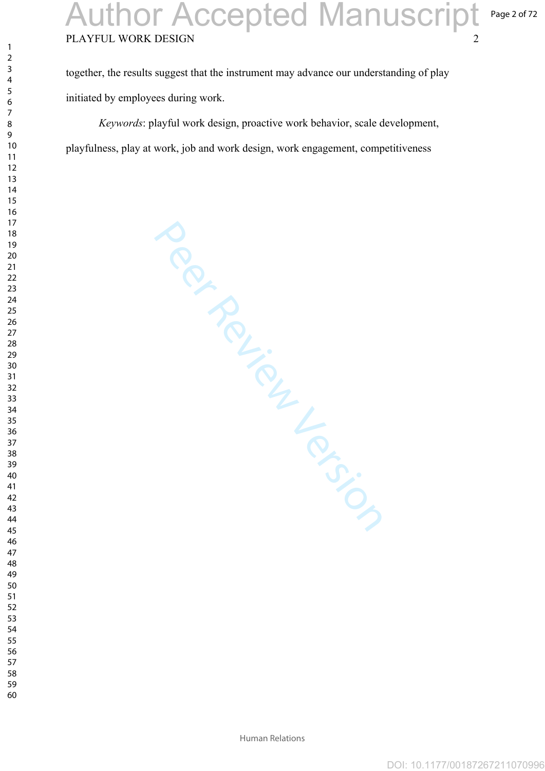together, the results suggest that the instrument may advance our understanding of play initiated by employees during work.

*Keywords*: playful work design, proactive work behavior, scale development, playfulness, play at work, job and work design, work engagement, competitiveness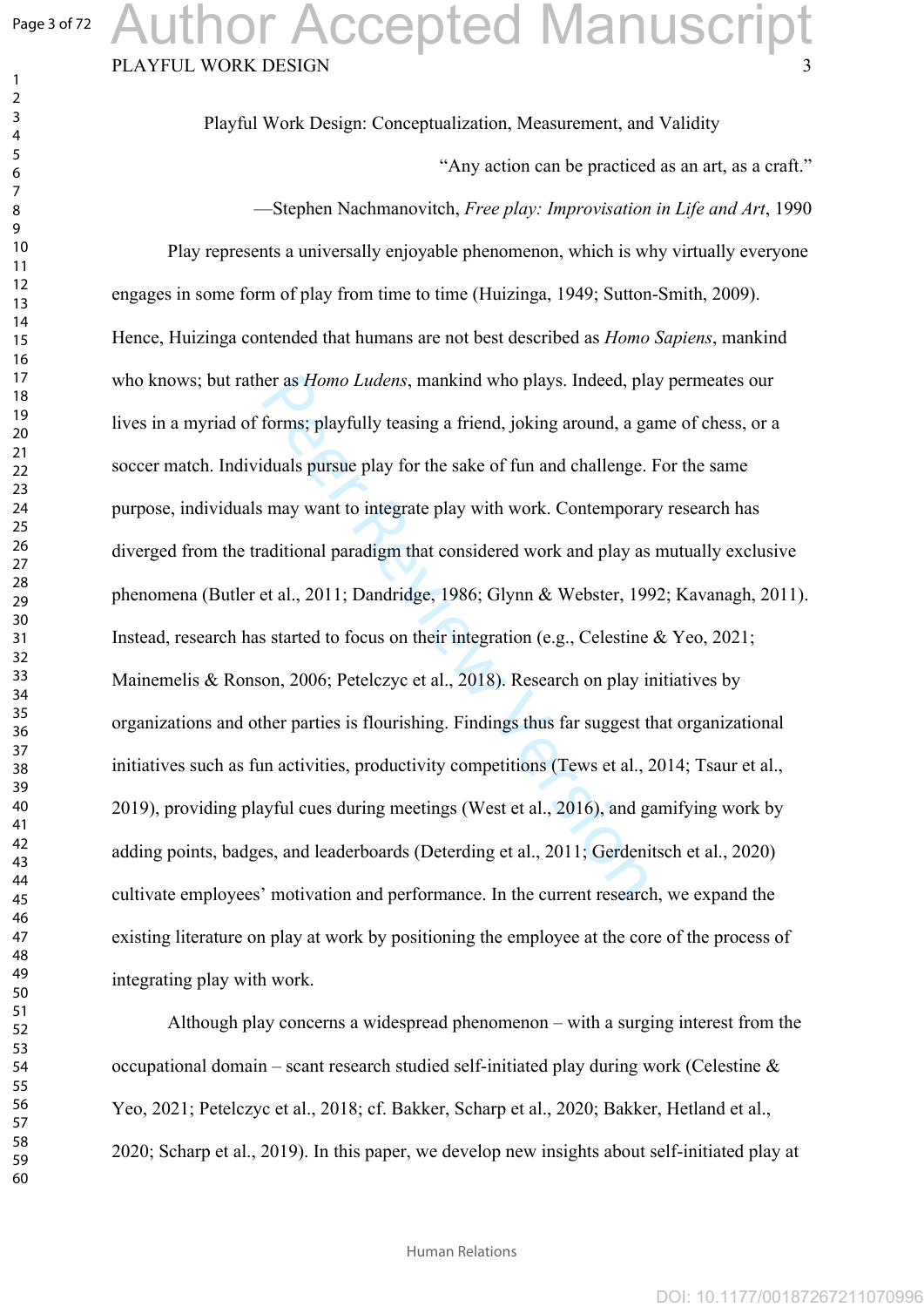# Playful Work Design: Conceptualization, Measurement, and Validity

"Any action can be practiced as an art, as a craft."

—Stephen Nachmanovitch, *Free play: Improvisation in Life and Art*, 1990

Play represents a universally enjoyable phenomenon, which is why virtually everyone engages in some form of play from time to time (Huizinga, 1949; Sutton-Smith, 2009). Hence, Huizinga contended that humans are not best described as *Homo Sapiens*, mankind who knows; but rather as *Homo Ludens*, mankind who plays. Indeed, play permeates our lives in a myriad of forms; playfully teasing a friend, joking around, a game of chess, or a soccer match. Individuals pursue play for the sake of fun and challenge. For the same purpose, individuals may want to integrate play with work. Contemporary research has diverged from the traditional paradigm that considered work and play as mutually exclusive phenomena (Butler et al., 2011; Dandridge, 1986; Glynn & Webster, 1992; Kavanagh, 2011). Instead, research has started to focus on their integration (e.g., Celestine & Yeo, 2021; Mainemelis & Ronson, 2006; Petelczyc et al., 2018). Research on play initiatives by organizations and other parties is flourishing. Findings thus far suggest that organizational initiatives such as fun activities, productivity competitions (Tews et al., 2014; Tsaur et al., 2019), providing playful cues during meetings (West et al., 2016), and gamifying work by adding points, badges, and leaderboards (Deterding et al., 2011; Gerdenitsch et al., 2020) cultivate employees' motivation and performance. In the current research, we expand the existing literature on play at work by positioning the employee at the core of the process of integrating play with work.

Although play concerns a widespread phenomenon – with a surging interest from the occupational domain – scant research studied self-initiated play during work (Celestine & Yeo, 2021; Petelczyc et al., 2018; cf. Bakker, Scharp et al., 2020; Bakker, Hetland et al., 2020; Scharp et al., 2019). In this paper, we develop new insights about self-initiated play at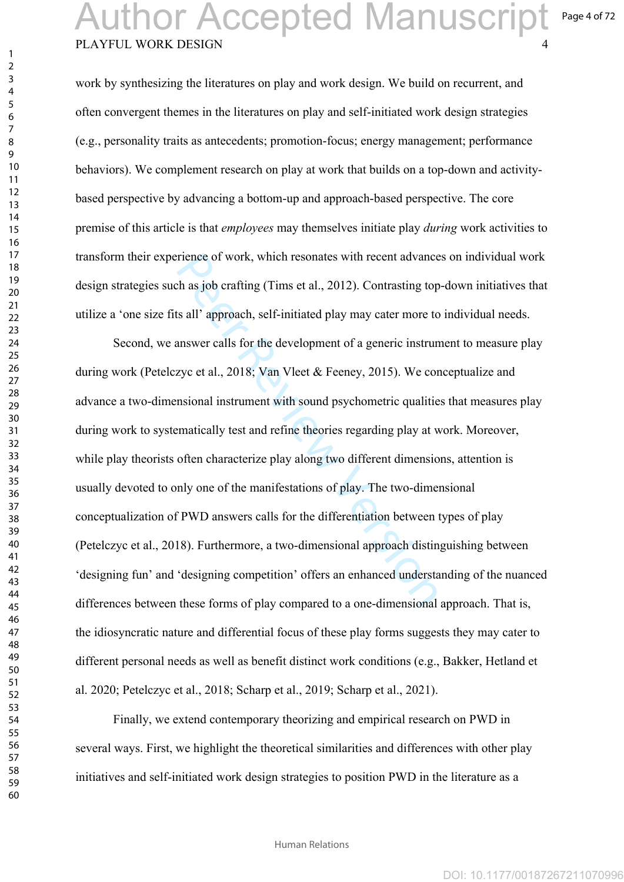work by synthesizing the literatures on play and work design. We build on recurrent, and often convergent themes in the literatures on play and self-initiated work design strategies (e.g., personality traits as antecedents; promotion-focus; energy management; performance behaviors). We complement research on play at work that builds on a top-down and activity-based perspective by advancing a bottom-up and approach-based perspective. The core premise of this article is that *employees* may themselves initiate play *during* work activities to transform their experience of work, which resonates with recent advances on individual work design strategies such as job crafting (Tims et al., 2012). Contrasting top-down initiatives that utilize a 'one size fits all' approach, self-initiated play may cater more to individual needs.

Second, we answer calls for the development of a generic instrument to measure play during work (Petelczyc et al., 2018; Van Vleet & Feeney, 2015). We conceptualize and advance a two-dimensional instrument with sound psychometric qualities that measures play during work to systematically test and refine theories regarding play at work. Moreover, while play theorists often characterize play along two different dimensions, attention is usually devoted to only one of the manifestations of play. The two-dimensional conceptualization of PWD answers calls for the differentiation between types of play (Petelczyc et al., 2018). Furthermore, a two-dimensional approach distinguishing between 'designing fun' and 'designing competition' offers an enhanced understanding of the nuanced differences between these forms of play compared to a one-dimensional approach. That is, the idiosyncratic nature and differential focus of these play forms suggests they may cater to different personal needs as well as benefit distinct work conditions (e.g., Bakker, Hetland et al. 2020; Petelczyc et al., 2018; Scharp et al., 2019; Scharp et al., 2021).

Finally, we extend contemporary theorizing and empirical research on PWD in several ways. First, we highlight the theoretical similarities and differences with other play initiatives and self-initiated work design strategies to position PWD in the literature as a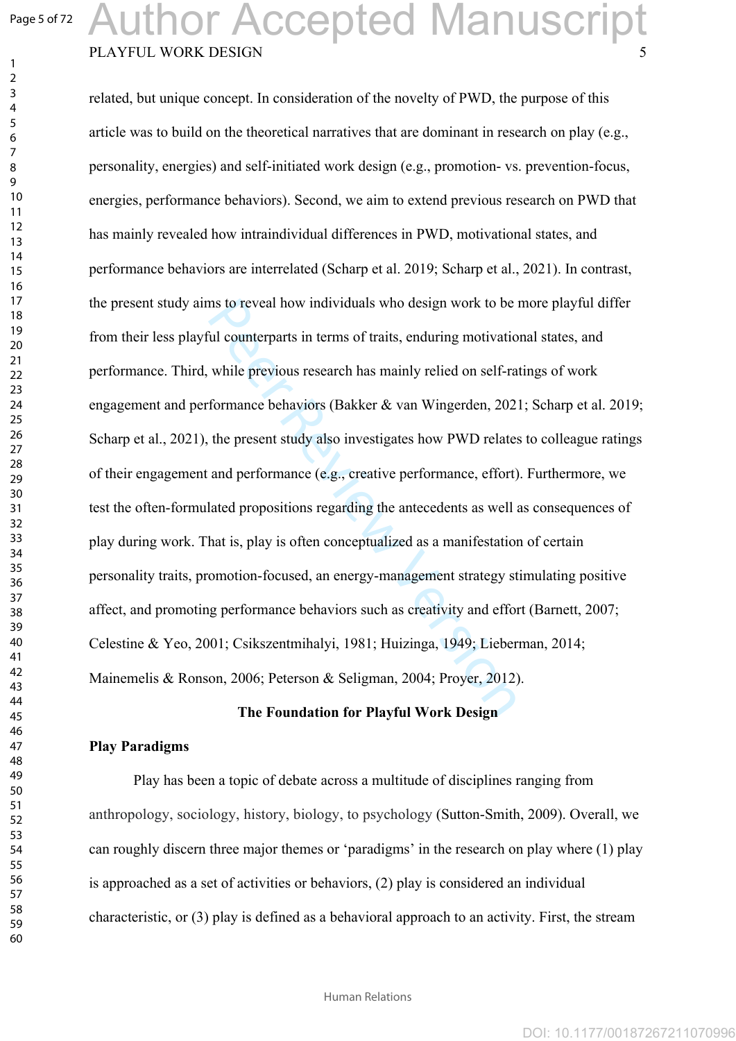related, but unique concept. In consideration of the novelty of PWD, the purpose of this article was to build on the theoretical narratives that are dominant in research on play (e.g., personality, energies) and self-initiated work design (e.g., promotion- vs. prevention-focus, energies, performance behaviors). Second, we aim to extend previous research on PWD that has mainly revealed how intraindividual differences in PWD, motivational states, and performance behaviors are interrelated (Scharp et al. 2019; Scharp et al., 2021). In contrast, the present study aims to reveal how individuals who design work to be more playful differ from their less playful counterparts in terms of traits, enduring motivational states, and performance. Third, while previous research has mainly relied on self-ratings of work engagement and performance behaviors (Bakker & van Wingerden, 2021; Scharp et al. 2019; Scharp et al., 2021), the present study also investigates how PWD relates to colleague ratings of their engagement and performance (e.g., creative performance, effort). Furthermore, we test the often-formulated propositions regarding the antecedents as well as consequences of play during work. That is, play is often conceptualized as a manifestation of certain personality traits, promotion-focused, an energy-management strategy stimulating positive affect, and promoting performance behaviors such as creativity and effort (Barnett, 2007; Celestine & Yeo, 2001; Csikszentmihalyi, 1981; Huizinga, 1949; Lieberman, 2014; Mainemelis & Ronson, 2006; Peterson & Seligman, 2004; Proyer, 2012).

## The Foundation for Playful Work Design

### Play Paradigms

Play has been a topic of debate across a multitude of disciplines ranging from anthropology, sociology, history, biology, to psychology (Sutton-Smith, 2009). Overall, we can roughly discern three major themes or 'paradigms' in the research on play where (1) play is approached as a set of activities or behaviors, (2) play is considered an individual characteristic, or (3) play is defined as a behavioral approach to an activity. First, the stream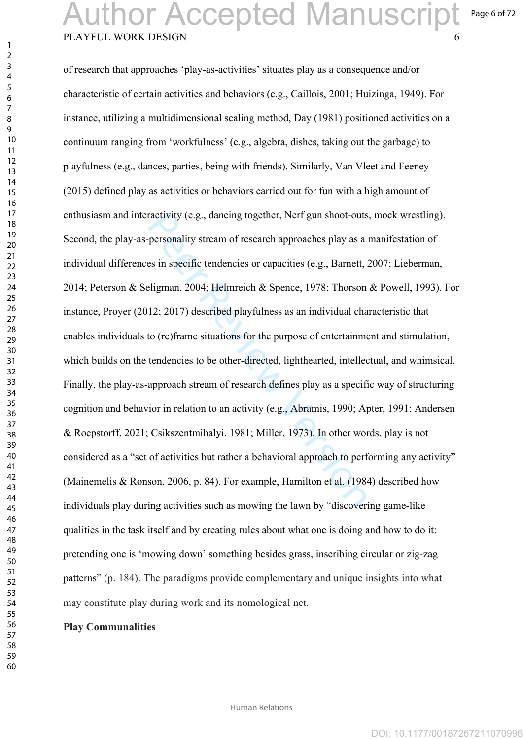of research that approaches 'play-as-activities' situates play as a consequence and/or characteristic of certain activities and behaviors (e.g., Caillois, 2001; Huizinga, 1949). For instance, utilizing a multidimensional scaling method, Day (1981) positioned activities on a continuum ranging from 'workfulness' (e.g., algebra, dishes, taking out the garbage) to playfulness (e.g., dances, parties, being with friends). Similarly, Van Vleet and Feeney (2015) defined play as activities or behaviors carried out for fun with a high amount of enthusiasm and interactivity (e.g., dancing together, Nerf gun shoot-outs, mock wrestling). Second, the play-as-personality stream of research approaches play as a manifestation of individual differences in specific tendencies or capacities (e.g., Barnett, 2007; Lieberman, 2014; Peterson & Seligman, 2004; Helmreich & Spence, 1978; Thorson & Powell, 1993). For instance, Proyer (2012; 2017) described playfulness as an individual characteristic that enables individuals to (re)frame situations for the purpose of entertainment and stimulation, which builds on the tendencies to be other-directed, lighthearted, intellectual, and whimsical. Finally, the play-as-approach stream of research defines play as a specific way of structuring cognition and behavior in relation to an activity (e.g., Abramis, 1990; Apter, 1991; Andersen & Roepstorff, 2021; Csikszentmihalyi, 1981; Miller, 1973). In other words, play is not considered as a "set of activities but rather a behavioral approach to performing any activity" (Mainemelis & Ronson, 2006, p. 84). For example, Hamilton et al. (1984) described how individuals play during activities such as mowing the lawn by "discovering game-like qualities in the task itself and by creating rules about what one is doing and how to do it: pretending one is 'mowing down' something besides grass, inscribing circular or zig-zag patterns" (p. 184). The paradigms provide complementary and unique insights into what may constitute play during work and its nomological net.

**Play Communalities**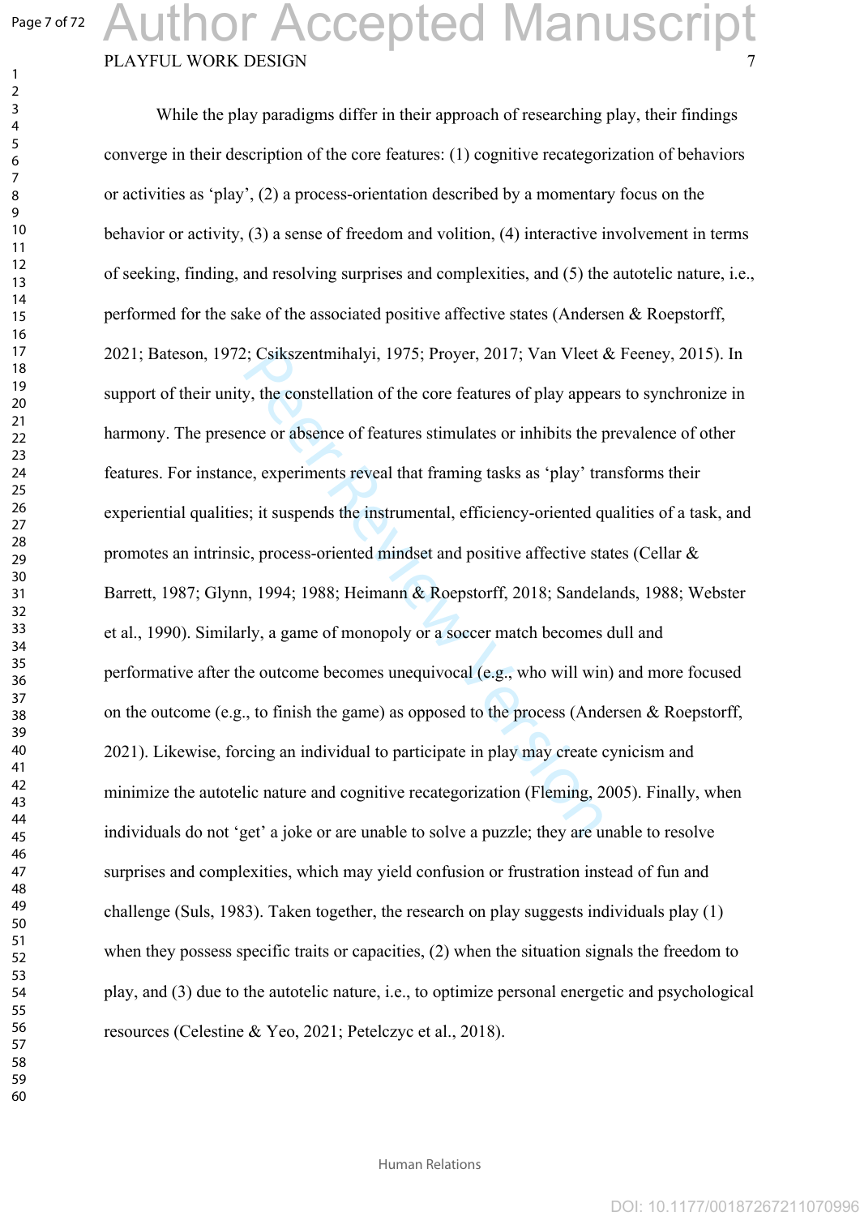While the play paradigms differ in their approach of researching play, their findings converge in their description of the core features: (1) cognitive recategorization of behaviors or activities as 'play', (2) a process-orientation described by a momentary focus on the behavior or activity, (3) a sense of freedom and volition, (4) interactive involvement in terms of seeking, finding, and resolving surprises and complexities, and (5) the autotelic nature, i.e., performed for the sake of the associated positive affective states (Andersen & Roepstorff, 2021; Bateson, 1972; Csikszentmihalyi, 1975; Proyer, 2017; Van Vleet & Feeney, 2015). In support of their unity, the constellation of the core features of play appears to synchronize in harmony. The presence or absence of features stimulates or inhibits the prevalence of other features. For instance, experiments reveal that framing tasks as 'play' transforms their experiential qualities; it suspends the instrumental, efficiency-oriented qualities of a task, and promotes an intrinsic, process-oriented mindset and positive affective states (Cellar & Barrett, 1987; Glynn, 1994; 1988; Heimann & Roepstorff, 2018; Sandelands, 1988; Webster et al., 1990). Similarly, a game of monopoly or a soccer match becomes dull and performative after the outcome becomes unequivocal (e.g., who will win) and more focused on the outcome (e.g., to finish the game) as opposed to the process (Andersen & Roepstorff, 2021). Likewise, forcing an individual to participate in play may create cynicism and minimize the autotelic nature and cognitive recategorization (Fleming, 2005). Finally, when individuals do not 'get' a joke or are unable to solve a puzzle; they are unable to resolve surprises and complexities, which may yield confusion or frustration instead of fun and challenge (Suls, 1983). Taken together, the research on play suggests individuals play (1) when they possess specific traits or capacities, (2) when the situation signals the freedom to play, and (3) due to the autotelic nature, i.e., to optimize personal energetic and psychological resources (Celestine & Yeo, 2021; Petelczyc et al., 2018).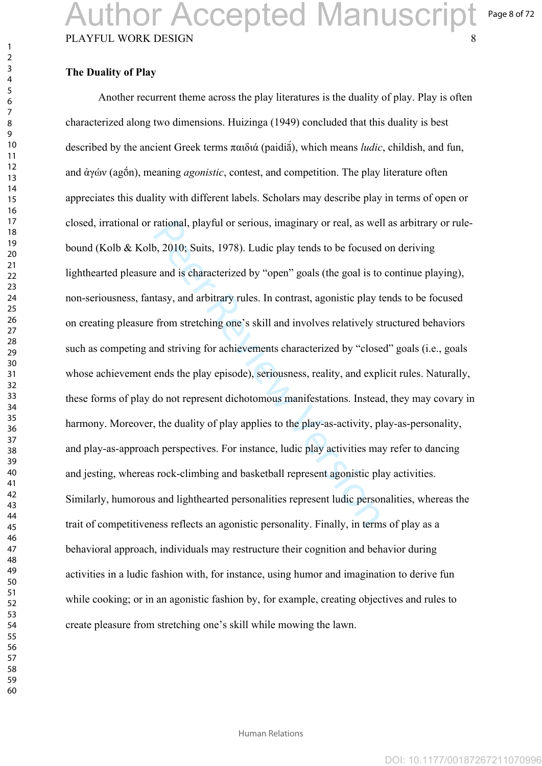## The Duality of Play

Another recurrent theme across the play literatures is the duality of play. Play is often characterized along two dimensions. Huizinga (1949) concluded that this duality is best described by the ancient Greek terms παιδιά (paidiā́), which means *ludic*, childish, and fun, and ἀγών (agṓn), meaning *agonistic*, contest, and competition. The play literature often appreciates this duality with different labels. Scholars may describe play in terms of open or closed, irrational or rational, playful or serious, imaginary or real, as well as arbitrary or rule-bound (Kolb & Kolb, 2010; Suits, 1978). Ludic play tends to be focused on deriving lighthearted pleasure and is characterized by "open" goals (the goal is to continue playing), non-seriousness, fantasy, and arbitrary rules. In contrast, agonistic play tends to be focused on creating pleasure from stretching one's skill and involves relatively structured behaviors such as competing and striving for achievements characterized by "closed" goals (i.e., goals whose achievement ends the play episode), seriousness, reality, and explicit rules. Naturally, these forms of play do not represent dichotomous manifestations. Instead, they may covary in harmony. Moreover, the duality of play applies to the play-as-activity, play-as-personality, and play-as-approach perspectives. For instance, ludic play activities may refer to dancing and jesting, whereas rock-climbing and basketball represent agonistic play activities. Similarly, humorous and lighthearted personalities represent ludic personalities, whereas the trait of competitiveness reflects an agonistic personality. Finally, in terms of play as a behavioral approach, individuals may restructure their cognition and behavior during activities in a ludic fashion with, for instance, using humor and imagination to derive fun while cooking; or in an agonistic fashion by, for example, creating objectives and rules to create pleasure from stretching one's skill while mowing the lawn.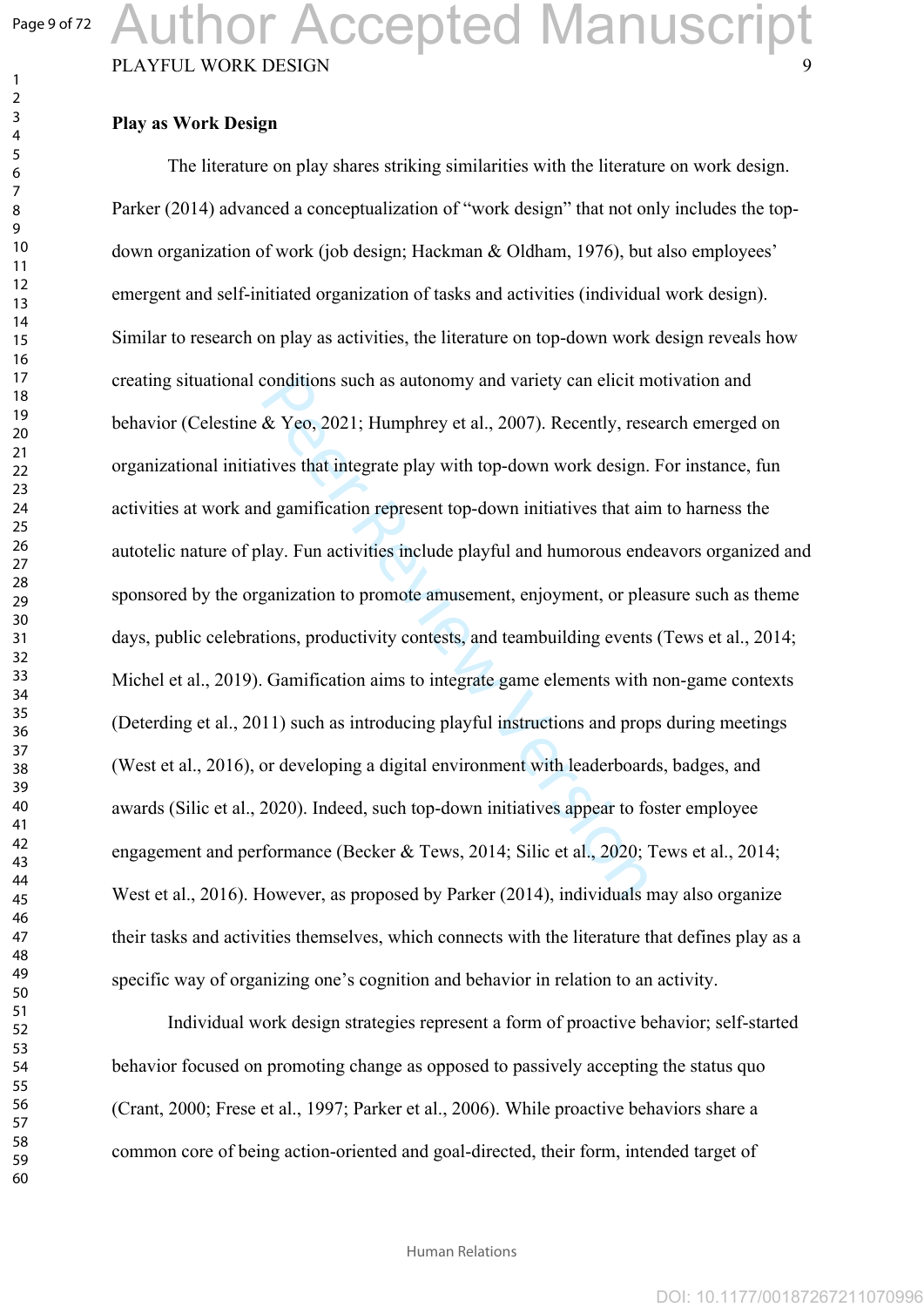**Play as Work Design**

The literature on play shares striking similarities with the literature on work design. Parker (2014) advanced a conceptualization of "work design" that not only includes the top-down organization of work (job design; Hackman & Oldham, 1976), but also employees' emergent and self-initiated organization of tasks and activities (individual work design). Similar to research on play as activities, the literature on top-down work design reveals how creating situational conditions such as autonomy and variety can elicit motivation and behavior (Celestine & Yeo, 2021; Humphrey et al., 2007). Recently, research emerged on organizational initiatives that integrate play with top-down work design. For instance, fun activities at work and gamification represent top-down initiatives that aim to harness the autotelic nature of play. Fun activities include playful and humorous endeavors organized and sponsored by the organization to promote amusement, enjoyment, or pleasure such as theme days, public celebrations, productivity contests, and teambuilding events (Tews et al., 2014; Michel et al., 2019). Gamification aims to integrate game elements with non-game contexts (Deterding et al., 2011) such as introducing playful instructions and props during meetings (West et al., 2016), or developing a digital environment with leaderboards, badges, and awards (Silic et al., 2020). Indeed, such top-down initiatives appear to foster employee engagement and performance (Becker & Tews, 2014; Silic et al., 2020; Tews et al., 2014; West et al., 2016). However, as proposed by Parker (2014), individuals may also organize their tasks and activities themselves, which connects with the literature that defines play as a specific way of organizing one's cognition and behavior in relation to an activity.

Individual work design strategies represent a form of proactive behavior; self-started behavior focused on promoting change as opposed to passively accepting the status quo (Crant, 2000; Frese et al., 1997; Parker et al., 2006). While proactive behaviors share a common core of being action-oriented and goal-directed, their form, intended target of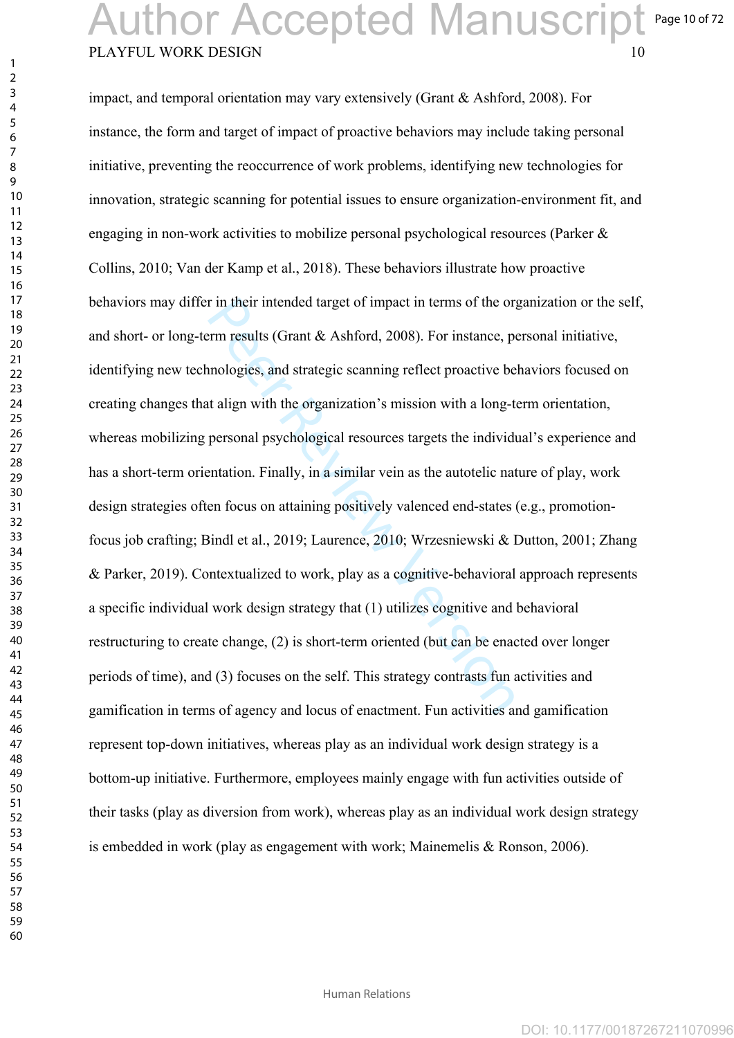impact, and temporal orientation may vary extensively (Grant & Ashford, 2008). For instance, the form and target of impact of proactive behaviors may include taking personal initiative, preventing the reoccurrence of work problems, identifying new technologies for innovation, strategic scanning for potential issues to ensure organization-environment fit, and engaging in non-work activities to mobilize personal psychological resources (Parker & Collins, 2010; Van der Kamp et al., 2018). These behaviors illustrate how proactive behaviors may differ in their intended target of impact in terms of the organization or the self, and short- or long-term results (Grant & Ashford, 2008). For instance, personal initiative, identifying new technologies, and strategic scanning reflect proactive behaviors focused on creating changes that align with the organization's mission with a long-term orientation, whereas mobilizing personal psychological resources targets the individual's experience and has a short-term orientation. Finally, in a similar vein as the autotelic nature of play, work design strategies often focus on attaining positively valenced end-states (e.g., promotion-focus job crafting; Bindl et al., 2019; Laurence, 2010; Wrzesniewski & Dutton, 2001; Zhang & Parker, 2019). Contextualized to work, play as a cognitive-behavioral approach represents a specific individual work design strategy that (1) utilizes cognitive and behavioral restructuring to create change, (2) is short-term oriented (but can be enacted over longer periods of time), and (3) focuses on the self. This strategy contrasts fun activities and gamification in terms of agency and locus of enactment. Fun activities and gamification represent top-down initiatives, whereas play as an individual work design strategy is a bottom-up initiative. Furthermore, employees mainly engage with fun activities outside of their tasks (play as diversion from work), whereas play as an individual work design strategy is embedded in work (play as engagement with work; Mainemelis & Ronson, 2006).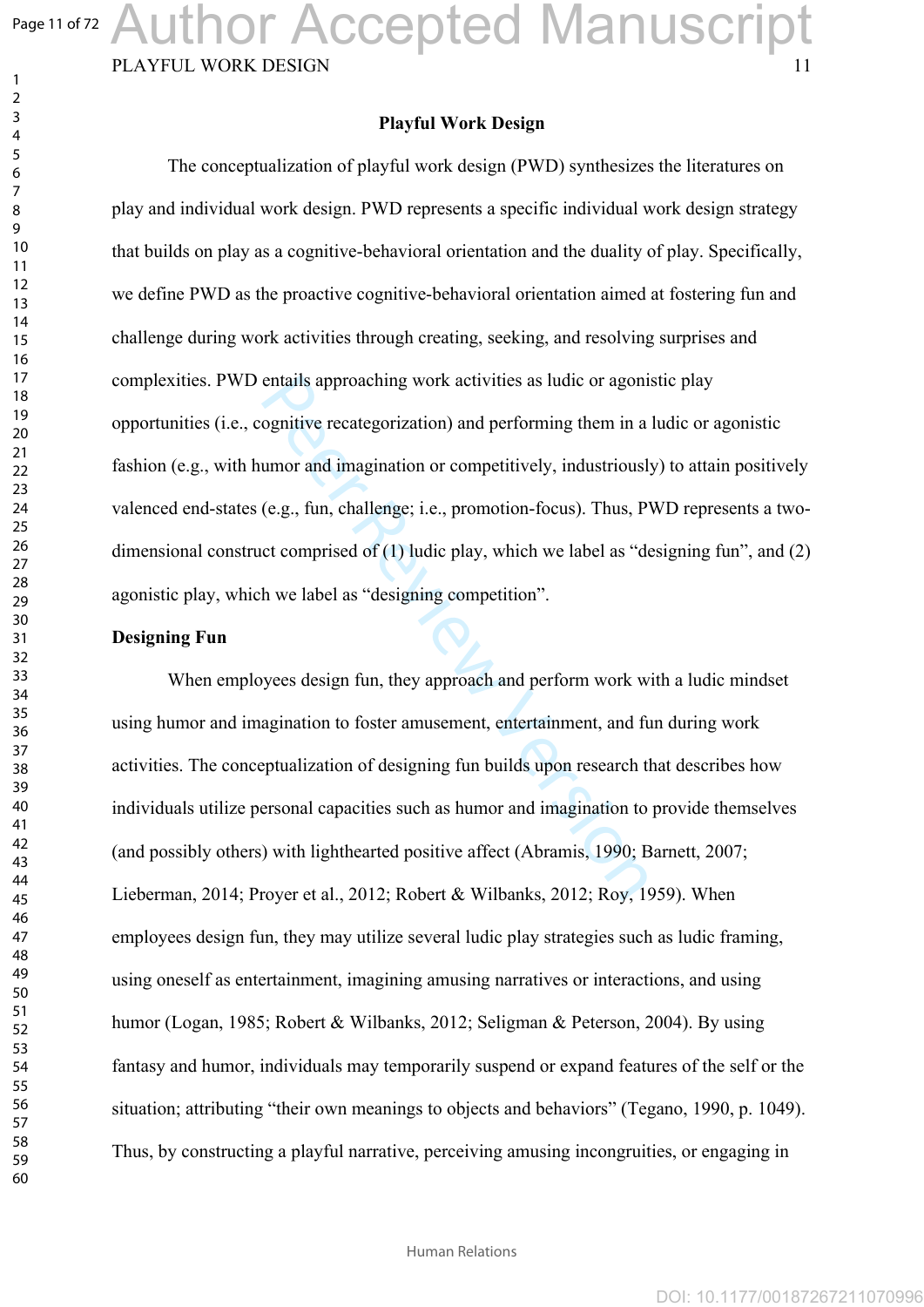## Playful Work Design

The conceptualization of playful work design (PWD) synthesizes the literatures on play and individual work design. PWD represents a specific individual work design strategy that builds on play as a cognitive-behavioral orientation and the duality of play. Specifically, we define PWD as the proactive cognitive-behavioral orientation aimed at fostering fun and challenge during work activities through creating, seeking, and resolving surprises and complexities. PWD entails approaching work activities as ludic or agonistic play opportunities (i.e., cognitive recategorization) and performing them in a ludic or agonistic fashion (e.g., with humor and imagination or competitively, industriously) to attain positively valenced end-states (e.g., fun, challenge; i.e., promotion-focus). Thus, PWD represents a two-dimensional construct comprised of (1) ludic play, which we label as "designing fun", and (2) agonistic play, which we label as "designing competition".

### Designing Fun

When employees design fun, they approach and perform work with a ludic mindset using humor and imagination to foster amusement, entertainment, and fun during work activities. The conceptualization of designing fun builds upon research that describes how individuals utilize personal capacities such as humor and imagination to provide themselves (and possibly others) with lighthearted positive affect (Abramis, 1990; Barnett, 2007; Lieberman, 2014; Proyer et al., 2012; Robert & Wilbanks, 2012; Roy, 1959). When employees design fun, they may utilize several ludic play strategies such as ludic framing, using oneself as entertainment, imagining amusing narratives or interactions, and using humor (Logan, 1985; Robert & Wilbanks, 2012; Seligman & Peterson, 2004). By using fantasy and humor, individuals may temporarily suspend or expand features of the self or the situation; attributing "their own meanings to objects and behaviors" (Tegano, 1990, p. 1049). Thus, by constructing a playful narrative, perceiving amusing incongruities, or engaging in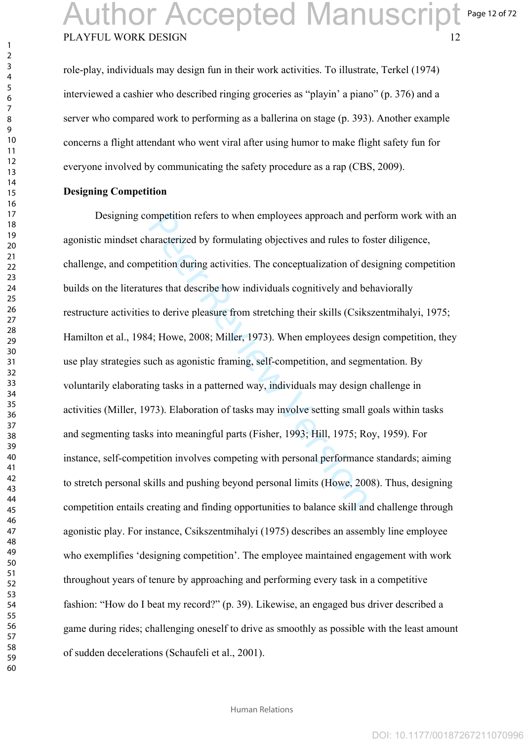role-play, individuals may design fun in their work activities. To illustrate, Terkel (1974) interviewed a cashier who described ringing groceries as "playin' a piano" (p. 376) and a server who compared work to performing as a ballerina on stage (p. 393). Another example concerns a flight attendant who went viral after using humor to make flight safety fun for everyone involved by communicating the safety procedure as a rap (CBS, 2009).

**Designing Competition**

Designing competition refers to when employees approach and perform work with an agonistic mindset characterized by formulating objectives and rules to foster diligence, challenge, and competition during activities. The conceptualization of designing competition builds on the literatures that describe how individuals cognitively and behaviorally restructure activities to derive pleasure from stretching their skills (Csikszentmihalyi, 1975; Hamilton et al., 1984; Howe, 2008; Miller, 1973). When employees design competition, they use play strategies such as agonistic framing, self-competition, and segmentation. By voluntarily elaborating tasks in a patterned way, individuals may design challenge in activities (Miller, 1973). Elaboration of tasks may involve setting small goals within tasks and segmenting tasks into meaningful parts (Fisher, 1993; Hill, 1975; Roy, 1959). For instance, self-competition involves competing with personal performance standards; aiming to stretch personal skills and pushing beyond personal limits (Howe, 2008). Thus, designing competition entails creating and finding opportunities to balance skill and challenge through agonistic play. For instance, Csikszentmihalyi (1975) describes an assembly line employee who exemplifies 'designing competition'. The employee maintained engagement with work throughout years of tenure by approaching and performing every task in a competitive fashion: "How do I beat my record?" (p. 39). Likewise, an engaged bus driver described a game during rides; challenging oneself to drive as smoothly as possible with the least amount of sudden decelerations (Schaufeli et al., 2001).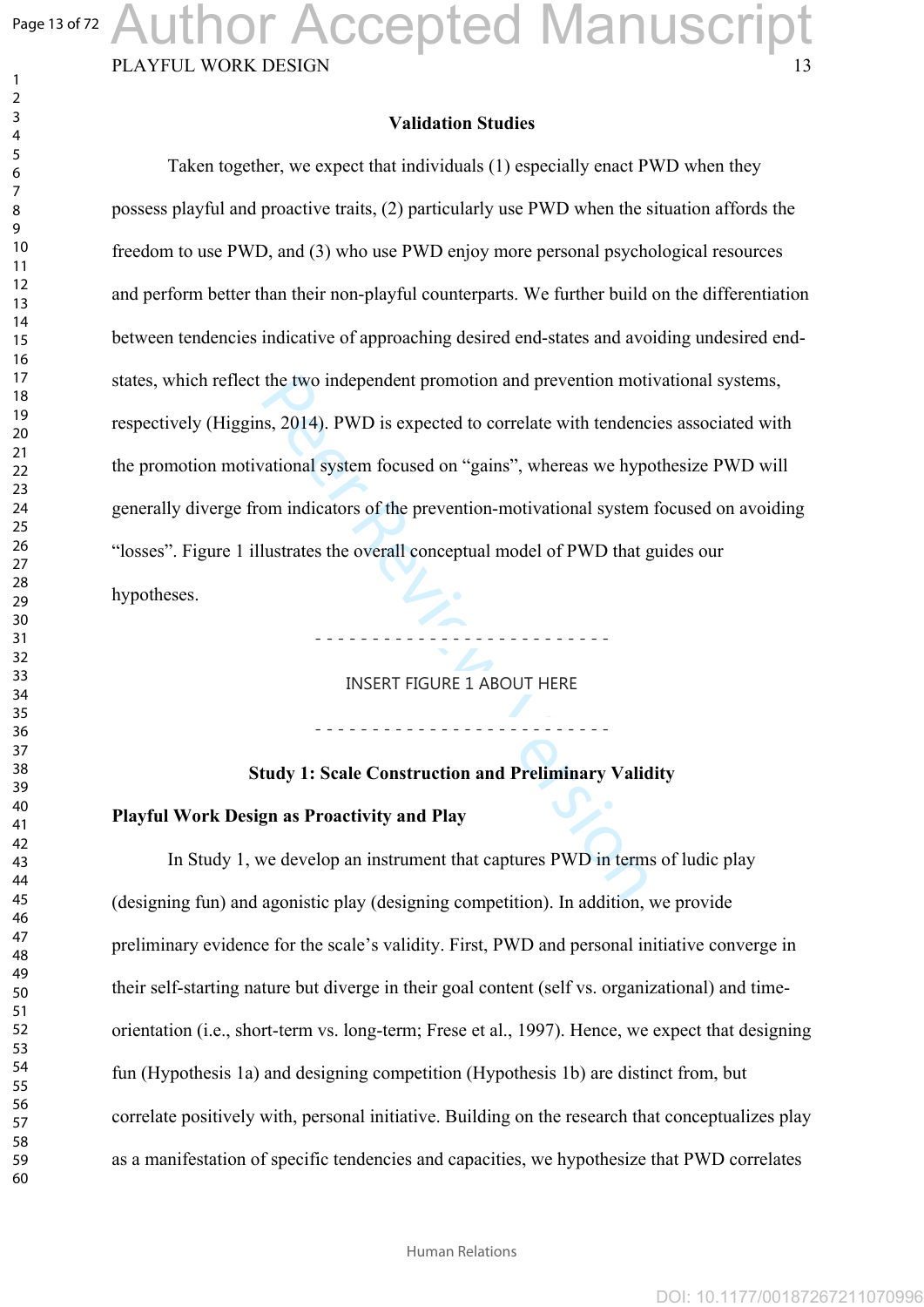## Validation Studies

Taken together, we expect that individuals (1) especially enact PWD when they possess playful and proactive traits, (2) particularly use PWD when the situation affords the freedom to use PWD, and (3) who use PWD enjoy more personal psychological resources and perform better than their non-playful counterparts. We further build on the differentiation between tendencies indicative of approaching desired end-states and avoiding undesired end-states, which reflect the two independent promotion and prevention motivational systems, respectively (Higgins, 2014). PWD is expected to correlate with tendencies associated with the promotion motivational system focused on "gains", whereas we hypothesize PWD will generally diverge from indicators of the prevention-motivational system focused on avoiding "losses". Figure 1 illustrates the overall conceptual model of PWD that guides our hypotheses.

- - - - - - - - - - - - - - - - - - - - - - - - - -

INSERT FIGURE 1 ABOUT HERE

- - - - - - - - - - - - - - - - - - - - - - - - - -

## Study 1: Scale Construction and Preliminary Validity

### Playful Work Design as Proactivity and Play

In Study 1, we develop an instrument that captures PWD in terms of ludic play (designing fun) and agonistic play (designing competition). In addition, we provide preliminary evidence for the scale's validity. First, PWD and personal initiative converge in their self-starting nature but diverge in their goal content (self vs. organizational) and time-orientation (i.e., short-term vs. long-term; Frese et al., 1997). Hence, we expect that designing fun (Hypothesis 1a) and designing competition (Hypothesis 1b) are distinct from, but correlate positively with, personal initiative. Building on the research that conceptualizes play as a manifestation of specific tendencies and capacities, we hypothesize that PWD correlates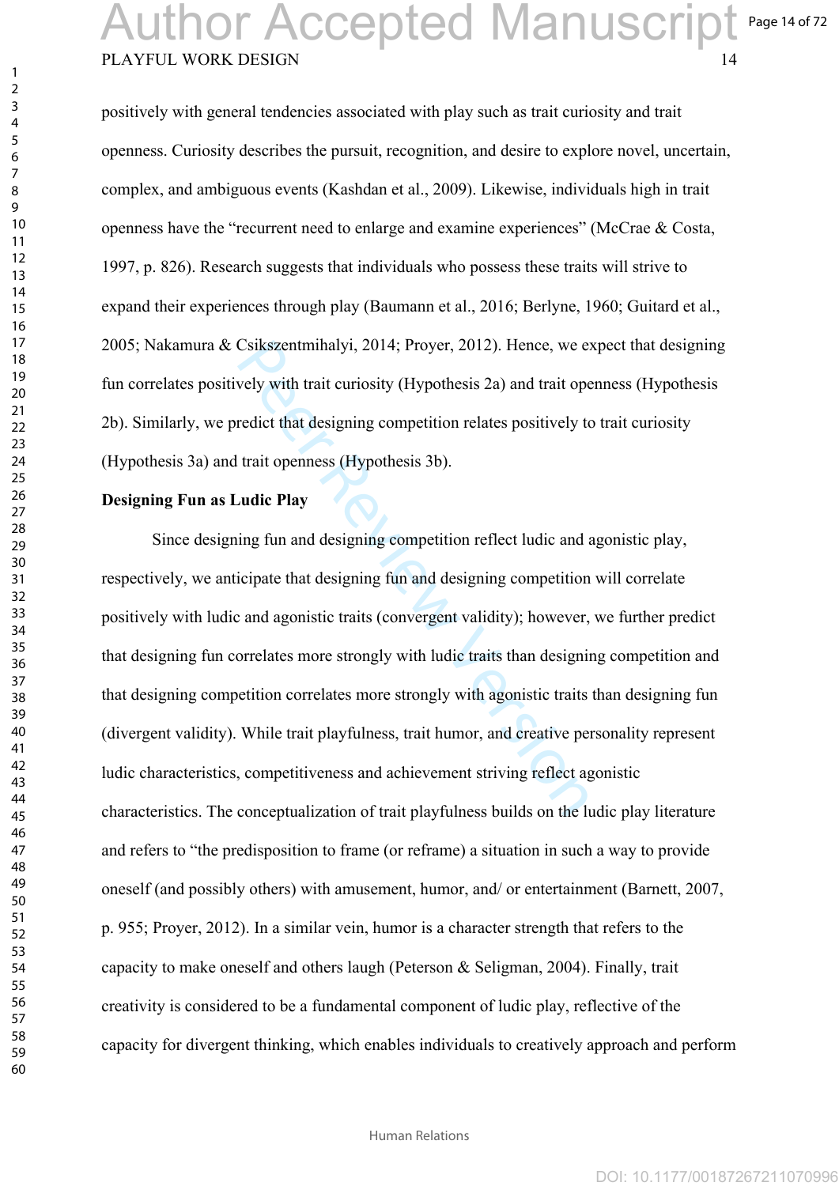positively with general tendencies associated with play such as trait curiosity and trait openness. Curiosity describes the pursuit, recognition, and desire to explore novel, uncertain, complex, and ambiguous events (Kashdan et al., 2009). Likewise, individuals high in trait openness have the "recurrent need to enlarge and examine experiences" (McCrae & Costa, 1997, p. 826). Research suggests that individuals who possess these traits will strive to expand their experiences through play (Baumann et al., 2016; Berlyne, 1960; Guitard et al., 2005; Nakamura & Csikszentmihalyi, 2014; Proyer, 2012). Hence, we expect that designing fun correlates positively with trait curiosity (Hypothesis 2a) and trait openness (Hypothesis 2b). Similarly, we predict that designing competition relates positively to trait curiosity (Hypothesis 3a) and trait openness (Hypothesis 3b).

**Designing Fun as Ludic Play**

Since designing fun and designing competition reflect ludic and agonistic play, respectively, we anticipate that designing fun and designing competition will correlate positively with ludic and agonistic traits (convergent validity); however, we further predict that designing fun correlates more strongly with ludic traits than designing competition and that designing competition correlates more strongly with agonistic traits than designing fun (divergent validity). While trait playfulness, trait humor, and creative personality represent ludic characteristics, competitiveness and achievement striving reflect agonistic characteristics. The conceptualization of trait playfulness builds on the ludic play literature and refers to "the predisposition to frame (or reframe) a situation in such a way to provide oneself (and possibly others) with amusement, humor, and/ or entertainment (Barnett, 2007, p. 955; Proyer, 2012). In a similar vein, humor is a character strength that refers to the capacity to make oneself and others laugh (Peterson & Seligman, 2004). Finally, trait creativity is considered to be a fundamental component of ludic play, reflective of the capacity for divergent thinking, which enables individuals to creatively approach and perform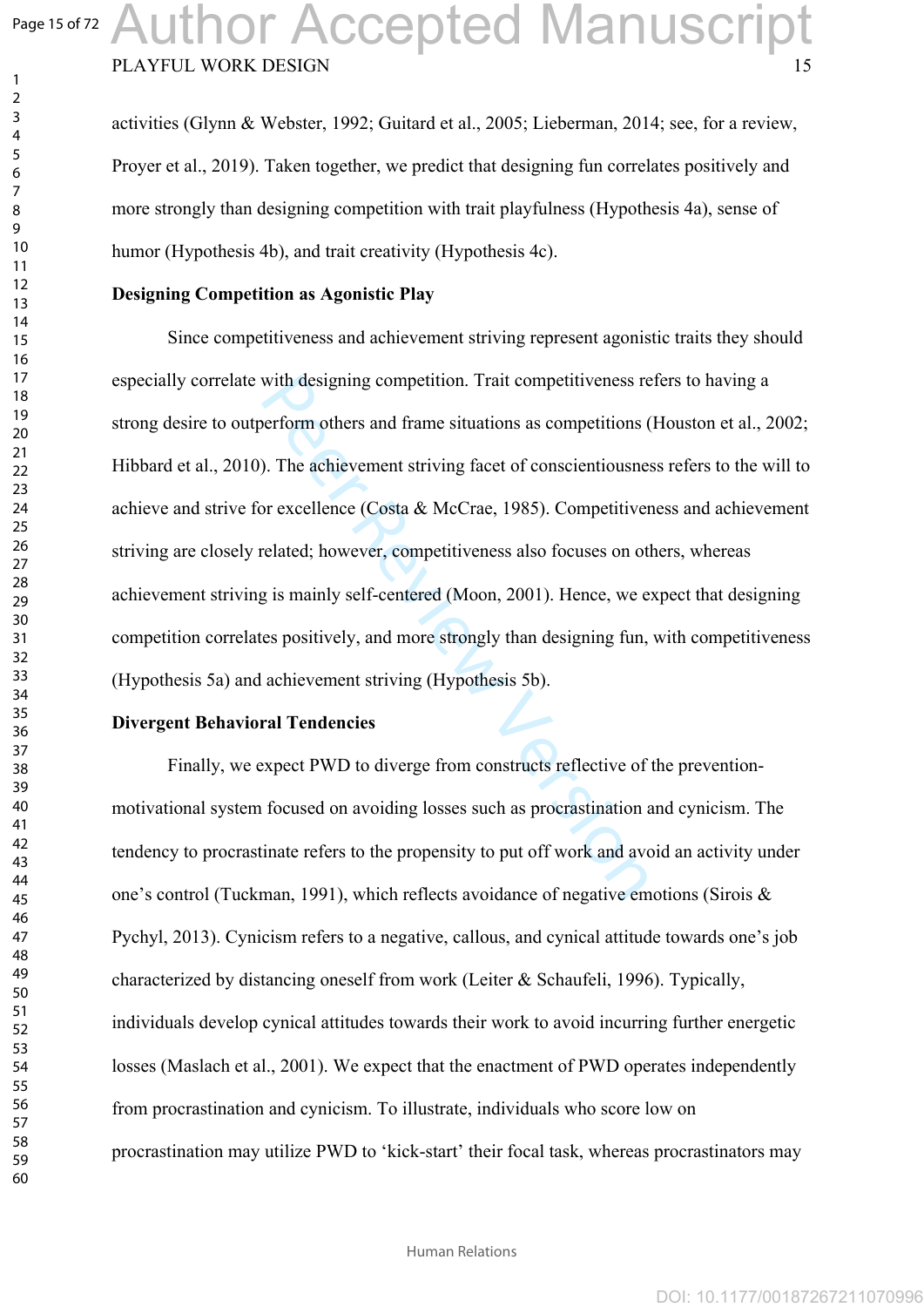activities (Glynn & Webster, 1992; Guitard et al., 2005; Lieberman, 2014; see, for a review, Proyer et al., 2019). Taken together, we predict that designing fun correlates positively and more strongly than designing competition with trait playfulness (Hypothesis 4a), sense of humor (Hypothesis 4b), and trait creativity (Hypothesis 4c).

**Designing Competition as Agonistic Play**

Since competitiveness and achievement striving represent agonistic traits they should especially correlate with designing competition. Trait competitiveness refers to having a strong desire to outperform others and frame situations as competitions (Houston et al., 2002; Hibbard et al., 2010). The achievement striving facet of conscientiousness refers to the will to achieve and strive for excellence (Costa & McCrae, 1985). Competitiveness and achievement striving are closely related; however, competitiveness also focuses on others, whereas achievement striving is mainly self-centered (Moon, 2001). Hence, we expect that designing competition correlates positively, and more strongly than designing fun, with competitiveness (Hypothesis 5a) and achievement striving (Hypothesis 5b).

**Divergent Behavioral Tendencies**

Finally, we expect PWD to diverge from constructs reflective of the prevention-motivational system focused on avoiding losses such as procrastination and cynicism. The tendency to procrastinate refers to the propensity to put off work and avoid an activity under one's control (Tuckman, 1991), which reflects avoidance of negative emotions (Sirois & Pychyl, 2013). Cynicism refers to a negative, callous, and cynical attitude towards one's job characterized by distancing oneself from work (Leiter & Schaufeli, 1996). Typically, individuals develop cynical attitudes towards their work to avoid incurring further energetic losses (Maslach et al., 2001). We expect that the enactment of PWD operates independently from procrastination and cynicism. To illustrate, individuals who score low on procrastination may utilize PWD to 'kick-start' their focal task, whereas procrastinators may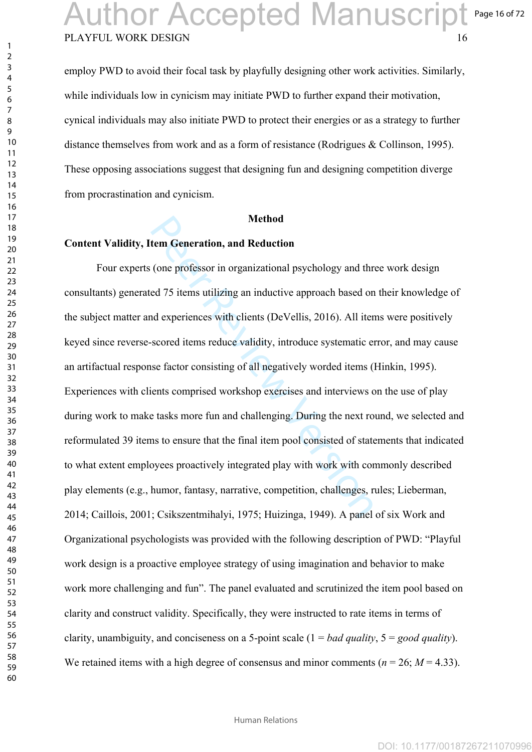employ PWD to avoid their focal task by playfully designing other work activities. Similarly, while individuals low in cynicism may initiate PWD to further expand their motivation, cynical individuals may also initiate PWD to protect their energies or as a strategy to further distance themselves from work and as a form of resistance (Rodrigues & Collinson, 1995). These opposing associations suggest that designing fun and designing competition diverge from procrastination and cynicism.

## Method

### Content Validity, Item Generation, and Reduction

Four experts (one professor in organizational psychology and three work design consultants) generated 75 items utilizing an inductive approach based on their knowledge of the subject matter and experiences with clients (DeVellis, 2016). All items were positively keyed since reverse-scored items reduce validity, introduce systematic error, and may cause an artifactual response factor consisting of all negatively worded items (Hinkin, 1995). Experiences with clients comprised workshop exercises and interviews on the use of play during work to make tasks more fun and challenging. During the next round, we selected and reformulated 39 items to ensure that the final item pool consisted of statements that indicated to what extent employees proactively integrated play with work with commonly described play elements (e.g., humor, fantasy, narrative, competition, challenges, rules; Lieberman, 2014; Caillois, 2001; Csikszentmihalyi, 1975; Huizinga, 1949). A panel of six Work and Organizational psychologists was provided with the following description of PWD: "Playful work design is a proactive employee strategy of using imagination and behavior to make work more challenging and fun". The panel evaluated and scrutinized the item pool based on clarity and construct validity. Specifically, they were instructed to rate items in terms of clarity, unambiguity, and conciseness on a 5-point scale (1 = *bad quality*, 5 = *good quality*). We retained items with a high degree of consensus and minor comments ($n$ = 26; $M$ = 4.33).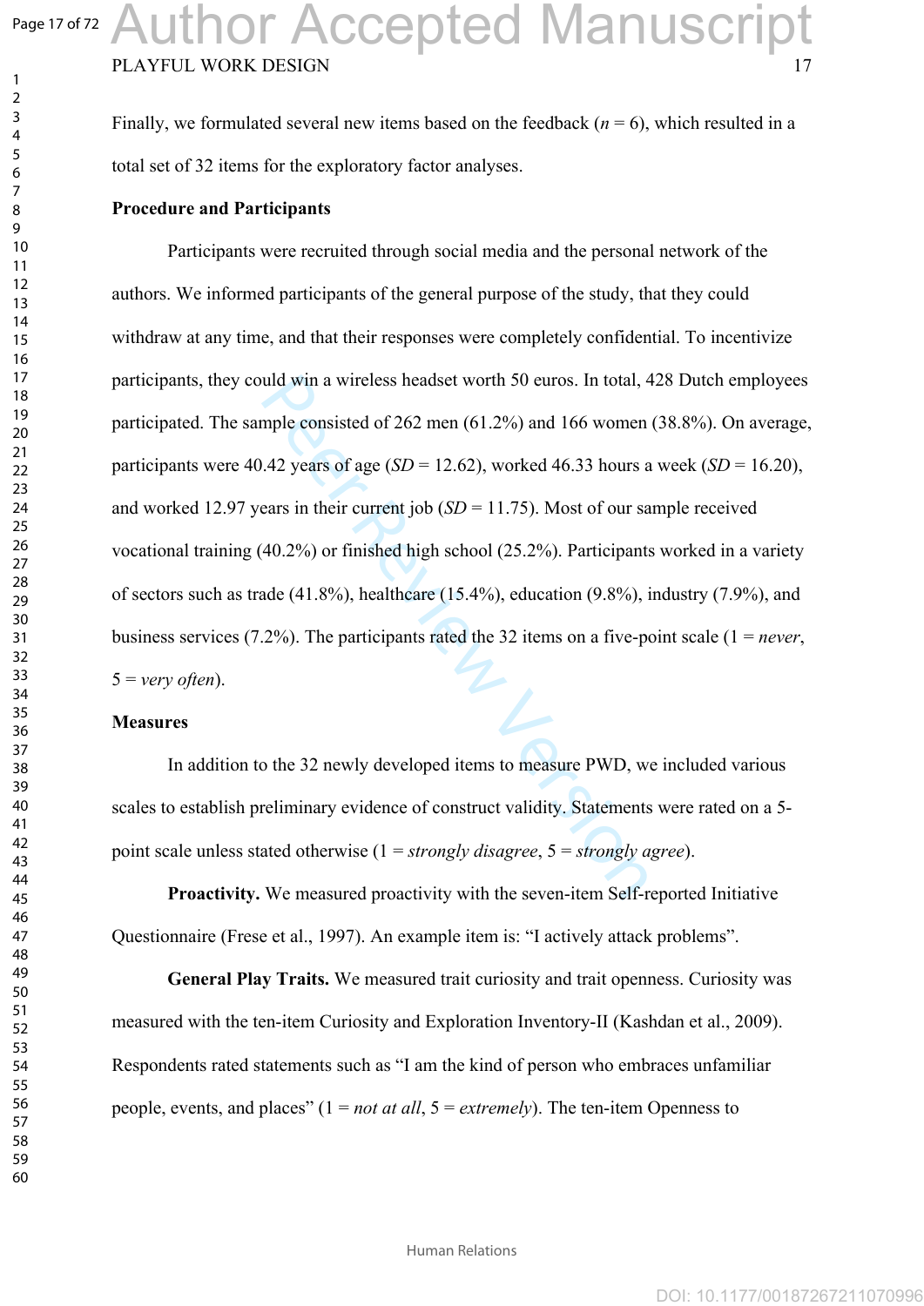Finally, we formulated several new items based on the feedback (*n* = 6), which resulted in a total set of 32 items for the exploratory factor analyses.

**Procedure and Participants**

Participants were recruited through social media and the personal network of the authors. We informed participants of the general purpose of the study, that they could withdraw at any time, and that their responses were completely confidential. To incentivize participants, they could win a wireless headset worth 50 euros. In total, 428 Dutch employees participated. The sample consisted of 262 men (61.2%) and 166 women (38.8%). On average, participants were 40.42 years of age (*SD* = 12.62), worked 46.33 hours a week (*SD* = 16.20), and worked 12.97 years in their current job (*SD* = 11.75). Most of our sample received vocational training (40.2%) or finished high school (25.2%). Participants worked in a variety of sectors such as trade (41.8%), healthcare (15.4%), education (9.8%), industry (7.9%), and business services (7.2%). The participants rated the 32 items on a five-point scale (1 = *never*, 5 = *very often*).

**Measures**

In addition to the 32 newly developed items to measure PWD, we included various scales to establish preliminary evidence of construct validity. Statements were rated on a 5-point scale unless stated otherwise (1 = *strongly disagree*, 5 = *strongly agree*).

**Proactivity.** We measured proactivity with the seven-item Self-reported Initiative Questionnaire (Frese et al., 1997). An example item is: "I actively attack problems".

**General Play Traits.** We measured trait curiosity and trait openness. Curiosity was measured with the ten-item Curiosity and Exploration Inventory-II (Kashdan et al., 2009). Respondents rated statements such as "I am the kind of person who embraces unfamiliar people, events, and places" (1 = *not at all*, 5 = *extremely*). The ten-item Openness to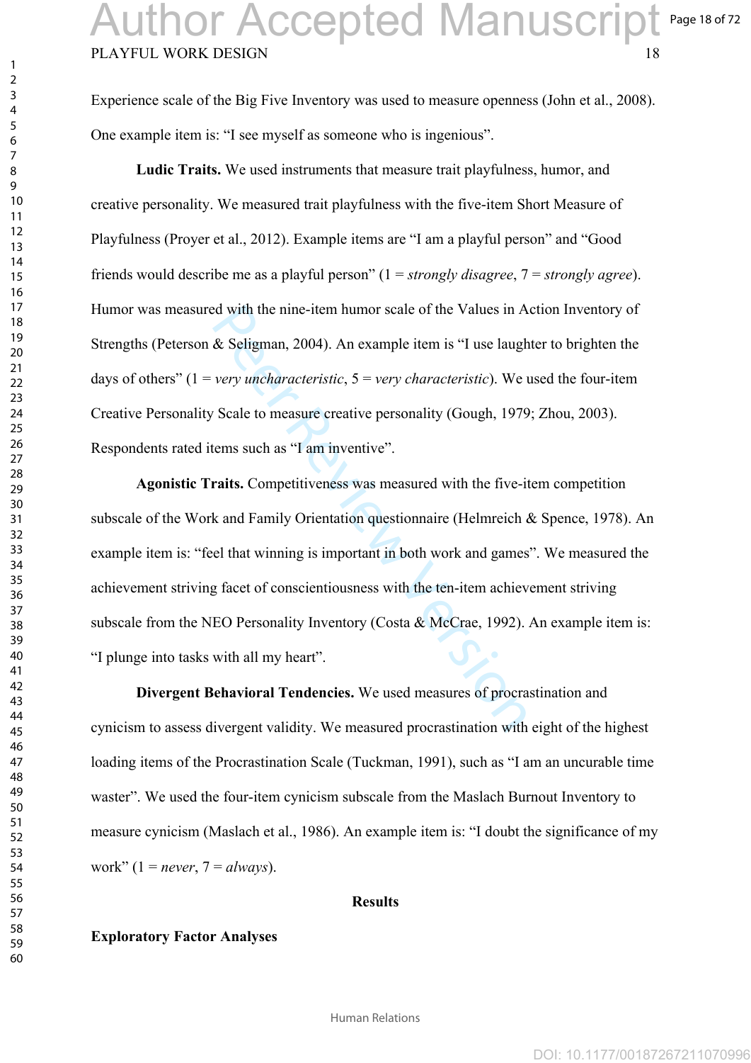Experience scale of the Big Five Inventory was used to measure openness (John et al., 2008). One example item is: "I see myself as someone who is ingenious".

**Ludic Traits.** We used instruments that measure trait playfulness, humor, and creative personality. We measured trait playfulness with the five-item Short Measure of Playfulness (Proyer et al., 2012). Example items are "I am a playful person" and "Good friends would describe me as a playful person" (1 = *strongly disagree*, 7 = *strongly agree*). Humor was measured with the nine-item humor scale of the Values in Action Inventory of Strengths (Peterson & Seligman, 2004). An example item is "I use laughter to brighten the days of others" (1 = *very uncharacteristic*, 5 = *very characteristic*). We used the four-item Creative Personality Scale to measure creative personality (Gough, 1979; Zhou, 2003). Respondents rated items such as "I am inventive".

**Agonistic Traits.** Competitiveness was measured with the five-item competition subscale of the Work and Family Orientation questionnaire (Helmreich & Spence, 1978). An example item is: "feel that winning is important in both work and games". We measured the achievement striving facet of conscientiousness with the ten-item achievement striving subscale from the NEO Personality Inventory (Costa & McCrae, 1992). An example item is: "I plunge into tasks with all my heart".

**Divergent Behavioral Tendencies.** We used measures of procrastination and cynicism to assess divergent validity. We measured procrastination with eight of the highest loading items of the Procrastination Scale (Tuckman, 1991), such as "I am an uncurable time waster". We used the four-item cynicism subscale from the Maslach Burnout Inventory to measure cynicism (Maslach et al., 1986). An example item is: "I doubt the significance of my work" (1 = *never*, 7 = *always*).

## Results

### Exploratory Factor Analyses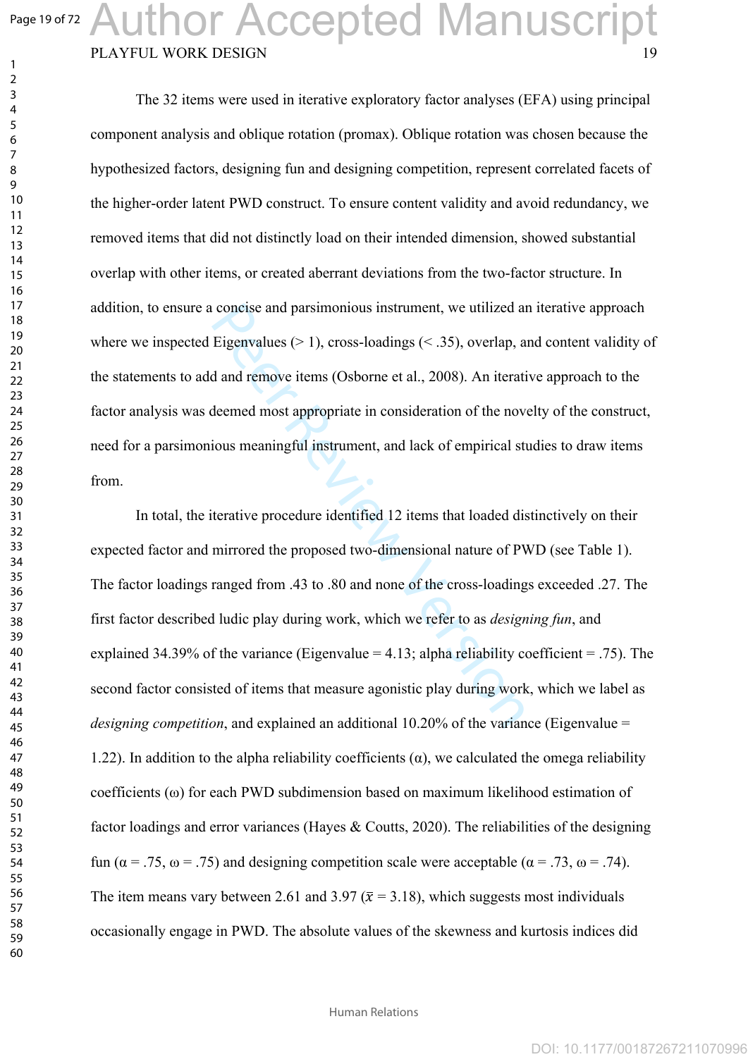The 32 items were used in iterative exploratory factor analyses (EFA) using principal component analysis and oblique rotation (promax). Oblique rotation was chosen because the hypothesized factors, designing fun and designing competition, represent correlated facets of the higher-order latent PWD construct. To ensure content validity and avoid redundancy, we removed items that did not distinctly load on their intended dimension, showed substantial overlap with other items, or created aberrant deviations from the two-factor structure. In addition, to ensure a concise and parsimonious instrument, we utilized an iterative approach where we inspected Eigenvalues (> 1), cross-loadings (< .35), overlap, and content validity of the statements to add and remove items (Osborne et al., 2008). An iterative approach to the factor analysis was deemed most appropriate in consideration of the novelty of the construct, need for a parsimonious meaningful instrument, and lack of empirical studies to draw items from.

In total, the iterative procedure identified 12 items that loaded distinctively on their expected factor and mirrored the proposed two-dimensional nature of PWD (see Table 1). The factor loadings ranged from .43 to .80 and none of the cross-loadings exceeded .27. The first factor described ludic play during work, which we refer to as *designing fun*, and explained 34.39% of the variance (Eigenvalue = 4.13; alpha reliability coefficient = .75). The second factor consisted of items that measure agonistic play during work, which we label as *designing competition*, and explained an additional 10.20% of the variance (Eigenvalue = 1.22). In addition to the alpha reliability coefficients (α), we calculated the omega reliability coefficients (ω) for each PWD subdimension based on maximum likelihood estimation of factor loadings and error variances (Hayes & Coutts, 2020). The reliabilities of the designing fun (α = .75, ω = .75) and designing competition scale were acceptable (α = .73, ω = .74). The item means vary between 2.61 and 3.97 ($\bar{x}$ = 3.18), which suggests most individuals occasionally engage in PWD. The absolute values of the skewness and kurtosis indices did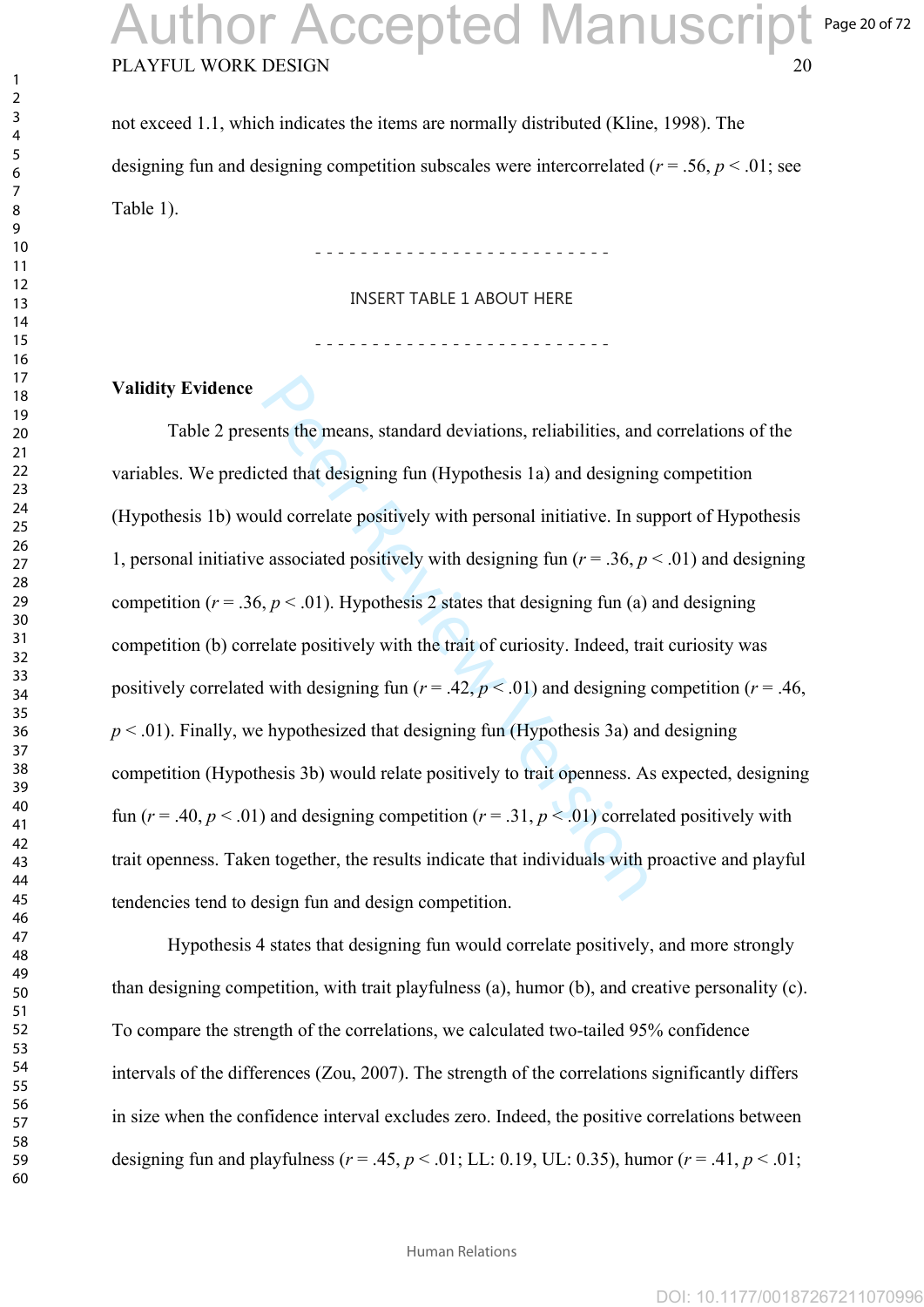not exceed 1.1, which indicates the items are normally distributed (Kline, 1998). The designing fun and designing competition subscales were intercorrelated ($r = .56$, $p < .01$; see Table 1).

- - - - - - - - - - - - - - - - - - - - - - - - - -

INSERT TABLE 1 ABOUT HERE

- - - - - - - - - - - - - - - - - - - - - - - - - -

**Validity Evidence**

Table 2 presents the means, standard deviations, reliabilities, and correlations of the variables. We predicted that designing fun (Hypothesis 1a) and designing competition (Hypothesis 1b) would correlate positively with personal initiative. In support of Hypothesis 1, personal initiative associated positively with designing fun ($r = .36$, $p < .01$) and designing competition ($r = .36$, $p < .01$). Hypothesis 2 states that designing fun (a) and designing competition (b) correlate positively with the trait of curiosity. Indeed, trait curiosity was positively correlated with designing fun ($r = .42$, $p < .01$) and designing competition ($r = .46$, $p < .01$). Finally, we hypothesized that designing fun (Hypothesis 3a) and designing competition (Hypothesis 3b) would relate positively to trait openness. As expected, designing fun ($r = .40$, $p < .01$) and designing competition ($r = .31$, $p < .01$) correlated positively with trait openness. Taken together, the results indicate that individuals with proactive and playful tendencies tend to design fun and design competition.

Hypothesis 4 states that designing fun would correlate positively, and more strongly than designing competition, with trait playfulness (a), humor (b), and creative personality (c). To compare the strength of the correlations, we calculated two-tailed 95% confidence intervals of the differences (Zou, 2007). The strength of the correlations significantly differs in size when the confidence interval excludes zero. Indeed, the positive correlations between designing fun and playfulness ($r = .45$, $p < .01$; LL: 0.19, UL: 0.35), humor ($r = .41$, $p < .01$;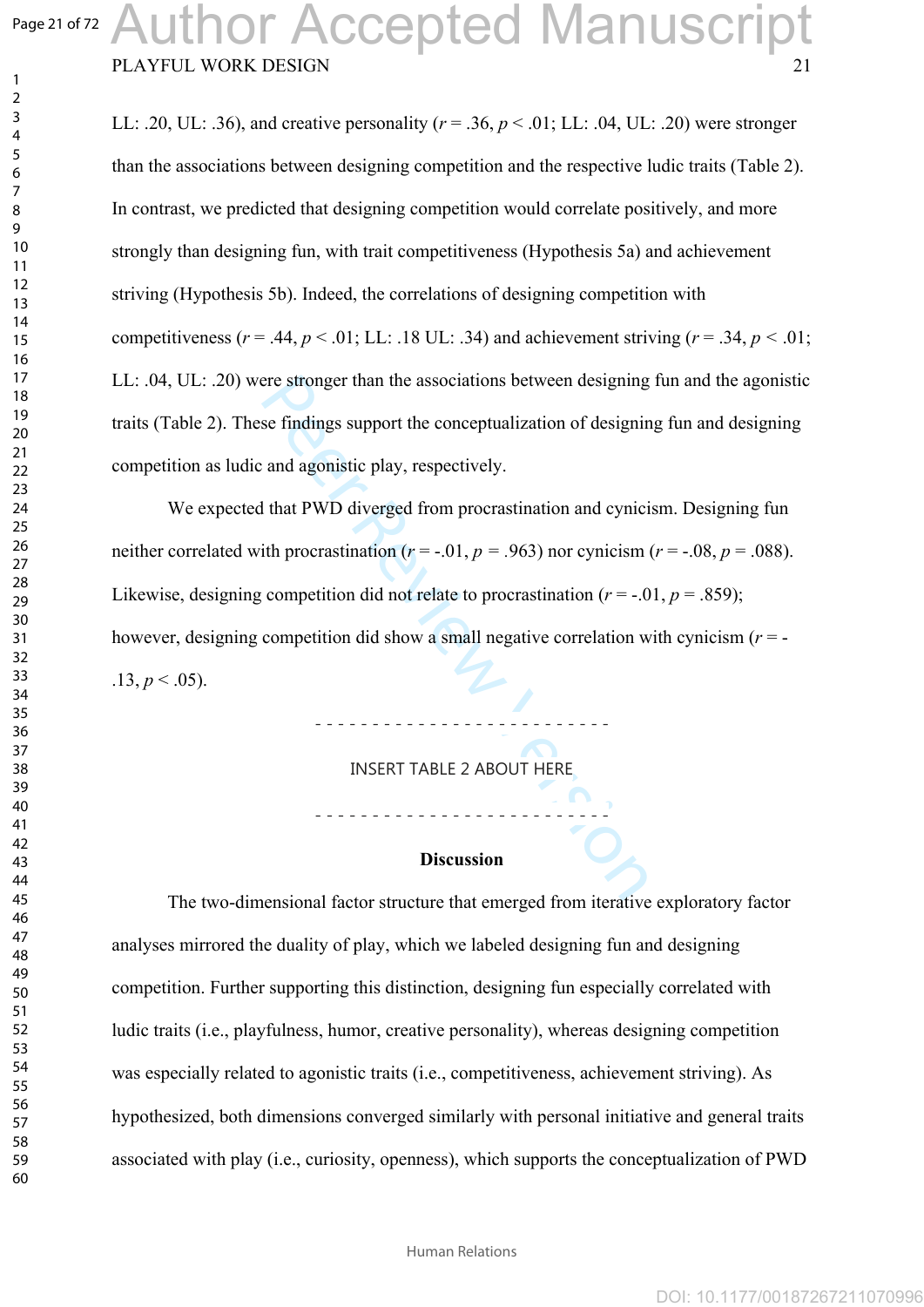LL: .20, UL: .36), and creative personality ($r$ = .36, $p$ < .01; LL: .04, UL: .20) were stronger than the associations between designing competition and the respective ludic traits (Table 2). In contrast, we predicted that designing competition would correlate positively, and more strongly than designing fun, with trait competitiveness (Hypothesis 5a) and achievement striving (Hypothesis 5b). Indeed, the correlations of designing competition with competitiveness ($r$ = .44, $p$ < .01; LL: .18 UL: .34) and achievement striving ($r$ = .34, $p$ < .01; LL: .04, UL: .20) were stronger than the associations between designing fun and the agonistic traits (Table 2). These findings support the conceptualization of designing fun and designing competition as ludic and agonistic play, respectively.

We expected that PWD diverged from procrastination and cynicism. Designing fun neither correlated with procrastination ($r$ = -.01, $p$ = .963) nor cynicism ($r$ = -.08, $p$ = .088). Likewise, designing competition did not relate to procrastination ($r$ = -.01, $p$ = .859); however, designing competition did show a small negative correlation with cynicism ($r$ = -.13, $p$ < .05).

INSERT TABLE 2 ABOUT HERE

**Discussion**

The two-dimensional factor structure that emerged from iterative exploratory factor analyses mirrored the duality of play, which we labeled designing fun and designing competition. Further supporting this distinction, designing fun especially correlated with ludic traits (i.e., playfulness, humor, creative personality), whereas designing competition was especially related to agonistic traits (i.e., competitiveness, achievement striving). As hypothesized, both dimensions converged similarly with personal initiative and general traits associated with play (i.e., curiosity, openness), which supports the conceptualization of PWD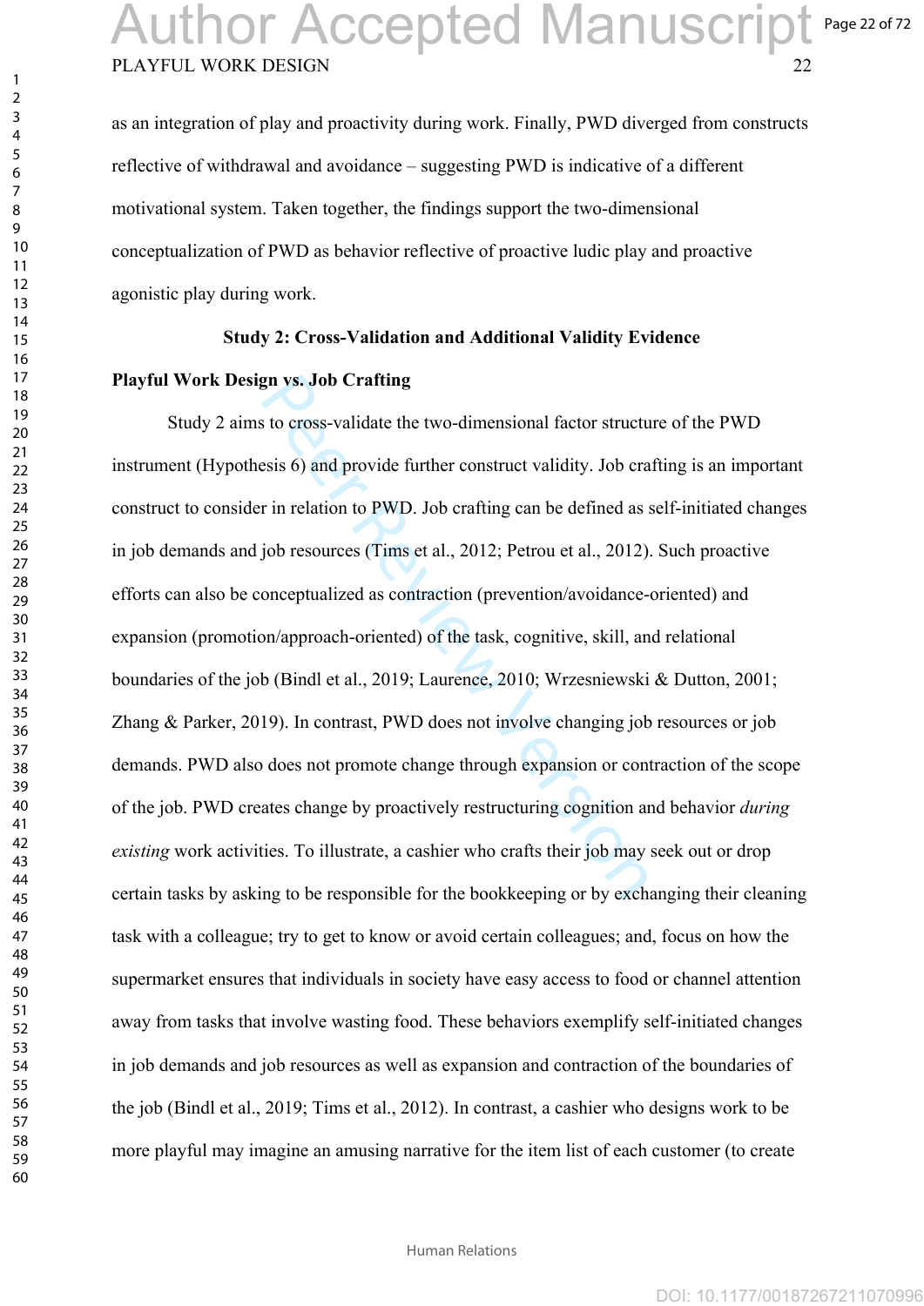as an integration of play and proactivity during work. Finally, PWD diverged from constructs reflective of withdrawal and avoidance – suggesting PWD is indicative of a different motivational system. Taken together, the findings support the two-dimensional conceptualization of PWD as behavior reflective of proactive ludic play and proactive agonistic play during work.

## Study 2: Cross-Validation and Additional Validity Evidence

### Playful Work Design vs. Job Crafting

Study 2 aims to cross-validate the two-dimensional factor structure of the PWD instrument (Hypothesis 6) and provide further construct validity. Job crafting is an important construct to consider in relation to PWD. Job crafting can be defined as self-initiated changes in job demands and job resources (Tims et al., 2012; Petrou et al., 2012). Such proactive efforts can also be conceptualized as contraction (prevention/avoidance-oriented) and expansion (promotion/approach-oriented) of the task, cognitive, skill, and relational boundaries of the job (Bindl et al., 2019; Laurence, 2010; Wrzesniewski & Dutton, 2001; Zhang & Parker, 2019). In contrast, PWD does not involve changing job resources or job demands. PWD also does not promote change through expansion or contraction of the scope of the job. PWD creates change by proactively restructuring cognition and behavior *during existing* work activities. To illustrate, a cashier who crafts their job may seek out or drop certain tasks by asking to be responsible for the bookkeeping or by exchanging their cleaning task with a colleague; try to get to know or avoid certain colleagues; and, focus on how the supermarket ensures that individuals in society have easy access to food or channel attention away from tasks that involve wasting food. These behaviors exemplify self-initiated changes in job demands and job resources as well as expansion and contraction of the boundaries of the job (Bindl et al., 2019; Tims et al., 2012). In contrast, a cashier who designs work to be more playful may imagine an amusing narrative for the item list of each customer (to create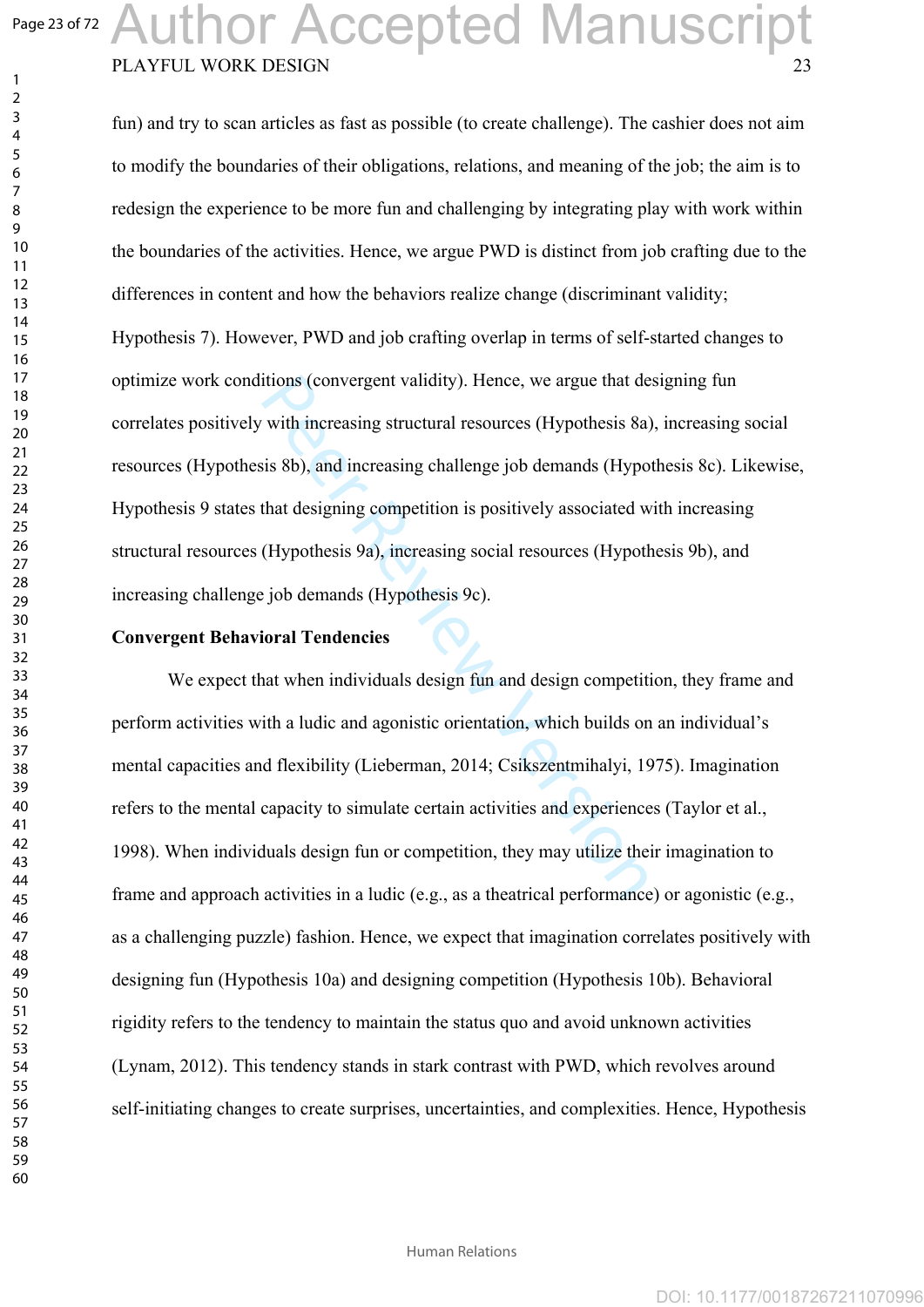fun) and try to scan articles as fast as possible (to create challenge). The cashier does not aim to modify the boundaries of their obligations, relations, and meaning of the job; the aim is to redesign the experience to be more fun and challenging by integrating play with work within the boundaries of the activities. Hence, we argue PWD is distinct from job crafting due to the differences in content and how the behaviors realize change (discriminant validity; Hypothesis 7). However, PWD and job crafting overlap in terms of self-started changes to optimize work conditions (convergent validity). Hence, we argue that designing fun correlates positively with increasing structural resources (Hypothesis 8a), increasing social resources (Hypothesis 8b), and increasing challenge job demands (Hypothesis 8c). Likewise, Hypothesis 9 states that designing competition is positively associated with increasing structural resources (Hypothesis 9a), increasing social resources (Hypothesis 9b), and increasing challenge job demands (Hypothesis 9c).

**Convergent Behavioral Tendencies**

We expect that when individuals design fun and design competition, they frame and perform activities with a ludic and agonistic orientation, which builds on an individual's mental capacities and flexibility (Lieberman, 2014; Csikszentmihalyi, 1975). Imagination refers to the mental capacity to simulate certain activities and experiences (Taylor et al., 1998). When individuals design fun or competition, they may utilize their imagination to frame and approach activities in a ludic (e.g., as a theatrical performance) or agonistic (e.g., as a challenging puzzle) fashion. Hence, we expect that imagination correlates positively with designing fun (Hypothesis 10a) and designing competition (Hypothesis 10b). Behavioral rigidity refers to the tendency to maintain the status quo and avoid unknown activities (Lynam, 2012). This tendency stands in stark contrast with PWD, which revolves around self-initiating changes to create surprises, uncertainties, and complexities. Hence, Hypothesis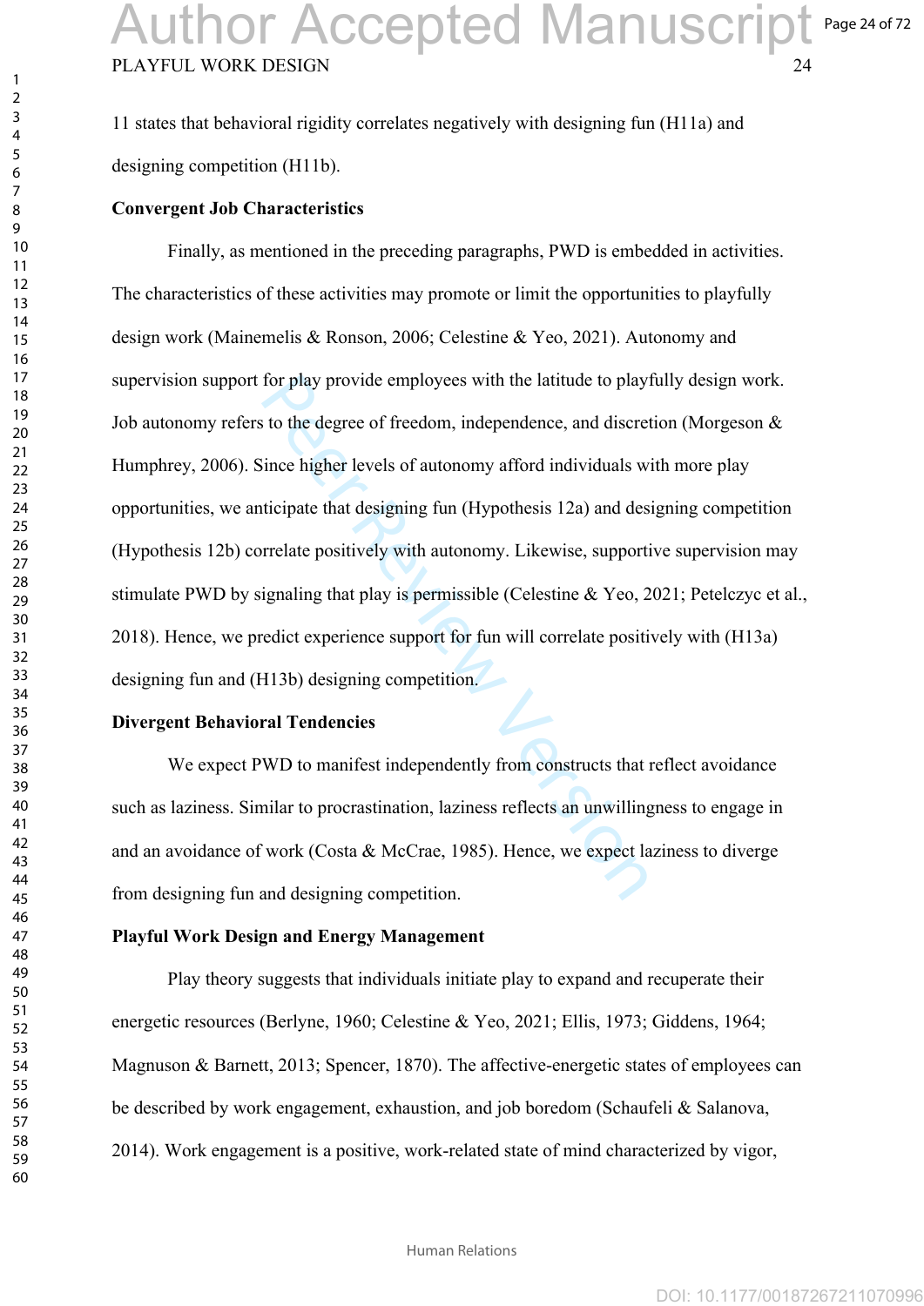11 states that behavioral rigidity correlates negatively with designing fun (H11a) and designing competition (H11b).

**Convergent Job Characteristics**

Finally, as mentioned in the preceding paragraphs, PWD is embedded in activities. The characteristics of these activities may promote or limit the opportunities to playfully design work (Mainemelis & Ronson, 2006; Celestine & Yeo, 2021). Autonomy and supervision support for play provide employees with the latitude to playfully design work. Job autonomy refers to the degree of freedom, independence, and discretion (Morgeson & Humphrey, 2006). Since higher levels of autonomy afford individuals with more play opportunities, we anticipate that designing fun (Hypothesis 12a) and designing competition (Hypothesis 12b) correlate positively with autonomy. Likewise, supportive supervision may stimulate PWD by signaling that play is permissible (Celestine & Yeo, 2021; Petelczyc et al., 2018). Hence, we predict experience support for fun will correlate positively with (H13a) designing fun and (H13b) designing competition.

**Divergent Behavioral Tendencies**

We expect PWD to manifest independently from constructs that reflect avoidance such as laziness. Similar to procrastination, laziness reflects an unwillingness to engage in and an avoidance of work (Costa & McCrae, 1985). Hence, we expect laziness to diverge from designing fun and designing competition.

**Playful Work Design and Energy Management**

Play theory suggests that individuals initiate play to expand and recuperate their energetic resources (Berlyne, 1960; Celestine & Yeo, 2021; Ellis, 1973; Giddens, 1964; Magnuson & Barnett, 2013; Spencer, 1870). The affective-energetic states of employees can be described by work engagement, exhaustion, and job boredom (Schaufeli & Salanova, 2014). Work engagement is a positive, work-related state of mind characterized by vigor,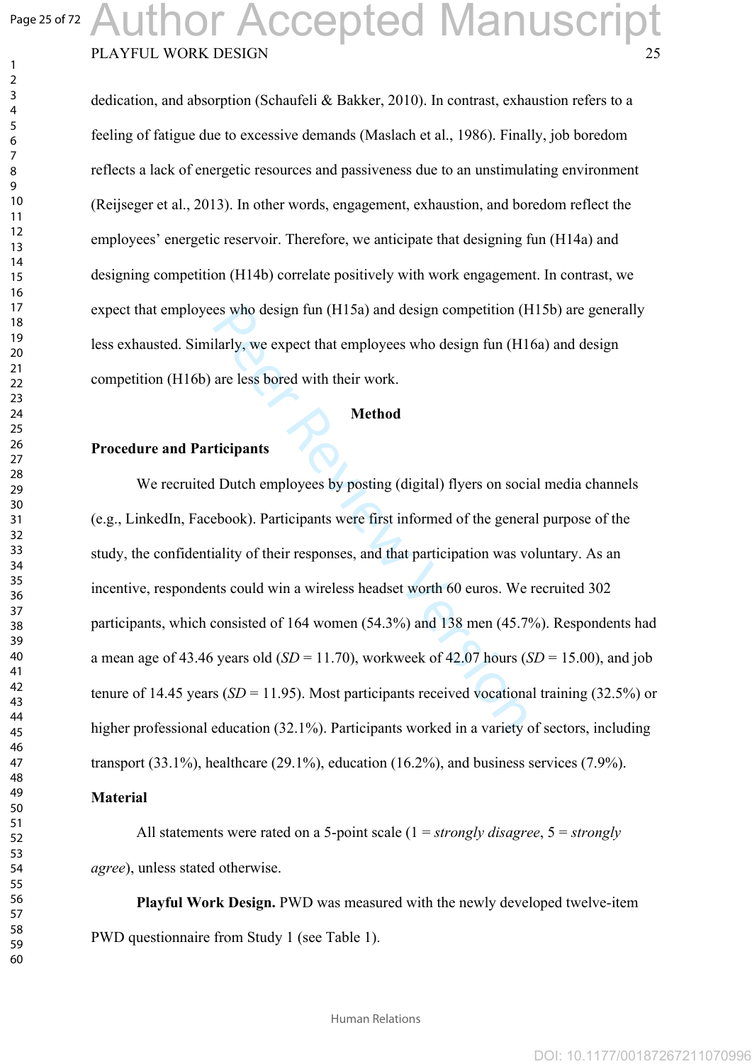dedication, and absorption (Schaufeli & Bakker, 2010). In contrast, exhaustion refers to a feeling of fatigue due to excessive demands (Maslach et al., 1986). Finally, job boredom reflects a lack of energetic resources and passiveness due to an unstimulating environment (Reijseger et al., 2013). In other words, engagement, exhaustion, and boredom reflect the employees' energetic reservoir. Therefore, we anticipate that designing fun (H14a) and designing competition (H14b) correlate positively with work engagement. In contrast, we expect that employees who design fun (H15a) and design competition (H15b) are generally less exhausted. Similarly, we expect that employees who design fun (H16a) and design competition (H16b) are less bored with their work.

## Method

### Procedure and Participants

We recruited Dutch employees by posting (digital) flyers on social media channels (e.g., LinkedIn, Facebook). Participants were first informed of the general purpose of the study, the confidentiality of their responses, and that participation was voluntary. As an incentive, respondents could win a wireless headset worth 60 euros. We recruited 302 participants, which consisted of 164 women (54.3%) and 138 men (45.7%). Respondents had a mean age of 43.46 years old (*SD* = 11.70), workweek of 42.07 hours (*SD* = 15.00), and job tenure of 14.45 years (*SD* = 11.95). Most participants received vocational training (32.5%) or higher professional education (32.1%). Participants worked in a variety of sectors, including transport (33.1%), healthcare (29.1%), education (16.2%), and business services (7.9%).

### Material

All statements were rated on a 5-point scale (1 = *strongly disagree*, 5 = *strongly agree*), unless stated otherwise.

**Playful Work Design.** PWD was measured with the newly developed twelve-item PWD questionnaire from Study 1 (see Table 1).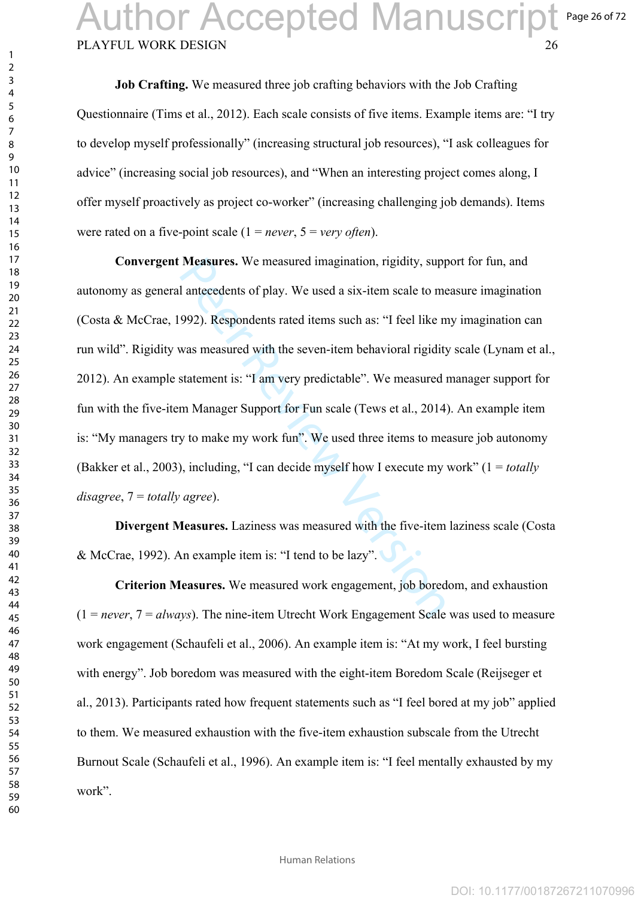**Job Crafting.** We measured three job crafting behaviors with the Job Crafting Questionnaire (Tims et al., 2012). Each scale consists of five items. Example items are: "I try to develop myself professionally" (increasing structural job resources), "I ask colleagues for advice" (increasing social job resources), and "When an interesting project comes along, I offer myself proactively as project co-worker" (increasing challenging job demands). Items were rated on a five-point scale (1 = *never*, 5 = *very often*).

**Convergent Measures.** We measured imagination, rigidity, support for fun, and autonomy as general antecedents of play. We used a six-item scale to measure imagination (Costa & McCrae, 1992). Respondents rated items such as: "I feel like my imagination can run wild". Rigidity was measured with the seven-item behavioral rigidity scale (Lynam et al., 2012). An example statement is: "I am very predictable". We measured manager support for fun with the five-item Manager Support for Fun scale (Tews et al., 2014). An example item is: "My managers try to make my work fun". We used three items to measure job autonomy (Bakker et al., 2003), including, "I can decide myself how I execute my work" (1 = *totally disagree*, 7 = *totally agree*).

**Divergent Measures.** Laziness was measured with the five-item laziness scale (Costa & McCrae, 1992). An example item is: "I tend to be lazy".

**Criterion Measures.** We measured work engagement, job boredom, and exhaustion (1 = *never*, 7 = *always*). The nine-item Utrecht Work Engagement Scale was used to measure work engagement (Schaufeli et al., 2006). An example item is: "At my work, I feel bursting with energy". Job boredom was measured with the eight-item Boredom Scale (Reijseger et al., 2013). Participants rated how frequent statements such as "I feel bored at my job" applied to them. We measured exhaustion with the five-item exhaustion subscale from the Utrecht Burnout Scale (Schaufeli et al., 1996). An example item is: "I feel mentally exhausted by my work".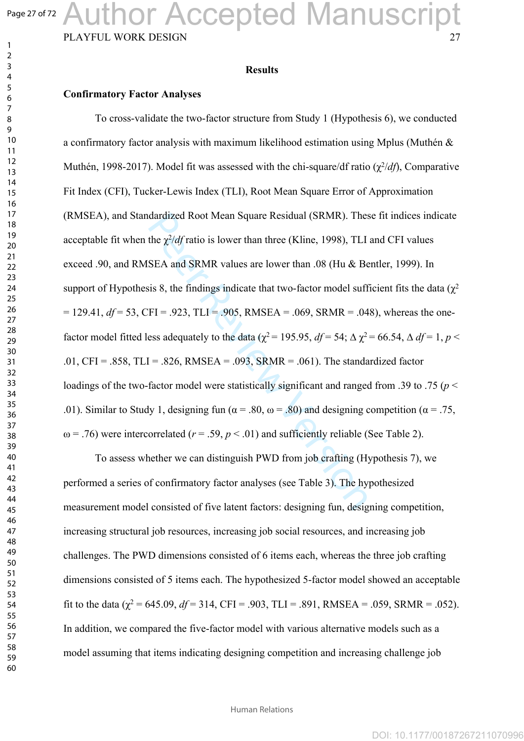## Results

### Confirmatory Factor Analyses

To cross-validate the two-factor structure from Study 1 (Hypothesis 6), we conducted a confirmatory factor analysis with maximum likelihood estimation using Mplus (Muthén & Muthén, 1998-2017). Model fit was assessed with the chi-square/df ratio ($\chi^2/df$), Comparative Fit Index (CFI), Tucker-Lewis Index (TLI), Root Mean Square Error of Approximation (RMSEA), and Standardized Root Mean Square Residual (SRMR). These fit indices indicate acceptable fit when the $\chi^2/df$ ratio is lower than three (Kline, 1998), TLI and CFI values exceed .90, and RMSEA and SRMR values are lower than .08 (Hu & Bentler, 1999). In support of Hypothesis 8, the findings indicate that two-factor model sufficient fits the data ($\chi^2$ = 129.41, $df$ = 53, CFI = .923, TLI = .905, RMSEA = .069, SRMR = .048), whereas the one-factor model fitted less adequately to the data ($\chi^2$ = 195.95, $df$ = 54; $\Delta\chi^2$ = 66.54, $\Delta df$ = 1, $p$ < .01, CFI = .858, TLI = .826, RMSEA = .093, SRMR = .061). The standardized factor loadings of the two-factor model were statistically significant and ranged from .39 to .75 ($p$ < .01). Similar to Study 1, designing fun ($\alpha$ = .80, $\omega$ = .80) and designing competition ($\alpha$ = .75, $\omega$ = .76) were intercorrelated ($r$ = .59, $p$ < .01) and sufficiently reliable (See Table 2).

To assess whether we can distinguish PWD from job crafting (Hypothesis 7), we performed a series of confirmatory factor analyses (see Table 3). The hypothesized measurement model consisted of five latent factors: designing fun, designing competition, increasing structural job resources, increasing job social resources, and increasing job challenges. The PWD dimensions consisted of 6 items each, whereas the three job crafting dimensions consisted of 5 items each. The hypothesized 5-factor model showed an acceptable fit to the data ($\chi^2$ = 645.09, $df$ = 314, CFI = .903, TLI = .891, RMSEA = .059, SRMR = .052). In addition, we compared the five-factor model with various alternative models such as a model assuming that items indicating designing competition and increasing challenge job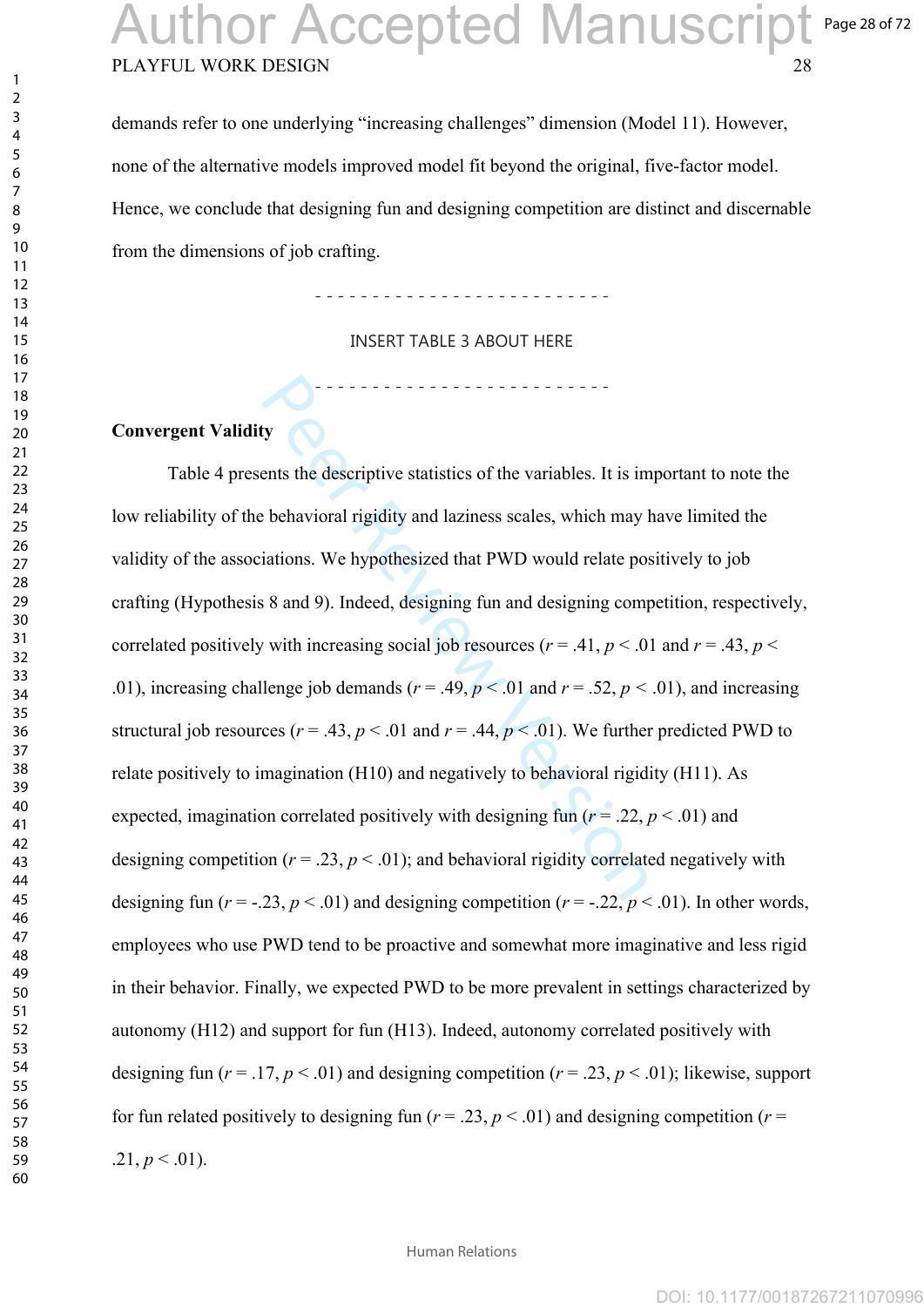demands refer to one underlying "increasing challenges" dimension (Model 11). However, none of the alternative models improved model fit beyond the original, five-factor model. Hence, we conclude that designing fun and designing competition are distinct and discernable from the dimensions of job crafting.

\- - - - - - - - - - - - - - - - - - - - - - - - -

INSERT TABLE 3 ABOUT HERE

\- - - - - - - - - - - - - - - - - - - - - - - - -

**Convergent Validity**

Table 4 presents the descriptive statistics of the variables. It is important to note the low reliability of the behavioral rigidity and laziness scales, which may have limited the validity of the associations. We hypothesized that PWD would relate positively to job crafting (Hypothesis 8 and 9). Indeed, designing fun and designing competition, respectively, correlated positively with increasing social job resources ($r = .41$, $p < .01$ and $r = .43$, $p < .01$), increasing challenge job demands ($r = .49$, $p < .01$ and $r = .52$, $p < .01$), and increasing structural job resources ($r = .43$, $p < .01$ and $r = .44$, $p < .01$). We further predicted PWD to relate positively to imagination (H10) and negatively to behavioral rigidity (H11). As expected, imagination correlated positively with designing fun ($r = .22$, $p < .01$) and designing competition ($r = .23$, $p < .01$); and behavioral rigidity correlated negatively with designing fun ($r = -.23$, $p < .01$) and designing competition ($r = -.22$, $p < .01$). In other words, employees who use PWD tend to be proactive and somewhat more imaginative and less rigid in their behavior. Finally, we expected PWD to be more prevalent in settings characterized by autonomy (H12) and support for fun (H13). Indeed, autonomy correlated positively with designing fun ($r = .17$, $p < .01$) and designing competition ($r = .23$, $p < .01$); likewise, support for fun related positively to designing fun ($r = .23$, $p < .01$) and designing competition ($r = .21$, $p < .01$).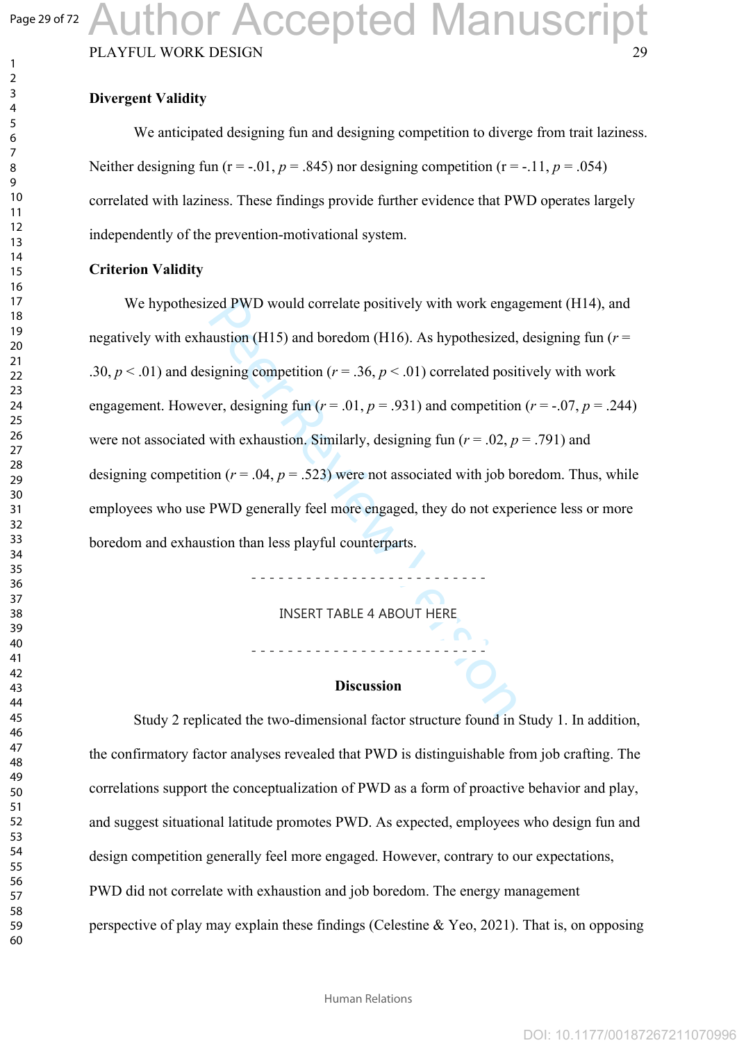**Divergent Validity**

We anticipated designing fun and designing competition to diverge from trait laziness. Neither designing fun (r = -.01, $p$ = .845) nor designing competition (r = -.11, $p$ = .054) correlated with laziness. These findings provide further evidence that PWD operates largely independently of the prevention-motivational system.

**Criterion Validity**

We hypothesized PWD would correlate positively with work engagement (H14), and negatively with exhaustion (H15) and boredom (H16). As hypothesized, designing fun ($r$ = .30, $p$ < .01) and designing competition ($r$ = .36, $p$ < .01) correlated positively with work engagement. However, designing fun ($r$ = .01, $p$ = .931) and competition ($r$ = -.07, $p$ = .244) were not associated with exhaustion. Similarly, designing fun ($r$ = .02, $p$ = .791) and designing competition ($r$ = .04, $p$ = .523) were not associated with job boredom. Thus, while employees who use PWD generally feel more engaged, they do not experience less or more boredom and exhaustion than less playful counterparts.

\- - - - - - - - - - - - - - - - - - - - - - - - -

INSERT TABLE 4 ABOUT HERE

\- - - - - - - - - - - - - - - - - - - - - - - - -

## Discussion

Study 2 replicated the two-dimensional factor structure found in Study 1. In addition, the confirmatory factor analyses revealed that PWD is distinguishable from job crafting. The correlations support the conceptualization of PWD as a form of proactive behavior and play, and suggest situational latitude promotes PWD. As expected, employees who design fun and design competition generally feel more engaged. However, contrary to our expectations, PWD did not correlate with exhaustion and job boredom. The energy management perspective of play may explain these findings (Celestine & Yeo, 2021). That is, on opposing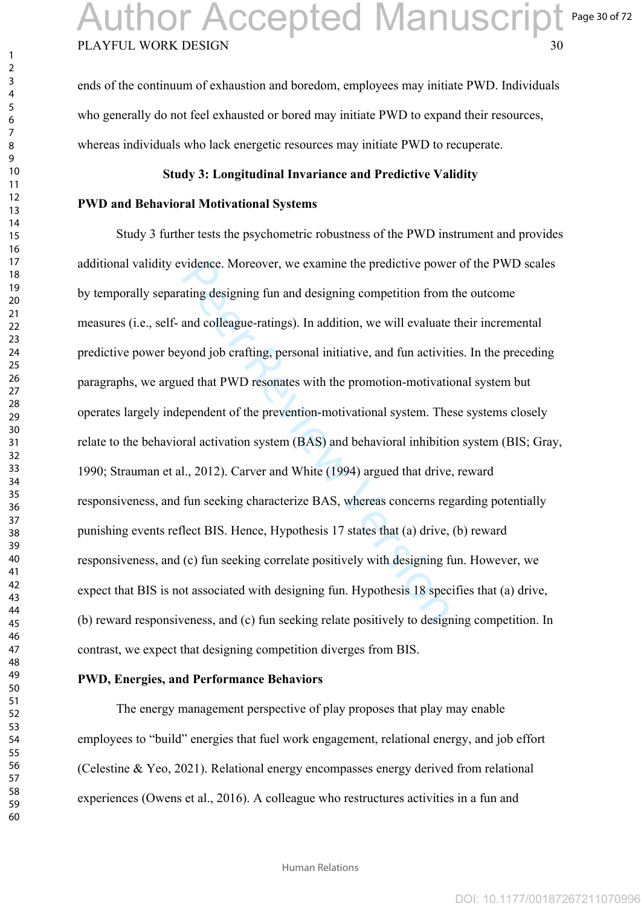ends of the continuum of exhaustion and boredom, employees may initiate PWD. Individuals who generally do not feel exhausted or bored may initiate PWD to expand their resources, whereas individuals who lack energetic resources may initiate PWD to recuperate.

## Study 3: Longitudinal Invariance and Predictive Validity

### PWD and Behavioral Motivational Systems

Study 3 further tests the psychometric robustness of the PWD instrument and provides additional validity evidence. Moreover, we examine the predictive power of the PWD scales by temporally separating designing fun and designing competition from the outcome measures (i.e., self- and colleague-ratings). In addition, we will evaluate their incremental predictive power beyond job crafting, personal initiative, and fun activities. In the preceding paragraphs, we argued that PWD resonates with the promotion-motivational system but operates largely independent of the prevention-motivational system. These systems closely relate to the behavioral activation system (BAS) and behavioral inhibition system (BIS; Gray, 1990; Strauman et al., 2012). Carver and White (1994) argued that drive, reward responsiveness, and fun seeking characterize BAS, whereas concerns regarding potentially punishing events reflect BIS. Hence, Hypothesis 17 states that (a) drive, (b) reward responsiveness, and (c) fun seeking correlate positively with designing fun. However, we expect that BIS is not associated with designing fun. Hypothesis 18 specifies that (a) drive, (b) reward responsiveness, and (c) fun seeking relate positively to designing competition. In contrast, we expect that designing competition diverges from BIS.

### PWD, Energies, and Performance Behaviors

The energy management perspective of play proposes that play may enable employees to "build" energies that fuel work engagement, relational energy, and job effort (Celestine & Yeo, 2021). Relational energy encompasses energy derived from relational experiences (Owens et al., 2016). A colleague who restructures activities in a fun and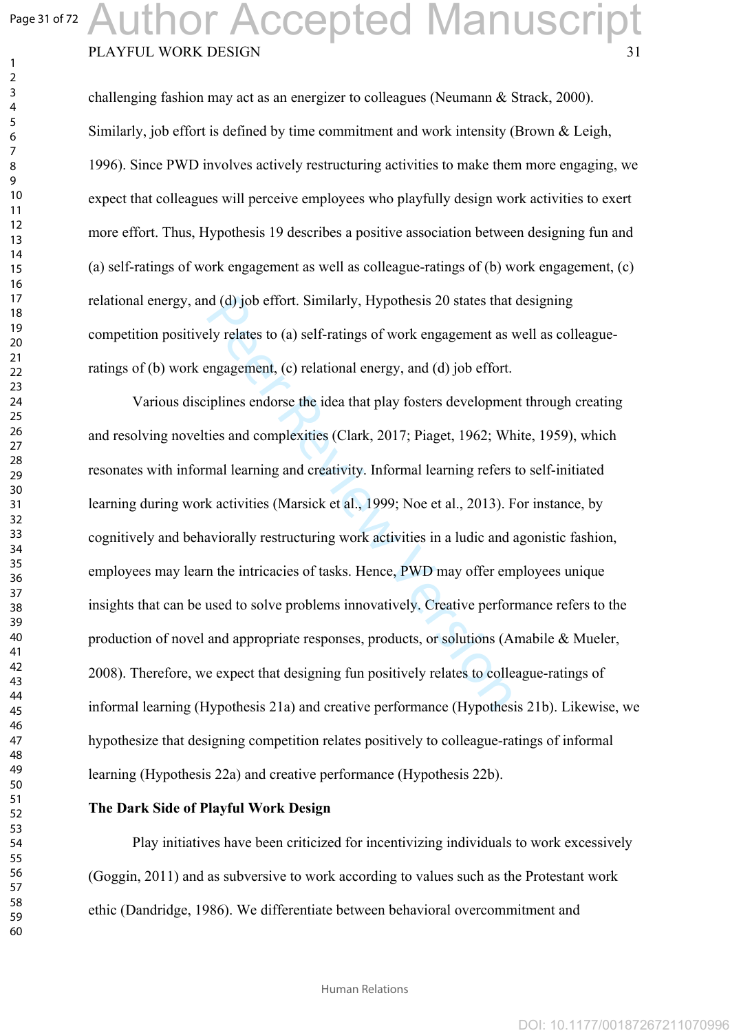challenging fashion may act as an energizer to colleagues (Neumann & Strack, 2000). Similarly, job effort is defined by time commitment and work intensity (Brown & Leigh, 1996). Since PWD involves actively restructuring activities to make them more engaging, we expect that colleagues will perceive employees who playfully design work activities to exert more effort. Thus, Hypothesis 19 describes a positive association between designing fun and (a) self-ratings of work engagement as well as colleague-ratings of (b) work engagement, (c) relational energy, and (d) job effort. Similarly, Hypothesis 20 states that designing competition positively relates to (a) self-ratings of work engagement as well as colleague-ratings of (b) work engagement, (c) relational energy, and (d) job effort.

Various disciplines endorse the idea that play fosters development through creating and resolving novelties and complexities (Clark, 2017; Piaget, 1962; White, 1959), which resonates with informal learning and creativity. Informal learning refers to self-initiated learning during work activities (Marsick et al., 1999; Noe et al., 2013). For instance, by cognitively and behaviorally restructuring work activities in a ludic and agonistic fashion, employees may learn the intricacies of tasks. Hence, PWD may offer employees unique insights that can be used to solve problems innovatively. Creative performance refers to the production of novel and appropriate responses, products, or solutions (Amabile & Mueler, 2008). Therefore, we expect that designing fun positively relates to colleague-ratings of informal learning (Hypothesis 21a) and creative performance (Hypothesis 21b). Likewise, we hypothesize that designing competition relates positively to colleague-ratings of informal learning (Hypothesis 22a) and creative performance (Hypothesis 22b).

**The Dark Side of Playful Work Design**

Play initiatives have been criticized for incentivizing individuals to work excessively (Goggin, 2011) and as subversive to work according to values such as the Protestant work ethic (Dandridge, 1986). We differentiate between behavioral overcommitment and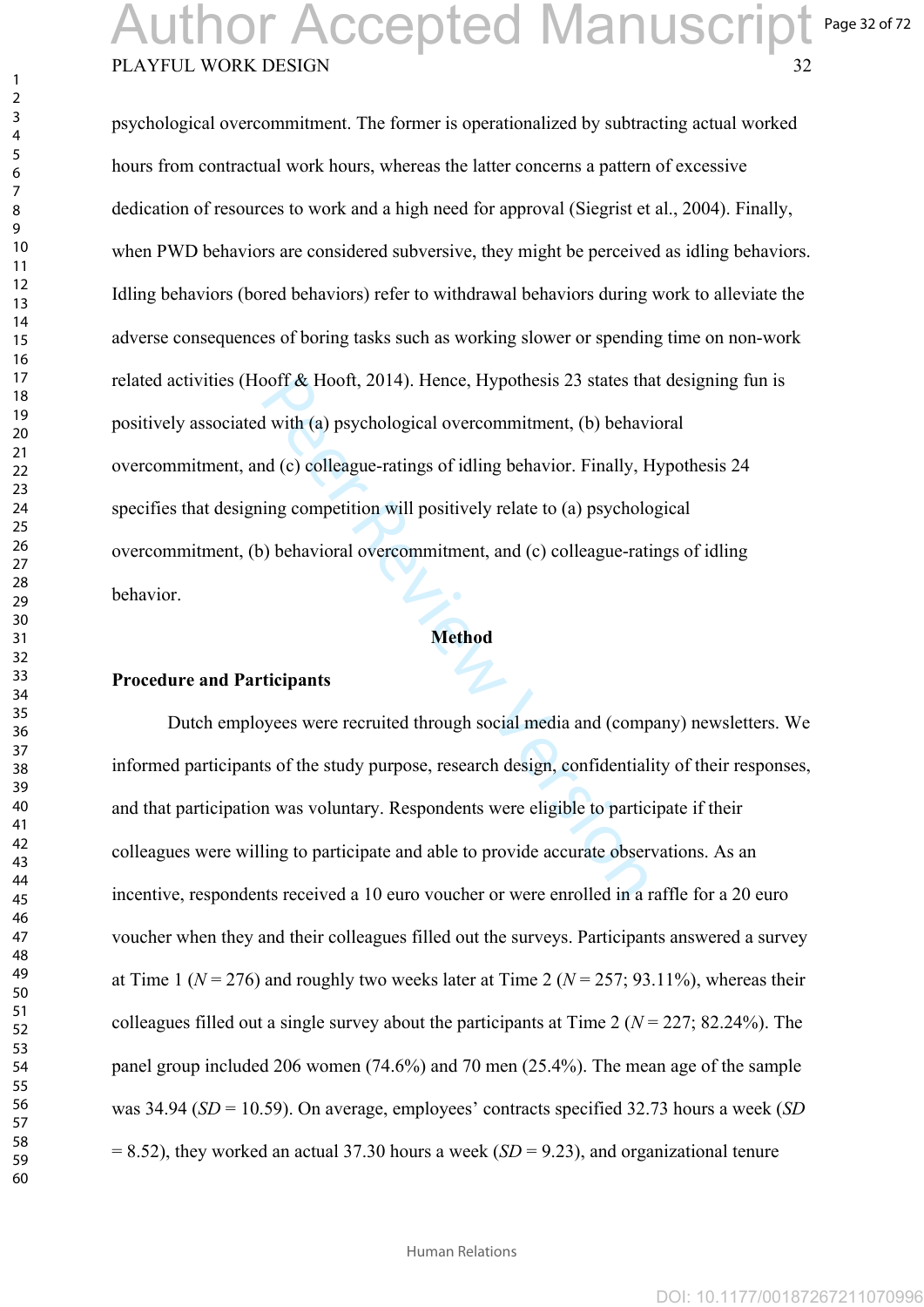psychological overcommitment. The former is operationalized by subtracting actual worked hours from contractual work hours, whereas the latter concerns a pattern of excessive dedication of resources to work and a high need for approval (Siegrist et al., 2004). Finally, when PWD behaviors are considered subversive, they might be perceived as idling behaviors. Idling behaviors (bored behaviors) refer to withdrawal behaviors during work to alleviate the adverse consequences of boring tasks such as working slower or spending time on non-work related activities (Hooff & Hooft, 2014). Hence, Hypothesis 23 states that designing fun is positively associated with (a) psychological overcommitment, (b) behavioral overcommitment, and (c) colleague-ratings of idling behavior. Finally, Hypothesis 24 specifies that designing competition will positively relate to (a) psychological overcommitment, (b) behavioral overcommitment, and (c) colleague-ratings of idling behavior.

# Method

## Procedure and Participants

Dutch employees were recruited through social media and (company) newsletters. We informed participants of the study purpose, research design, confidentiality of their responses, and that participation was voluntary. Respondents were eligible to participate if their colleagues were willing to participate and able to provide accurate observations. As an incentive, respondents received a 10 euro voucher or were enrolled in a raffle for a 20 euro voucher when they and their colleagues filled out the surveys. Participants answered a survey at Time 1 ($N$ = 276) and roughly two weeks later at Time 2 ($N$ = 257; 93.11%), whereas their colleagues filled out a single survey about the participants at Time 2 ($N$ = 227; 82.24%). The panel group included 206 women (74.6%) and 70 men (25.4%). The mean age of the sample was 34.94 ($SD$ = 10.59). On average, employees' contracts specified 32.73 hours a week ($SD$ = 8.52), they worked an actual 37.30 hours a week ($SD$ = 9.23), and organizational tenure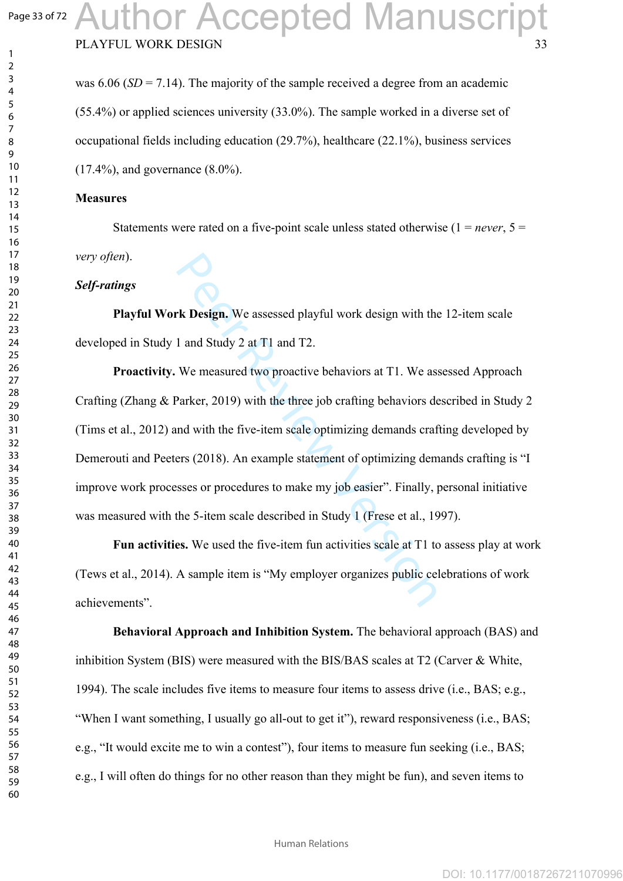was 6.06 (*SD* = 7.14). The majority of the sample received a degree from an academic (55.4%) or applied sciences university (33.0%). The sample worked in a diverse set of occupational fields including education (29.7%), healthcare (22.1%), business services (17.4%), and governance (8.0%).

**Measures**

Statements were rated on a five-point scale unless stated otherwise (1 = *never*, 5 = *very often*).

***Self-ratings***

**Playful Work Design.** We assessed playful work design with the 12-item scale developed in Study 1 and Study 2 at T1 and T2.

**Proactivity.** We measured two proactive behaviors at T1. We assessed Approach Crafting (Zhang & Parker, 2019) with the three job crafting behaviors described in Study 2 (Tims et al., 2012) and with the five-item scale optimizing demands crafting developed by Demerouti and Peeters (2018). An example statement of optimizing demands crafting is "I improve work processes or procedures to make my job easier". Finally, personal initiative was measured with the 5-item scale described in Study 1 (Frese et al., 1997).

**Fun activities.** We used the five-item fun activities scale at T1 to assess play at work (Tews et al., 2014). A sample item is "My employer organizes public celebrations of work achievements".

**Behavioral Approach and Inhibition System.** The behavioral approach (BAS) and inhibition System (BIS) were measured with the BIS/BAS scales at T2 (Carver & White, 1994). The scale includes five items to measure four items to assess drive (i.e., BAS; e.g., "When I want something, I usually go all-out to get it"), reward responsiveness (i.e., BAS; e.g., "It would excite me to win a contest"), four items to measure fun seeking (i.e., BAS; e.g., I will often do things for no other reason than they might be fun), and seven items to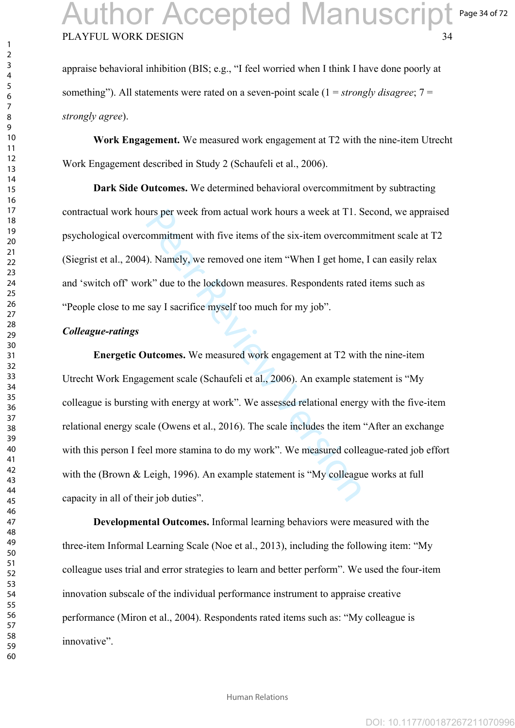appraise behavioral inhibition (BIS; e.g., "I feel worried when I think I have done poorly at something"). All statements were rated on a seven-point scale (1 = *strongly disagree*; 7 = *strongly agree*).

**Work Engagement.** We measured work engagement at T2 with the nine-item Utrecht Work Engagement described in Study 2 (Schaufeli et al., 2006).

**Dark Side Outcomes.** We determined behavioral overcommitment by subtracting contractual work hours per week from actual work hours a week at T1. Second, we appraised psychological overcommitment with five items of the six-item overcommitment scale at T2 (Siegrist et al., 2004). Namely, we removed one item "When I get home, I can easily relax and 'switch off' work" due to the lockdown measures. Respondents rated items such as "People close to me say I sacrifice myself too much for my job".

***Colleague-ratings***

**Energetic Outcomes.** We measured work engagement at T2 with the nine-item Utrecht Work Engagement scale (Schaufeli et al., 2006). An example statement is "My colleague is bursting with energy at work". We assessed relational energy with the five-item relational energy scale (Owens et al., 2016). The scale includes the item "After an exchange with this person I feel more stamina to do my work". We measured colleague-rated job effort with the (Brown & Leigh, 1996). An example statement is "My colleague works at full capacity in all of their job duties".

**Developmental Outcomes.** Informal learning behaviors were measured with the three-item Informal Learning Scale (Noe et al., 2013), including the following item: "My colleague uses trial and error strategies to learn and better perform". We used the four-item innovation subscale of the individual performance instrument to appraise creative performance (Miron et al., 2004). Respondents rated items such as: "My colleague is innovative".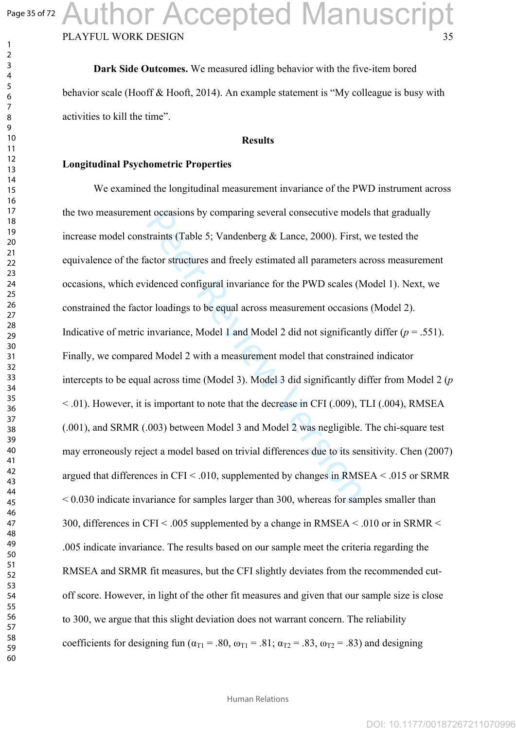**Dark Side Outcomes.** We measured idling behavior with the five-item bored behavior scale (Hooff & Hooft, 2014). An example statement is "My colleague is busy with activities to kill the time".

## Results

### Longitudinal Psychometric Properties

We examined the longitudinal measurement invariance of the PWD instrument across the two measurement occasions by comparing several consecutive models that gradually increase model constraints (Table 5; Vandenberg & Lance, 2000). First, we tested the equivalence of the factor structures and freely estimated all parameters across measurement occasions, which evidenced configural invariance for the PWD scales (Model 1). Next, we constrained the factor loadings to be equal across measurement occasions (Model 2). Indicative of metric invariance, Model 1 and Model 2 did not significantly differ ($p = .551$). Finally, we compared Model 2 with a measurement model that constrained indicator intercepts to be equal across time (Model 3). Model 3 did significantly differ from Model 2 ($p < .01$). However, it is important to note that the decrease in CFI (.009), TLI (.004), RMSEA (.001), and SRMR (.003) between Model 3 and Model 2 was negligible. The chi-square test may erroneously reject a model based on trivial differences due to its sensitivity. Chen (2007) argued that differences in CFI < .010, supplemented by changes in RMSEA < .015 or SRMR < 0.030 indicate invariance for samples larger than 300, whereas for samples smaller than 300, differences in CFI < .005 supplemented by a change in RMSEA < .010 or in SRMR < .005 indicate invariance. The results based on our sample meet the criteria regarding the RMSEA and SRMR fit measures, but the CFI slightly deviates from the recommended cut-off score. However, in light of the other fit measures and given that our sample size is close to 300, we argue that this slight deviation does not warrant concern. The reliability coefficients for designing fun ($\alpha_{T1} = .80$, $\omega_{T1} = .81$; $\alpha_{T2} = .83$, $\omega_{T2} = .83$) and designing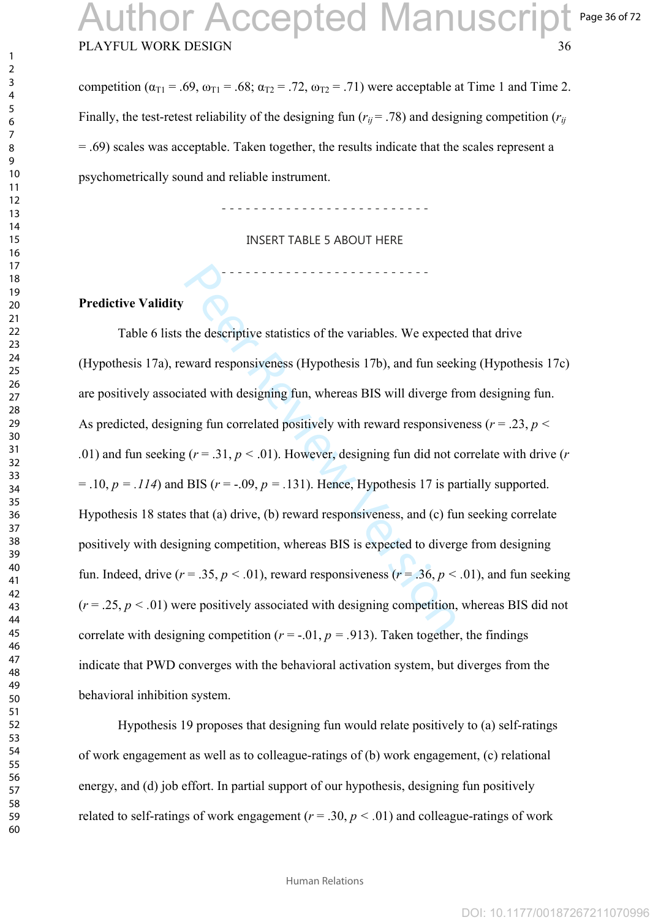competition ($\alpha_{T1}$ = .69, $\omega_{T1}$ = .68; $\alpha_{T2}$ = .72, $\omega_{T2}$ = .71) were acceptable at Time 1 and Time 2. Finally, the test-retest reliability of the designing fun ($r_{ij}$ = .78) and designing competition ($r_{ij}$ = .69) scales was acceptable. Taken together, the results indicate that the scales represent a psychometrically sound and reliable instrument.

- - - - - - - - - - - - - - - - - - - - - - - - - -

INSERT TABLE 5 ABOUT HERE

- - - - - - - - - - - - - - - - - - - - - - - - - -

**Predictive Validity**

Table 6 lists the descriptive statistics of the variables. We expected that drive (Hypothesis 17a), reward responsiveness (Hypothesis 17b), and fun seeking (Hypothesis 17c) are positively associated with designing fun, whereas BIS will diverge from designing fun. As predicted, designing fun correlated positively with reward responsiveness ($r$ = .23, $p$ < .01) and fun seeking ($r$ = .31, $p$ < .01). However, designing fun did not correlate with drive ($r$ = .10, $p$ = *.114*) and BIS ($r$ = -.09, $p$ = .131). Hence, Hypothesis 17 is partially supported. Hypothesis 18 states that (a) drive, (b) reward responsiveness, and (c) fun seeking correlate positively with designing competition, whereas BIS is expected to diverge from designing fun. Indeed, drive ($r$ = .35, $p$ < .01), reward responsiveness ($r$ = .36, $p$ < .01), and fun seeking ($r$ = .25, $p$ < .01) were positively associated with designing competition, whereas BIS did not correlate with designing competition ($r$ = -.01, $p$ = .913). Taken together, the findings indicate that PWD converges with the behavioral activation system, but diverges from the behavioral inhibition system.

Hypothesis 19 proposes that designing fun would relate positively to (a) self-ratings of work engagement as well as to colleague-ratings of (b) work engagement, (c) relational energy, and (d) job effort. In partial support of our hypothesis, designing fun positively related to self-ratings of work engagement ($r$ = .30, $p$ < .01) and colleague-ratings of work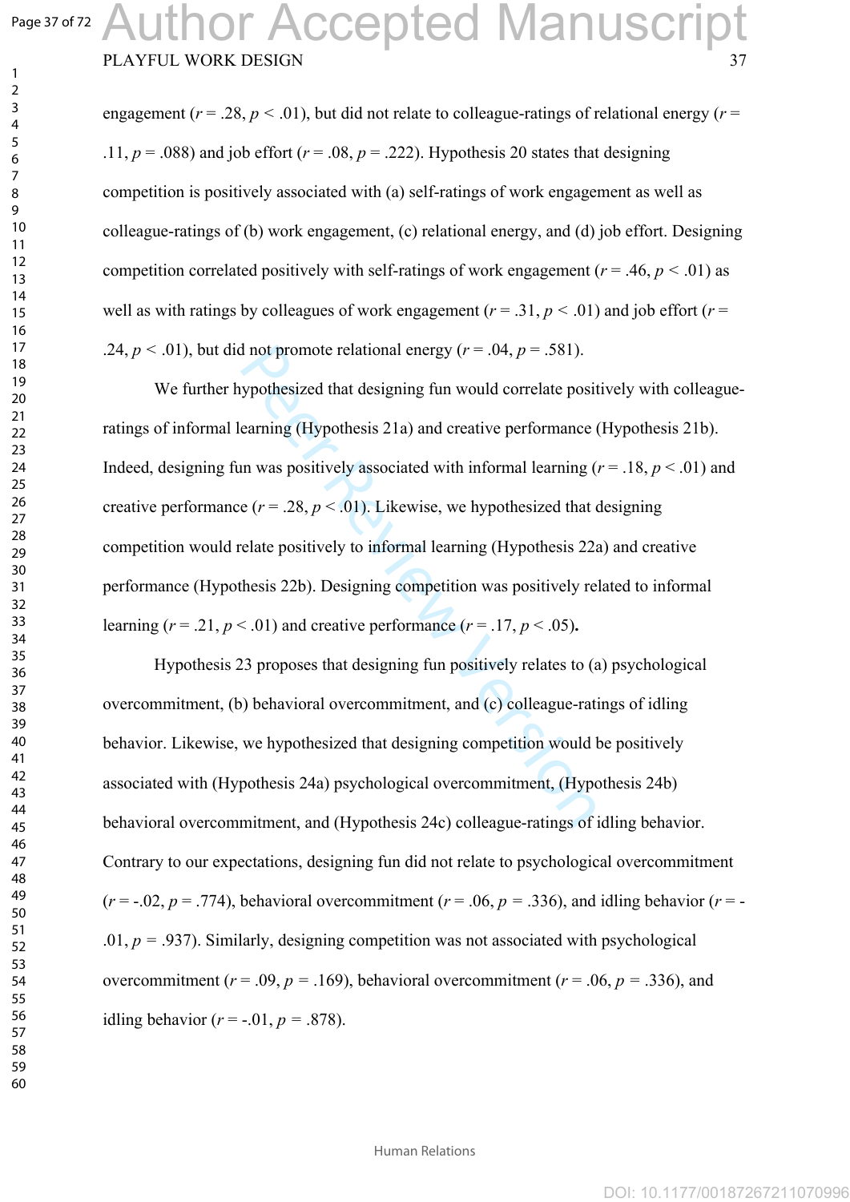engagement ($r = .28$, $p < .01$), but did not relate to colleague-ratings of relational energy ($r = .11$, $p = .088$) and job effort ($r = .08$, $p = .222$). Hypothesis 20 states that designing competition is positively associated with (a) self-ratings of work engagement as well as colleague-ratings of (b) work engagement, (c) relational energy, and (d) job effort. Designing competition correlated positively with self-ratings of work engagement ($r = .46$, $p < .01$) as well as with ratings by colleagues of work engagement ($r = .31$, $p < .01$) and job effort ($r = .24$, $p < .01$), but did not promote relational energy ($r = .04$, $p = .581$).

We further hypothesized that designing fun would correlate positively with colleague-ratings of informal learning (Hypothesis 21a) and creative performance (Hypothesis 21b). Indeed, designing fun was positively associated with informal learning ($r = .18$, $p < .01$) and creative performance ($r = .28$, $p < .01$). Likewise, we hypothesized that designing competition would relate positively to informal learning (Hypothesis 22a) and creative performance (Hypothesis 22b). Designing competition was positively related to informal learning ($r = .21$, $p < .01$) and creative performance ($r = .17$, $p < .05$).

Hypothesis 23 proposes that designing fun positively relates to (a) psychological overcommitment, (b) behavioral overcommitment, and (c) colleague-ratings of idling behavior. Likewise, we hypothesized that designing competition would be positively associated with (Hypothesis 24a) psychological overcommitment, (Hypothesis 24b) behavioral overcommitment, and (Hypothesis 24c) colleague-ratings of idling behavior. Contrary to our expectations, designing fun did not relate to psychological overcommitment ($r = -.02$, $p = .774$), behavioral overcommitment ($r = .06$, $p = .336$), and idling behavior ($r = -.01$, $p = .937$). Similarly, designing competition was not associated with psychological overcommitment ($r = .09$, $p = .169$), behavioral overcommitment ($r = .06$, $p = .336$), and idling behavior ($r = -.01$, $p = .878$).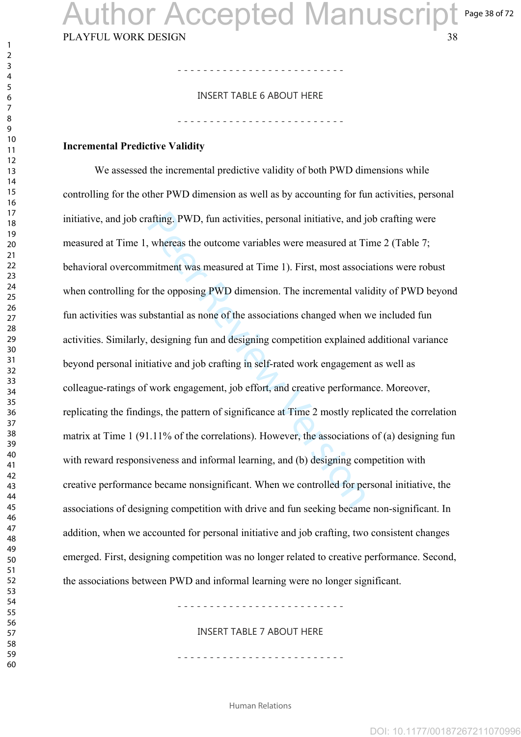- - - - - - - - - - - - - - - - - - - - - - - - - -

INSERT TABLE 6 ABOUT HERE

- - - - - - - - - - - - - - - - - - - - - - - - - -

**Incremental Predictive Validity**

We assessed the incremental predictive validity of both PWD dimensions while controlling for the other PWD dimension as well as by accounting for fun activities, personal initiative, and job crafting. PWD, fun activities, personal initiative, and job crafting were measured at Time 1, whereas the outcome variables were measured at Time 2 (Table 7; behavioral overcommitment was measured at Time 1). First, most associations were robust when controlling for the opposing PWD dimension. The incremental validity of PWD beyond fun activities was substantial as none of the associations changed when we included fun activities. Similarly, designing fun and designing competition explained additional variance beyond personal initiative and job crafting in self-rated work engagement as well as colleague-ratings of work engagement, job effort, and creative performance. Moreover, replicating the findings, the pattern of significance at Time 2 mostly replicated the correlation matrix at Time 1 (91.11% of the correlations). However, the associations of (a) designing fun with reward responsiveness and informal learning, and (b) designing competition with creative performance became nonsignificant. When we controlled for personal initiative, the associations of designing competition with drive and fun seeking became non-significant. In addition, when we accounted for personal initiative and job crafting, two consistent changes emerged. First, designing competition was no longer related to creative performance. Second, the associations between PWD and informal learning were no longer significant.

- - - - - - - - - - - - - - - - - - - - - - - - - -

INSERT TABLE 7 ABOUT HERE

- - - - - - - - - - - - - - - - - - - - - - - - - -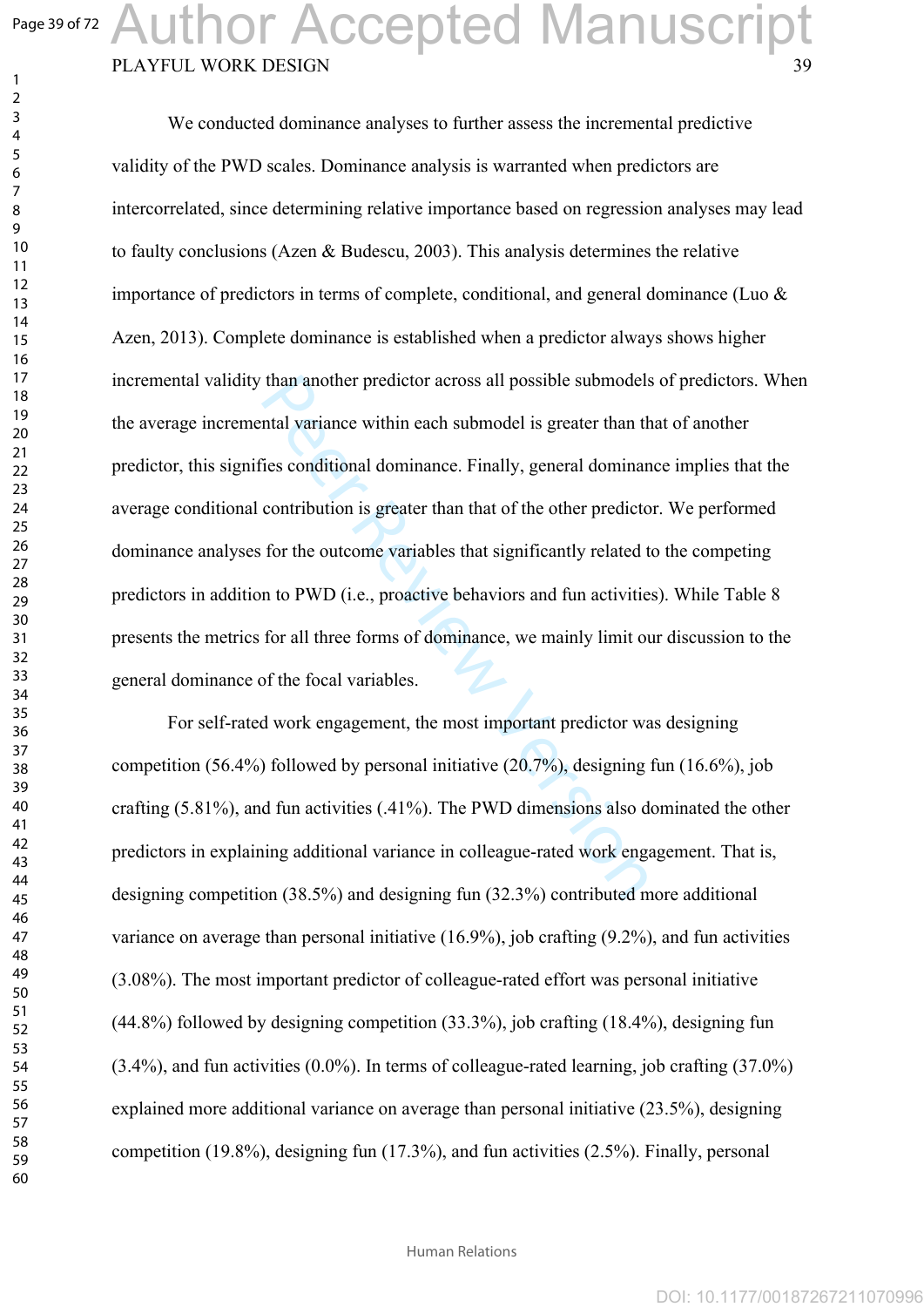We conducted dominance analyses to further assess the incremental predictive validity of the PWD scales. Dominance analysis is warranted when predictors are intercorrelated, since determining relative importance based on regression analyses may lead to faulty conclusions (Azen & Budescu, 2003). This analysis determines the relative importance of predictors in terms of complete, conditional, and general dominance (Luo & Azen, 2013). Complete dominance is established when a predictor always shows higher incremental validity than another predictor across all possible submodels of predictors. When the average incremental variance within each submodel is greater than that of another predictor, this signifies conditional dominance. Finally, general dominance implies that the average conditional contribution is greater than that of the other predictor. We performed dominance analyses for the outcome variables that significantly related to the competing predictors in addition to PWD (i.e., proactive behaviors and fun activities). While Table 8 presents the metrics for all three forms of dominance, we mainly limit our discussion to the general dominance of the focal variables.

For self-rated work engagement, the most important predictor was designing competition (56.4%) followed by personal initiative (20.7%), designing fun (16.6%), job crafting (5.81%), and fun activities (.41%). The PWD dimensions also dominated the other predictors in explaining additional variance in colleague-rated work engagement. That is, designing competition (38.5%) and designing fun (32.3%) contributed more additional variance on average than personal initiative (16.9%), job crafting (9.2%), and fun activities (3.08%). The most important predictor of colleague-rated effort was personal initiative (44.8%) followed by designing competition (33.3%), job crafting (18.4%), designing fun (3.4%), and fun activities (0.0%). In terms of colleague-rated learning, job crafting (37.0%) explained more additional variance on average than personal initiative (23.5%), designing competition (19.8%), designing fun (17.3%), and fun activities (2.5%). Finally, personal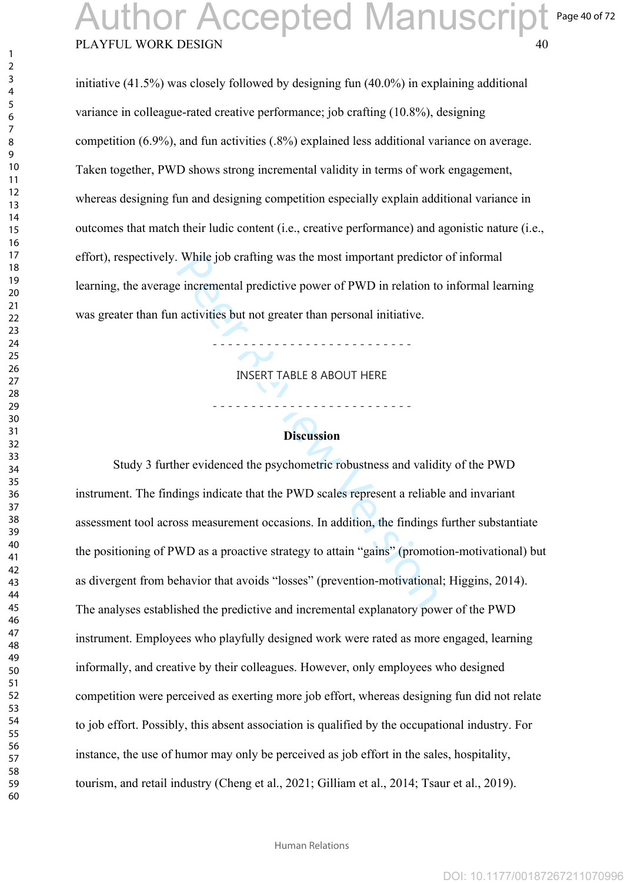initiative (41.5%) was closely followed by designing fun (40.0%) in explaining additional variance in colleague-rated creative performance; job crafting (10.8%), designing competition (6.9%), and fun activities (.8%) explained less additional variance on average. Taken together, PWD shows strong incremental validity in terms of work engagement, whereas designing fun and designing competition especially explain additional variance in outcomes that match their ludic content (i.e., creative performance) and agonistic nature (i.e., effort), respectively. While job crafting was the most important predictor of informal learning, the average incremental predictive power of PWD in relation to informal learning was greater than fun activities but not greater than personal initiative.

- - - - - - - - - - - - - - - - - - - - - - - - - -

INSERT TABLE 8 ABOUT HERE

- - - - - - - - - - - - - - - - - - - - - - - - - -

## Discussion

Study 3 further evidenced the psychometric robustness and validity of the PWD instrument. The findings indicate that the PWD scales represent a reliable and invariant assessment tool across measurement occasions. In addition, the findings further substantiate the positioning of PWD as a proactive strategy to attain "gains" (promotion-motivational) but as divergent from behavior that avoids "losses" (prevention-motivational; Higgins, 2014). The analyses established the predictive and incremental explanatory power of the PWD instrument. Employees who playfully designed work were rated as more engaged, learning informally, and creative by their colleagues. However, only employees who designed competition were perceived as exerting more job effort, whereas designing fun did not relate to job effort. Possibly, this absent association is qualified by the occupational industry. For instance, the use of humor may only be perceived as job effort in the sales, hospitality, tourism, and retail industry (Cheng et al., 2021; Gilliam et al., 2014; Tsaur et al., 2019).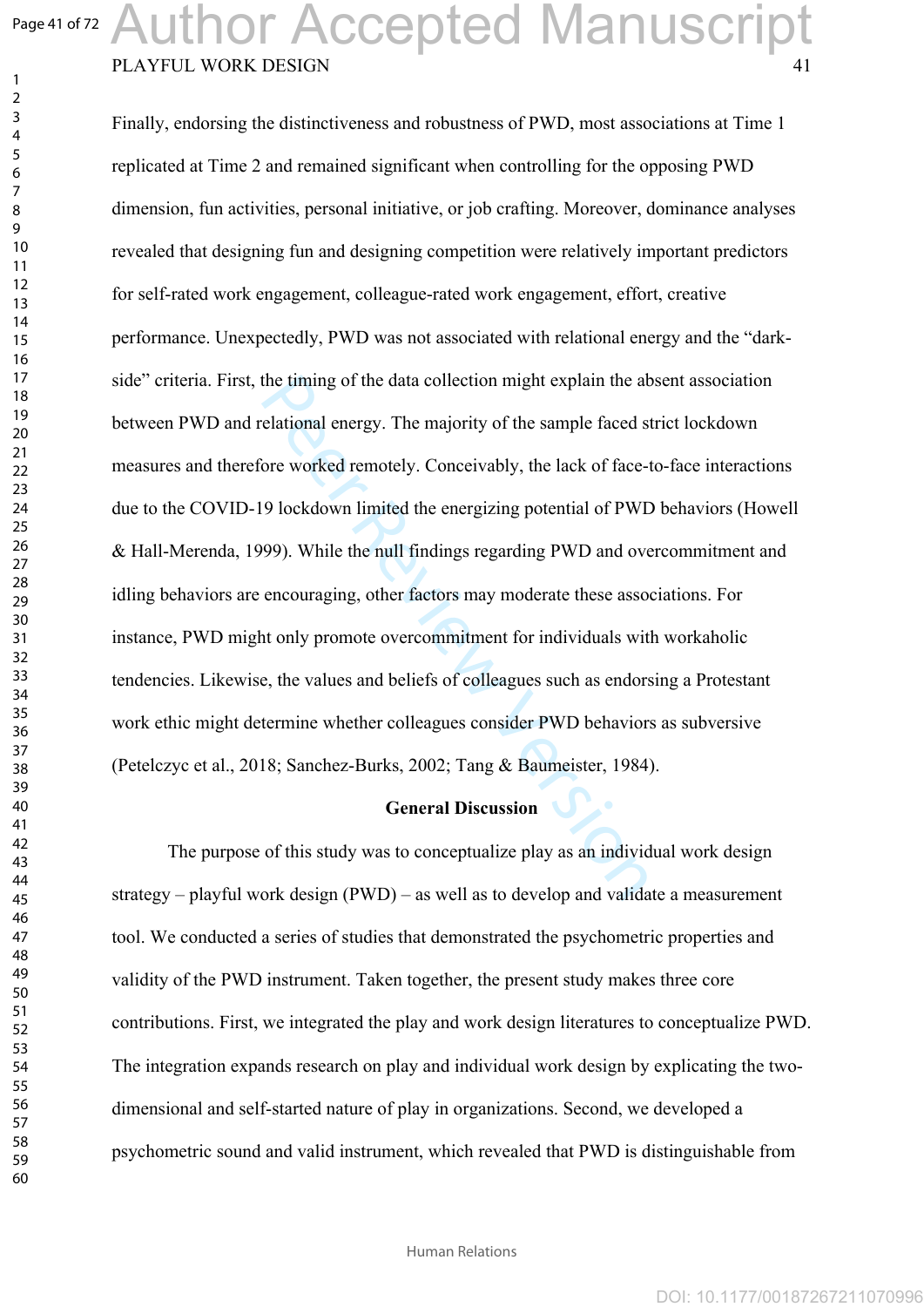Finally, endorsing the distinctiveness and robustness of PWD, most associations at Time 1 replicated at Time 2 and remained significant when controlling for the opposing PWD dimension, fun activities, personal initiative, or job crafting. Moreover, dominance analyses revealed that designing fun and designing competition were relatively important predictors for self-rated work engagement, colleague-rated work engagement, effort, creative performance. Unexpectedly, PWD was not associated with relational energy and the "dark-side" criteria. First, the timing of the data collection might explain the absent association between PWD and relational energy. The majority of the sample faced strict lockdown measures and therefore worked remotely. Conceivably, the lack of face-to-face interactions due to the COVID-19 lockdown limited the energizing potential of PWD behaviors (Howell & Hall-Merenda, 1999). While the null findings regarding PWD and overcommitment and idling behaviors are encouraging, other factors may moderate these associations. For instance, PWD might only promote overcommitment for individuals with workaholic tendencies. Likewise, the values and beliefs of colleagues such as endorsing a Protestant work ethic might determine whether colleagues consider PWD behaviors as subversive (Petelczyc et al., 2018; Sanchez-Burks, 2002; Tang & Baumeister, 1984).

## General Discussion

The purpose of this study was to conceptualize play as an individual work design strategy – playful work design (PWD) – as well as to develop and validate a measurement tool. We conducted a series of studies that demonstrated the psychometric properties and validity of the PWD instrument. Taken together, the present study makes three core contributions. First, we integrated the play and work design literatures to conceptualize PWD. The integration expands research on play and individual work design by explicating the two-dimensional and self-started nature of play in organizations. Second, we developed a psychometric sound and valid instrument, which revealed that PWD is distinguishable from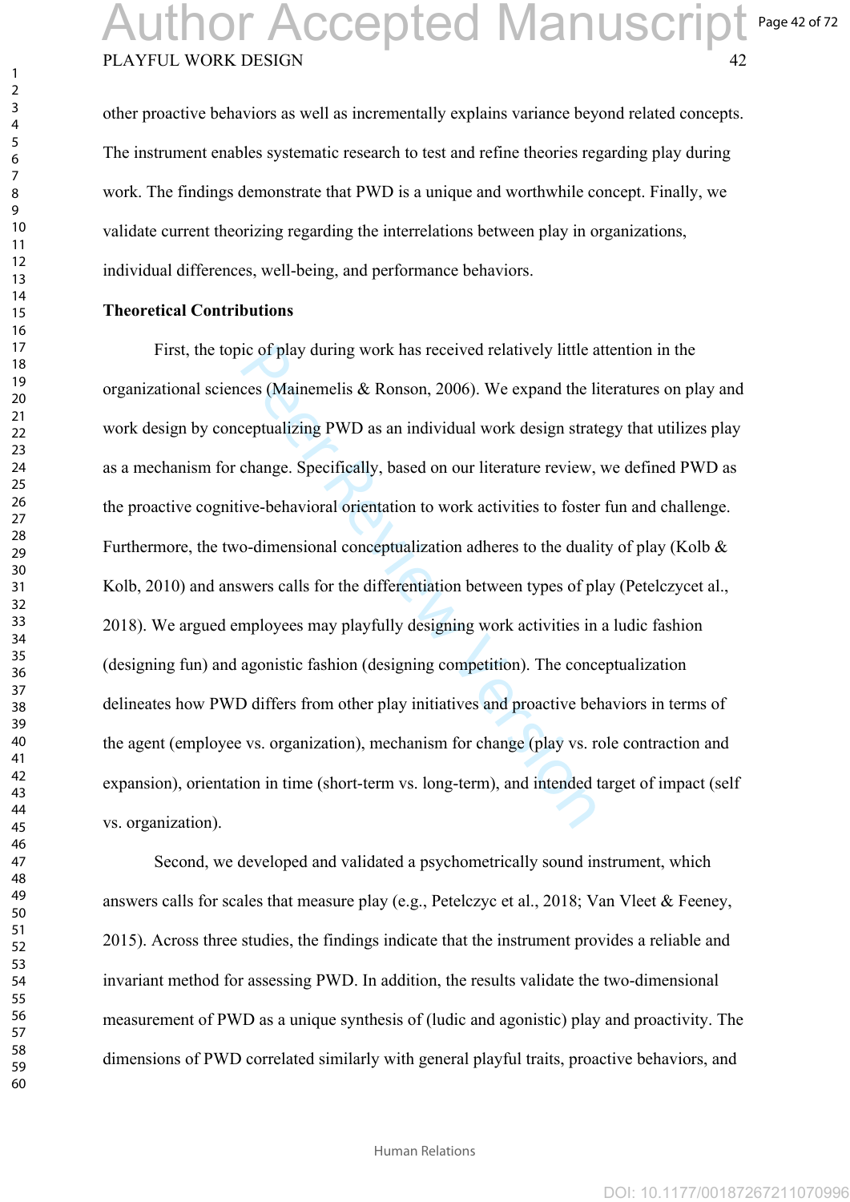other proactive behaviors as well as incrementally explains variance beyond related concepts. The instrument enables systematic research to test and refine theories regarding play during work. The findings demonstrate that PWD is a unique and worthwhile concept. Finally, we validate current theorizing regarding the interrelations between play in organizations, individual differences, well-being, and performance behaviors.

**Theoretical Contributions**

First, the topic of play during work has received relatively little attention in the organizational sciences (Mainemelis & Ronson, 2006). We expand the literatures on play and work design by conceptualizing PWD as an individual work design strategy that utilizes play as a mechanism for change. Specifically, based on our literature review, we defined PWD as the proactive cognitive-behavioral orientation to work activities to foster fun and challenge. Furthermore, the two-dimensional conceptualization adheres to the duality of play (Kolb & Kolb, 2010) and answers calls for the differentiation between types of play (Petelczycet al., 2018). We argued employees may playfully designing work activities in a ludic fashion (designing fun) and agonistic fashion (designing competition). The conceptualization delineates how PWD differs from other play initiatives and proactive behaviors in terms of the agent (employee vs. organization), mechanism for change (play vs. role contraction and expansion), orientation in time (short-term vs. long-term), and intended target of impact (self vs. organization).

Second, we developed and validated a psychometrically sound instrument, which answers calls for scales that measure play (e.g., Petelczyc et al., 2018; Van Vleet & Feeney, 2015). Across three studies, the findings indicate that the instrument provides a reliable and invariant method for assessing PWD. In addition, the results validate the two-dimensional measurement of PWD as a unique synthesis of (ludic and agonistic) play and proactivity. The dimensions of PWD correlated similarly with general playful traits, proactive behaviors, and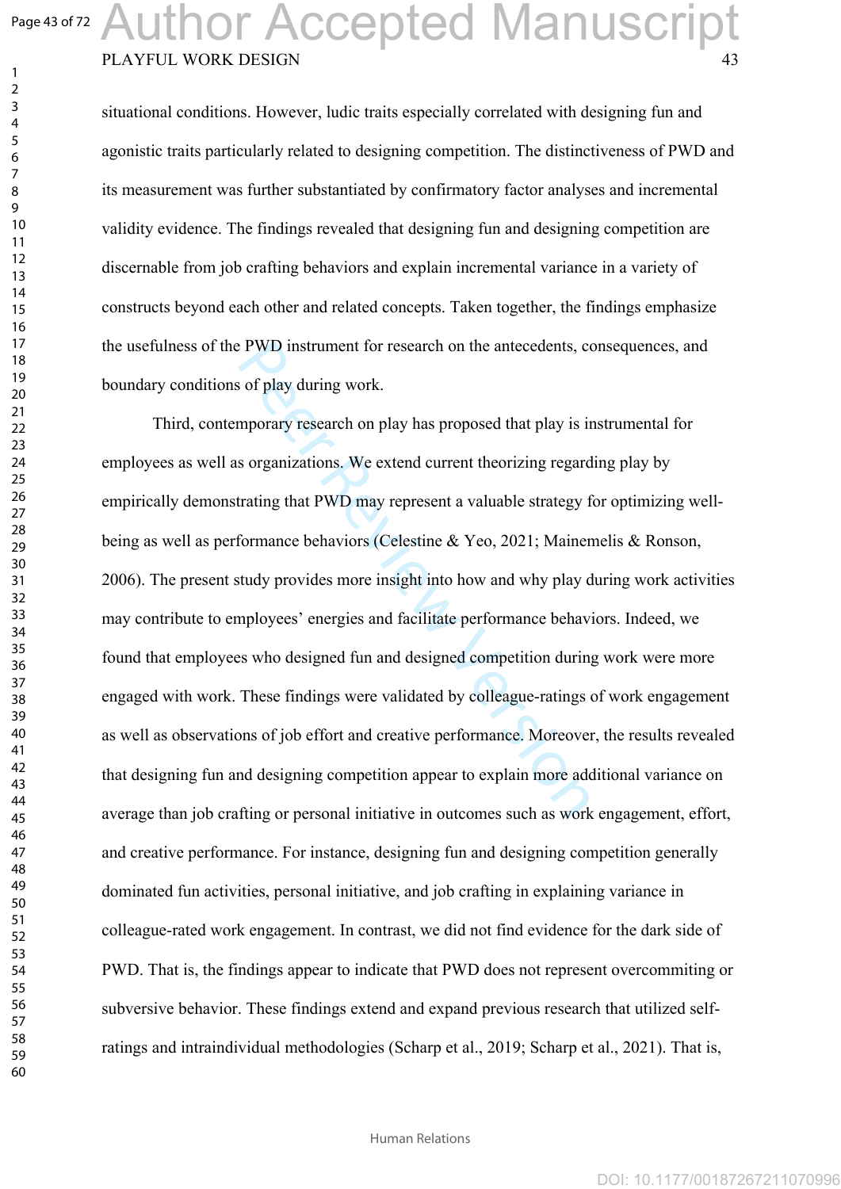situational conditions. However, ludic traits especially correlated with designing fun and agonistic traits particularly related to designing competition. The distinctiveness of PWD and its measurement was further substantiated by confirmatory factor analyses and incremental validity evidence. The findings revealed that designing fun and designing competition are discernable from job crafting behaviors and explain incremental variance in a variety of constructs beyond each other and related concepts. Taken together, the findings emphasize the usefulness of the PWD instrument for research on the antecedents, consequences, and boundary conditions of play during work.

Third, contemporary research on play has proposed that play is instrumental for employees as well as organizations. We extend current theorizing regarding play by empirically demonstrating that PWD may represent a valuable strategy for optimizing well-being as well as performance behaviors (Celestine & Yeo, 2021; Mainemelis & Ronson, 2006). The present study provides more insight into how and why play during work activities may contribute to employees' energies and facilitate performance behaviors. Indeed, we found that employees who designed fun and designed competition during work were more engaged with work. These findings were validated by colleague-ratings of work engagement as well as observations of job effort and creative performance. Moreover, the results revealed that designing fun and designing competition appear to explain more additional variance on average than job crafting or personal initiative in outcomes such as work engagement, effort, and creative performance. For instance, designing fun and designing competition generally dominated fun activities, personal initiative, and job crafting in explaining variance in colleague-rated work engagement. In contrast, we did not find evidence for the dark side of PWD. That is, the findings appear to indicate that PWD does not represent overcommiting or subversive behavior. These findings extend and expand previous research that utilized self-ratings and intraindividual methodologies (Scharp et al., 2019; Scharp et al., 2021). That is,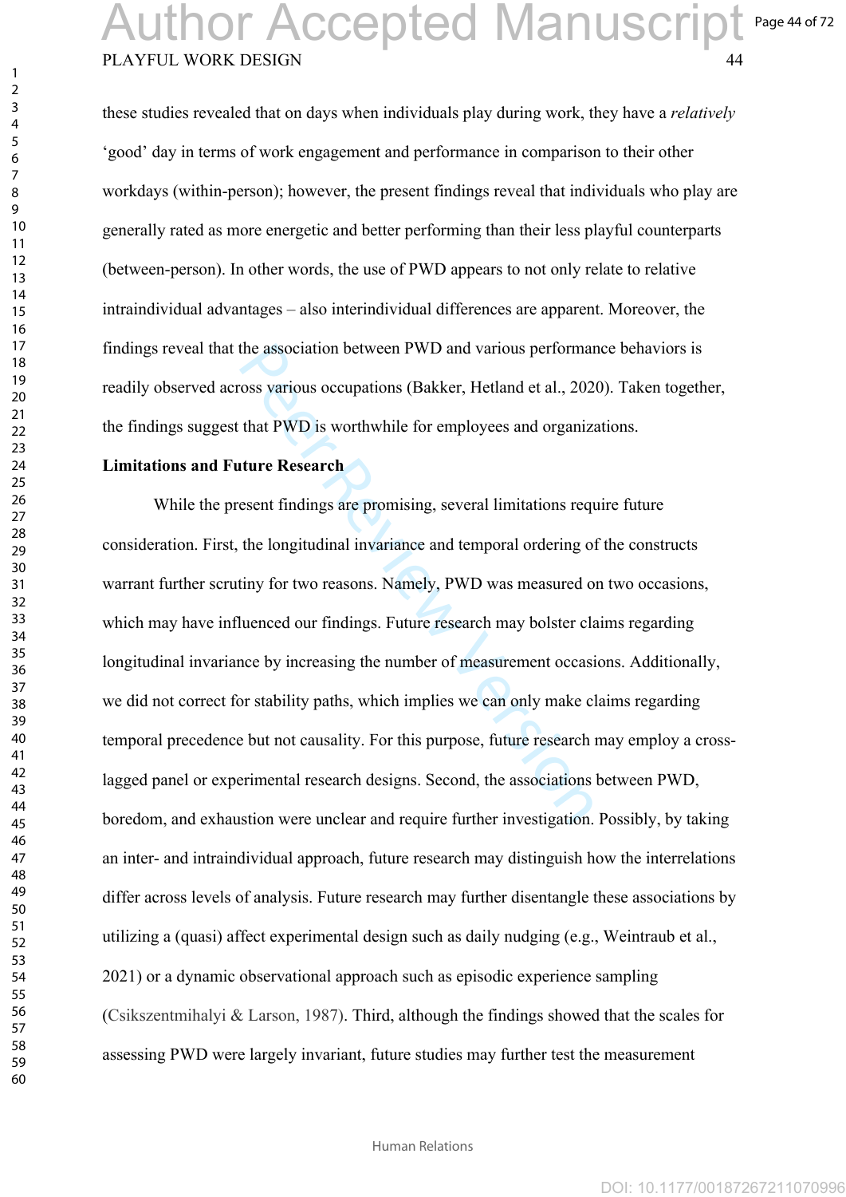these studies revealed that on days when individuals play during work, they have a *relatively* 'good' day in terms of work engagement and performance in comparison to their other workdays (within-person); however, the present findings reveal that individuals who play are generally rated as more energetic and better performing than their less playful counterparts (between-person). In other words, the use of PWD appears to not only relate to relative intraindividual advantages – also interindividual differences are apparent. Moreover, the findings reveal that the association between PWD and various performance behaviors is readily observed across various occupations (Bakker, Hetland et al., 2020). Taken together, the findings suggest that PWD is worthwhile for employees and organizations.

**Limitations and Future Research**

While the present findings are promising, several limitations require future consideration. First, the longitudinal invariance and temporal ordering of the constructs warrant further scrutiny for two reasons. Namely, PWD was measured on two occasions, which may have influenced our findings. Future research may bolster claims regarding longitudinal invariance by increasing the number of measurement occasions. Additionally, we did not correct for stability paths, which implies we can only make claims regarding temporal precedence but not causality. For this purpose, future research may employ a cross-lagged panel or experimental research designs. Second, the associations between PWD, boredom, and exhaustion were unclear and require further investigation. Possibly, by taking an inter- and intraindividual approach, future research may distinguish how the interrelations differ across levels of analysis. Future research may further disentangle these associations by utilizing a (quasi) affect experimental design such as daily nudging (e.g., Weintraub et al., 2021) or a dynamic observational approach such as episodic experience sampling (Csikszentmihalyi & Larson, 1987). Third, although the findings showed that the scales for assessing PWD were largely invariant, future studies may further test the measurement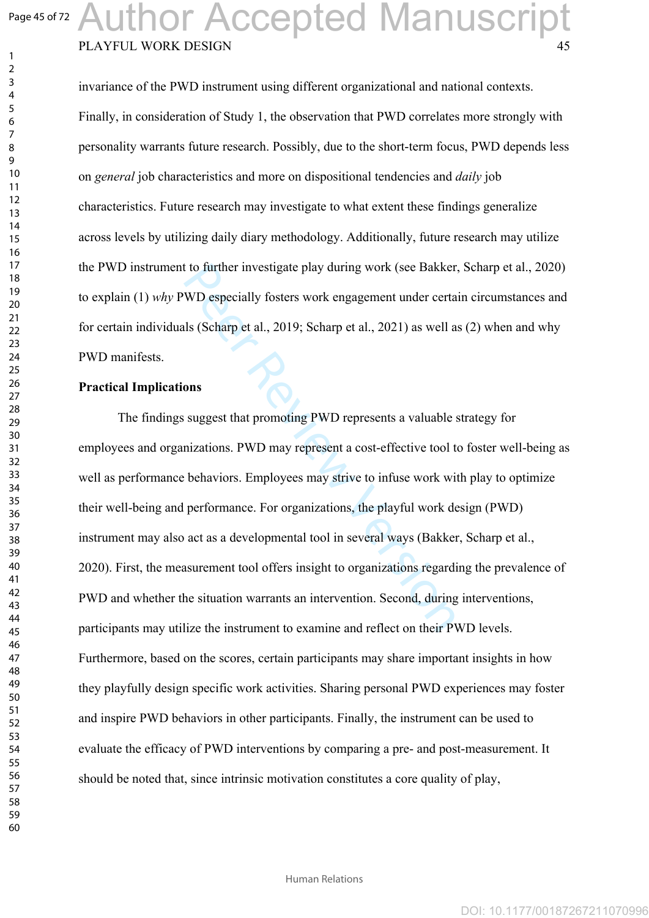invariance of the PWD instrument using different organizational and national contexts. Finally, in consideration of Study 1, the observation that PWD correlates more strongly with personality warrants future research. Possibly, due to the short-term focus, PWD depends less on *general* job characteristics and more on dispositional tendencies and *daily* job characteristics. Future research may investigate to what extent these findings generalize across levels by utilizing daily diary methodology. Additionally, future research may utilize the PWD instrument to further investigate play during work (see Bakker, Scharp et al., 2020) to explain (1) *why* PWD especially fosters work engagement under certain circumstances and for certain individuals (Scharp et al., 2019; Scharp et al., 2021) as well as (2) when and why PWD manifests.

**Practical Implications**

The findings suggest that promoting PWD represents a valuable strategy for employees and organizations. PWD may represent a cost-effective tool to foster well-being as well as performance behaviors. Employees may strive to infuse work with play to optimize their well-being and performance. For organizations, the playful work design (PWD) instrument may also act as a developmental tool in several ways (Bakker, Scharp et al., 2020). First, the measurement tool offers insight to organizations regarding the prevalence of PWD and whether the situation warrants an intervention. Second, during interventions, participants may utilize the instrument to examine and reflect on their PWD levels. Furthermore, based on the scores, certain participants may share important insights in how they playfully design specific work activities. Sharing personal PWD experiences may foster and inspire PWD behaviors in other participants. Finally, the instrument can be used to evaluate the efficacy of PWD interventions by comparing a pre- and post-measurement. It should be noted that, since intrinsic motivation constitutes a core quality of play,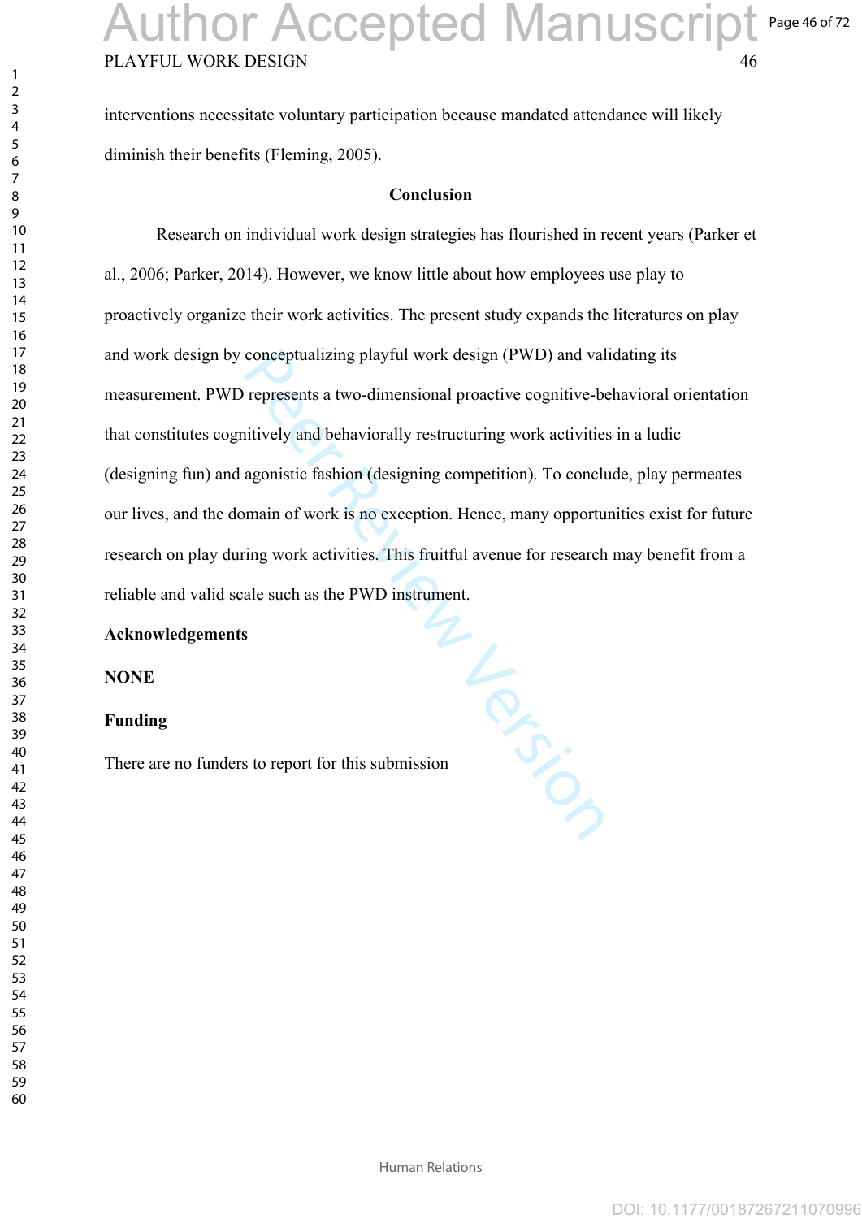interventions necessitate voluntary participation because mandated attendance will likely diminish their benefits (Fleming, 2005).

## Conclusion

Research on individual work design strategies has flourished in recent years (Parker et al., 2006; Parker, 2014). However, we know little about how employees use play to proactively organize their work activities. The present study expands the literatures on play and work design by conceptualizing playful work design (PWD) and validating its measurement. PWD represents a two-dimensional proactive cognitive-behavioral orientation that constitutes cognitively and behaviorally restructuring work activities in a ludic (designing fun) and agonistic fashion (designing competition). To conclude, play permeates our lives, and the domain of work is no exception. Hence, many opportunities exist for future research on play during work activities. This fruitful avenue for research may benefit from a reliable and valid scale such as the PWD instrument.

**Acknowledgements**

**NONE**

**Funding**

There are no funders to report for this submission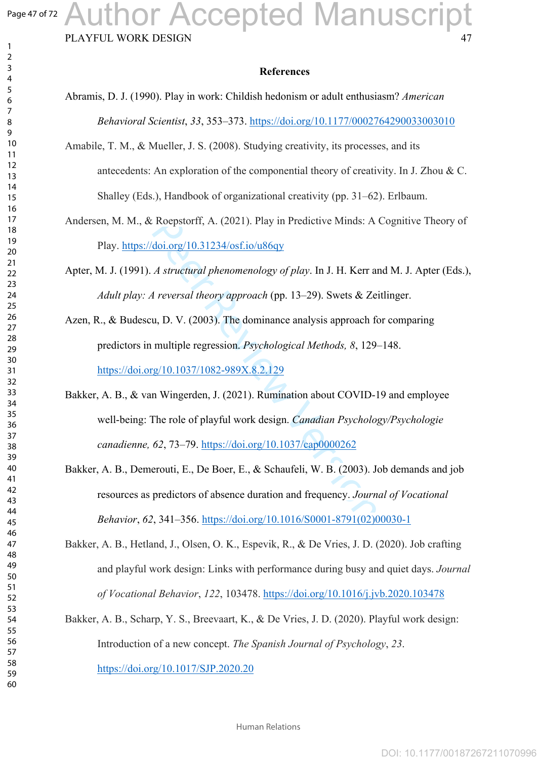## References

Abramis, D. J. (1990). Play in work: Childish hedonism or adult enthusiasm? *American Behavioral Scientist*, *33*, 353–373. https://doi.org/10.1177/0002764290033003010

Amabile, T. M., & Mueller, J. S. (2008). Studying creativity, its processes, and its antecedents: An exploration of the componential theory of creativity. In J. Zhou & C. Shalley (Eds.), Handbook of organizational creativity (pp. 31–62). Erlbaum.

Andersen, M. M., & Roepstorff, A. (2021). Play in Predictive Minds: A Cognitive Theory of Play. https://doi.org/10.31234/osf.io/u86qy

Apter, M. J. (1991). *A structural phenomenology of play*. In J. H. Kerr and M. J. Apter (Eds.), *Adult play: A reversal theory approach* (pp. 13–29). Swets & Zeitlinger.

Azen, R., & Budescu, D. V. (2003). The dominance analysis approach for comparing predictors in multiple regression. *Psychological Methods, 8*, 129–148. https://doi.org/10.1037/1082-989X.8.2.129

Bakker, A. B., & van Wingerden, J. (2021). Rumination about COVID-19 and employee well-being: The role of playful work design. *Canadian Psychology/Psychologie canadienne, 62*, 73–79. https://doi.org/10.1037/cap0000262

Bakker, A. B., Demerouti, E., De Boer, E., & Schaufeli, W. B. (2003). Job demands and job resources as predictors of absence duration and frequency. *Journal of Vocational Behavior*, *62*, 341–356. https://doi.org/10.1016/S0001-8791(02)00030-1

Bakker, A. B., Hetland, J., Olsen, O. K., Espevik, R., & De Vries, J. D. (2020). Job crafting and playful work design: Links with performance during busy and quiet days. *Journal of Vocational Behavior*, *122*, 103478. https://doi.org/10.1016/j.jvb.2020.103478

Bakker, A. B., Scharp, Y. S., Breevaart, K., & De Vries, J. D. (2020). Playful work design: Introduction of a new concept. *The Spanish Journal of Psychology*, *23*. https://doi.org/10.1017/SJP.2020.20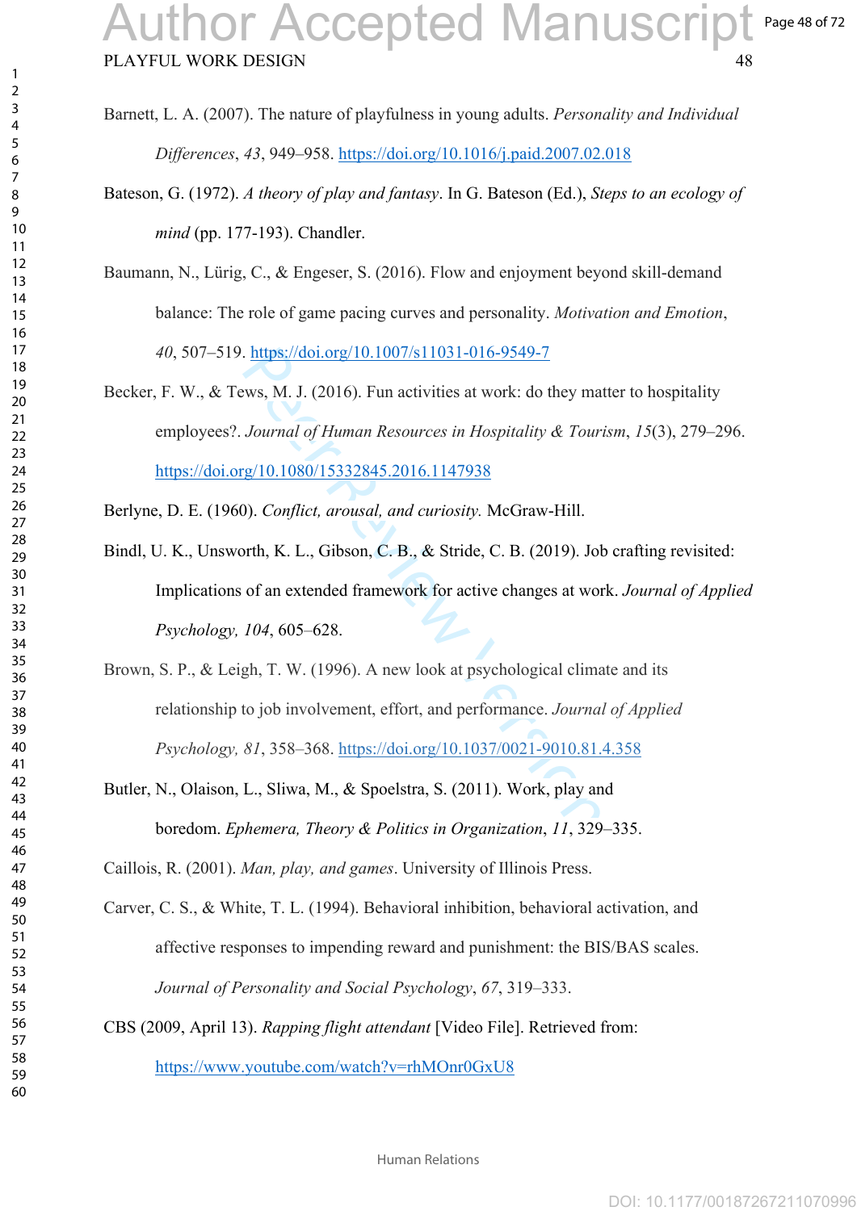Barnett, L. A. (2007). The nature of playfulness in young adults. *Personality and Individual Differences*, *43*, 949–958. https://doi.org/10.1016/j.paid.2007.02.018

Bateson, G. (1972). *A theory of play and fantasy*. In G. Bateson (Ed.), *Steps to an ecology of mind* (pp. 177-193). Chandler.

Baumann, N., Lürig, C., & Engeser, S. (2016). Flow and enjoyment beyond skill-demand balance: The role of game pacing curves and personality. *Motivation and Emotion*, *40*, 507–519. https://doi.org/10.1007/s11031-016-9549-7

Becker, F. W., & Tews, M. J. (2016). Fun activities at work: do they matter to hospitality employees?. *Journal of Human Resources in Hospitality & Tourism*, *15*(3), 279–296. https://doi.org/10.1080/15332845.2016.1147938

Berlyne, D. E. (1960). *Conflict, arousal, and curiosity.* McGraw-Hill.

Bindl, U. K., Unsworth, K. L., Gibson, C. B., & Stride, C. B. (2019). Job crafting revisited: Implications of an extended framework for active changes at work. *Journal of Applied Psychology, 104*, 605–628.

Brown, S. P., & Leigh, T. W. (1996). A new look at psychological climate and its relationship to job involvement, effort, and performance. *Journal of Applied Psychology, 81*, 358–368. https://doi.org/10.1037/0021-9010.81.4.358

Butler, N., Olaison, L., Sliwa, M., & Spoelstra, S. (2011). Work, play and boredom. *Ephemera, Theory & Politics in Organization*, *11*, 329–335.

Caillois, R. (2001). *Man, play, and games*. University of Illinois Press.

Carver, C. S., & White, T. L. (1994). Behavioral inhibition, behavioral activation, and affective responses to impending reward and punishment: the BIS/BAS scales. *Journal of Personality and Social Psychology*, *67*, 319–333.

CBS (2009, April 13). *Rapping flight attendant* [Video File]. Retrieved from: https://www.youtube.com/watch?v=rhMOnr0GxU8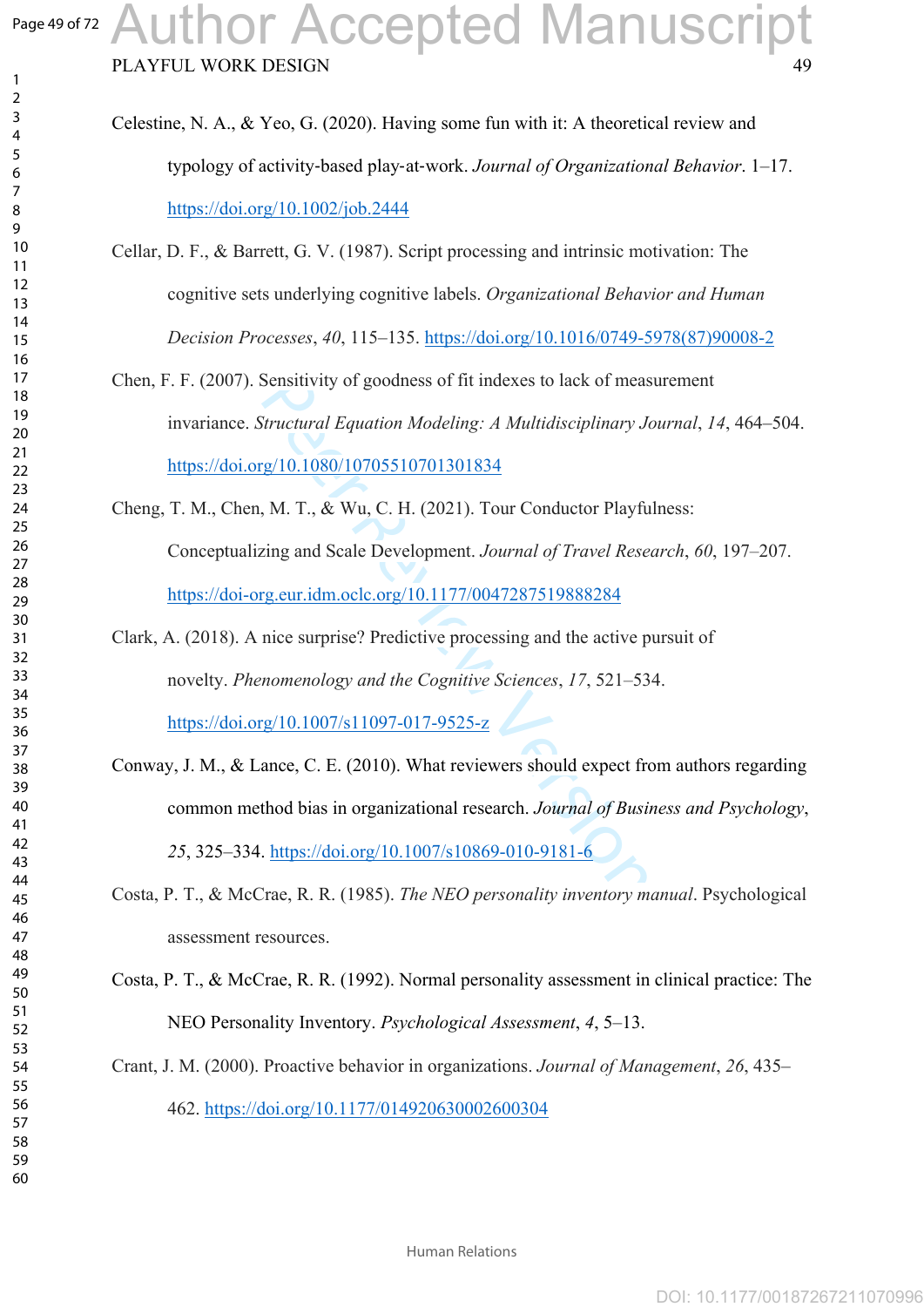Celestine, N. A., & Yeo, G. (2020). Having some fun with it: A theoretical review and typology of activity-based play-at-work. *Journal of Organizational Behavior*. 1–17. https://doi.org/10.1002/job.2444

Cellar, D. F., & Barrett, G. V. (1987). Script processing and intrinsic motivation: The cognitive sets underlying cognitive labels. *Organizational Behavior and Human Decision Processes*, *40*, 115–135. https://doi.org/10.1016/0749-5978(87)90008-2

Chen, F. F. (2007). Sensitivity of goodness of fit indexes to lack of measurement invariance. *Structural Equation Modeling: A Multidisciplinary Journal*, *14*, 464–504. https://doi.org/10.1080/10705510701301834

Cheng, T. M., Chen, M. T., & Wu, C. H. (2021). Tour Conductor Playfulness: Conceptualizing and Scale Development. *Journal of Travel Research*, *60*, 197–207. https://doi-org.eur.idm.oclc.org/10.1177/0047287519888284

Clark, A. (2018). A nice surprise? Predictive processing and the active pursuit of novelty. *Phenomenology and the Cognitive Sciences*, *17*, 521–534. https://doi.org/10.1007/s11097-017-9525-z

Conway, J. M., & Lance, C. E. (2010). What reviewers should expect from authors regarding common method bias in organizational research. *Journal of Business and Psychology*, *25*, 325–334. https://doi.org/10.1007/s10869-010-9181-6

Costa, P. T., & McCrae, R. R. (1985). *The NEO personality inventory manual*. Psychological assessment resources.

Costa, P. T., & McCrae, R. R. (1992). Normal personality assessment in clinical practice: The NEO Personality Inventory. *Psychological Assessment*, *4*, 5–13.

Crant, J. M. (2000). Proactive behavior in organizations. *Journal of Management*, *26*, 435–462. https://doi.org/10.1177/014920630002600304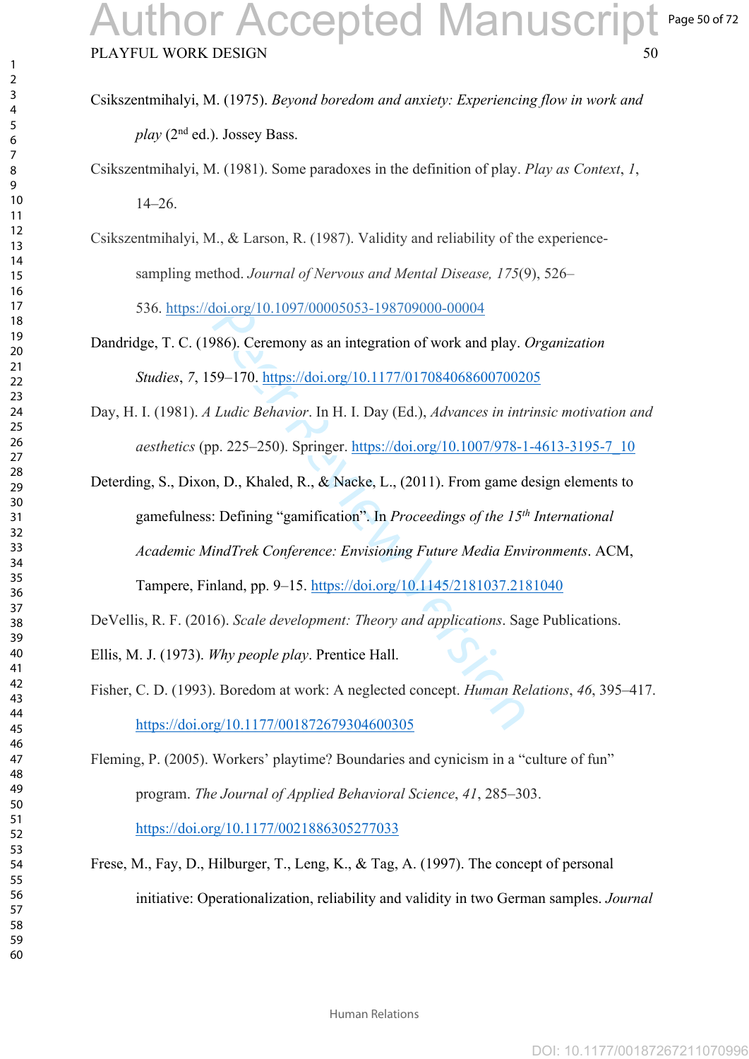Csikszentmihalyi, M. (1975). *Beyond boredom and anxiety: Experiencing flow in work and play* (2nd ed.). Jossey Bass.

Csikszentmihalyi, M. (1981). Some paradoxes in the definition of play. *Play as Context*, *1*, 14–26.

Csikszentmihalyi, M., & Larson, R. (1987). Validity and reliability of the experience-sampling method. *Journal of Nervous and Mental Disease, 175*(9), 526–536. https://doi.org/10.1097/00005053-198709000-00004

Dandridge, T. C. (1986). Ceremony as an integration of work and play. *Organization Studies*, *7*, 159–170. https://doi.org/10.1177/017084068600700205

Day, H. I. (1981). *A Ludic Behavior*. In H. I. Day (Ed.), *Advances in intrinsic motivation and aesthetics* (pp. 225–250). Springer. https://doi.org/10.1007/978-1-4613-3195-7_10

Deterding, S., Dixon, D., Khaled, R., & Nacke, L., (2011). From game design elements to gamefulness: Defining "gamification". In *Proceedings of the 15th International Academic MindTrek Conference: Envisioning Future Media Environments*. ACM, Tampere, Finland, pp. 9–15. https://doi.org/10.1145/2181037.2181040

DeVellis, R. F. (2016). *Scale development: Theory and applications*. Sage Publications.

Ellis, M. J. (1973). *Why people play*. Prentice Hall.

Fisher, C. D. (1993). Boredom at work: A neglected concept. *Human Relations*, *46*, 395–417. https://doi.org/10.1177/001872679304600305

Fleming, P. (2005). Workers' playtime? Boundaries and cynicism in a "culture of fun" program. *The Journal of Applied Behavioral Science*, *41*, 285–303. https://doi.org/10.1177/0021886305277033

Frese, M., Fay, D., Hilburger, T., Leng, K., & Tag, A. (1997). The concept of personal initiative: Operationalization, reliability and validity in two German samples. *Journal*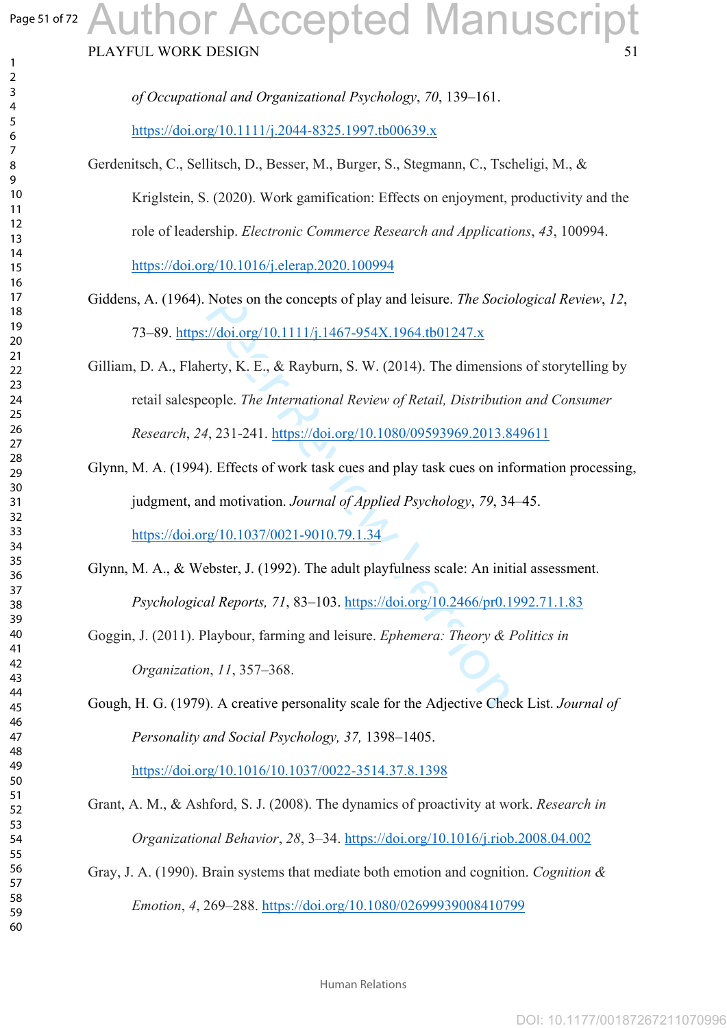*of Occupational and Organizational Psychology*, *70*, 139–161. https://doi.org/10.1111/j.2044-8325.1997.tb00639.x

Gerdenitsch, C., Sellitsch, D., Besser, M., Burger, S., Stegmann, C., Tscheligi, M., & Kriglstein, S. (2020). Work gamification: Effects on enjoyment, productivity and the role of leadership. *Electronic Commerce Research and Applications*, *43*, 100994. https://doi.org/10.1016/j.elerap.2020.100994

Giddens, A. (1964). Notes on the concepts of play and leisure. *The Sociological Review*, *12*, 73–89. https://doi.org/10.1111/j.1467-954X.1964.tb01247.x

Gilliam, D. A., Flaherty, K. E., & Rayburn, S. W. (2014). The dimensions of storytelling by retail salespeople. *The International Review of Retail, Distribution and Consumer Research*, *24*, 231-241. https://doi.org/10.1080/09593969.2013.849611

Glynn, M. A. (1994). Effects of work task cues and play task cues on information processing, judgment, and motivation. *Journal of Applied Psychology*, *79*, 34–45. https://doi.org/10.1037/0021-9010.79.1.34

Glynn, M. A., & Webster, J. (1992). The adult playfulness scale: An initial assessment. *Psychological Reports, 71*, 83–103. https://doi.org/10.2466/pr0.1992.71.1.83

Goggin, J. (2011). Playbour, farming and leisure. *Ephemera: Theory & Politics in Organization*, *11*, 357–368.

Gough, H. G. (1979). A creative personality scale for the Adjective Check List. *Journal of Personality and Social Psychology, 37,* 1398–1405. https://doi.org/10.1016/10.1037/0022-3514.37.8.1398

Grant, A. M., & Ashford, S. J. (2008). The dynamics of proactivity at work. *Research in Organizational Behavior*, *28*, 3–34. https://doi.org/10.1016/j.riob.2008.04.002

Gray, J. A. (1990). Brain systems that mediate both emotion and cognition. *Cognition & Emotion*, *4*, 269–288. https://doi.org/10.1080/02699939008410799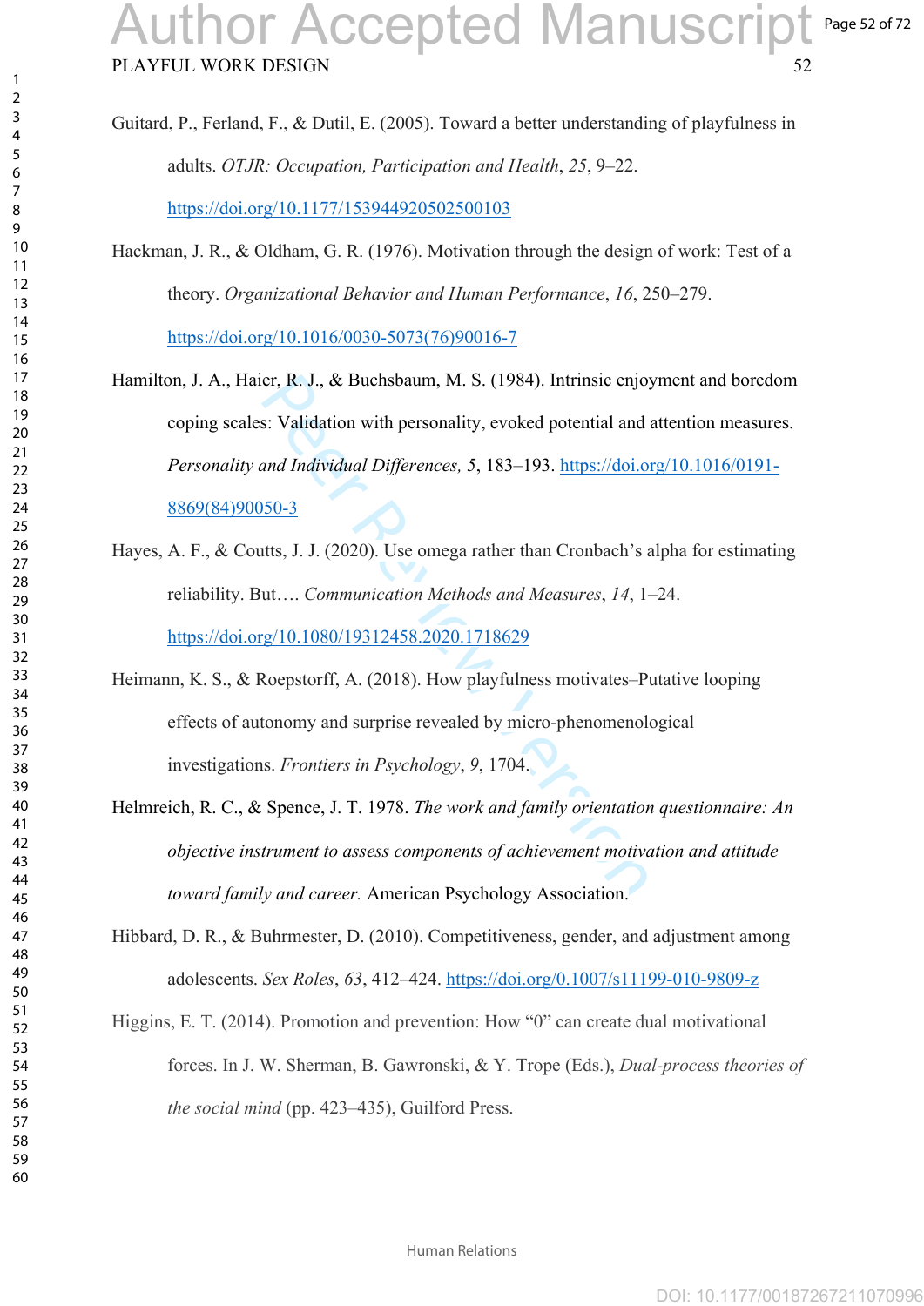Guitard, P., Ferland, F., & Dutil, E. (2005). Toward a better understanding of playfulness in adults. *OTJR: Occupation, Participation and Health*, *25*, 9–22. https://doi.org/10.1177/153944920502500103

Hackman, J. R., & Oldham, G. R. (1976). Motivation through the design of work: Test of a theory. *Organizational Behavior and Human Performance*, *16*, 250–279. https://doi.org/10.1016/0030-5073(76)90016-7

Hamilton, J. A., Haier, R. J., & Buchsbaum, M. S. (1984). Intrinsic enjoyment and boredom coping scales: Validation with personality, evoked potential and attention measures. *Personality and Individual Differences, 5*, 183–193. https://doi.org/10.1016/0191-8869(84)90050-3

Hayes, A. F., & Coutts, J. J. (2020). Use omega rather than Cronbach's alpha for estimating reliability. But…. *Communication Methods and Measures*, *14*, 1–24. https://doi.org/10.1080/19312458.2020.1718629

Heimann, K. S., & Roepstorff, A. (2018). How playfulness motivates–Putative looping effects of autonomy and surprise revealed by micro-phenomenological investigations. *Frontiers in Psychology*, *9*, 1704.

Helmreich, R. C., & Spence, J. T. 1978. *The work and family orientation questionnaire: An objective instrument to assess components of achievement motivation and attitude toward family and career.* American Psychology Association.

Hibbard, D. R., & Buhrmester, D. (2010). Competitiveness, gender, and adjustment among adolescents. *Sex Roles*, *63*, 412–424. https://doi.org/0.1007/s11199-010-9809-z

Higgins, E. T. (2014). Promotion and prevention: How "0" can create dual motivational forces. In J. W. Sherman, B. Gawronski, & Y. Trope (Eds.), *Dual-process theories of the social mind* (pp. 423–435), Guilford Press.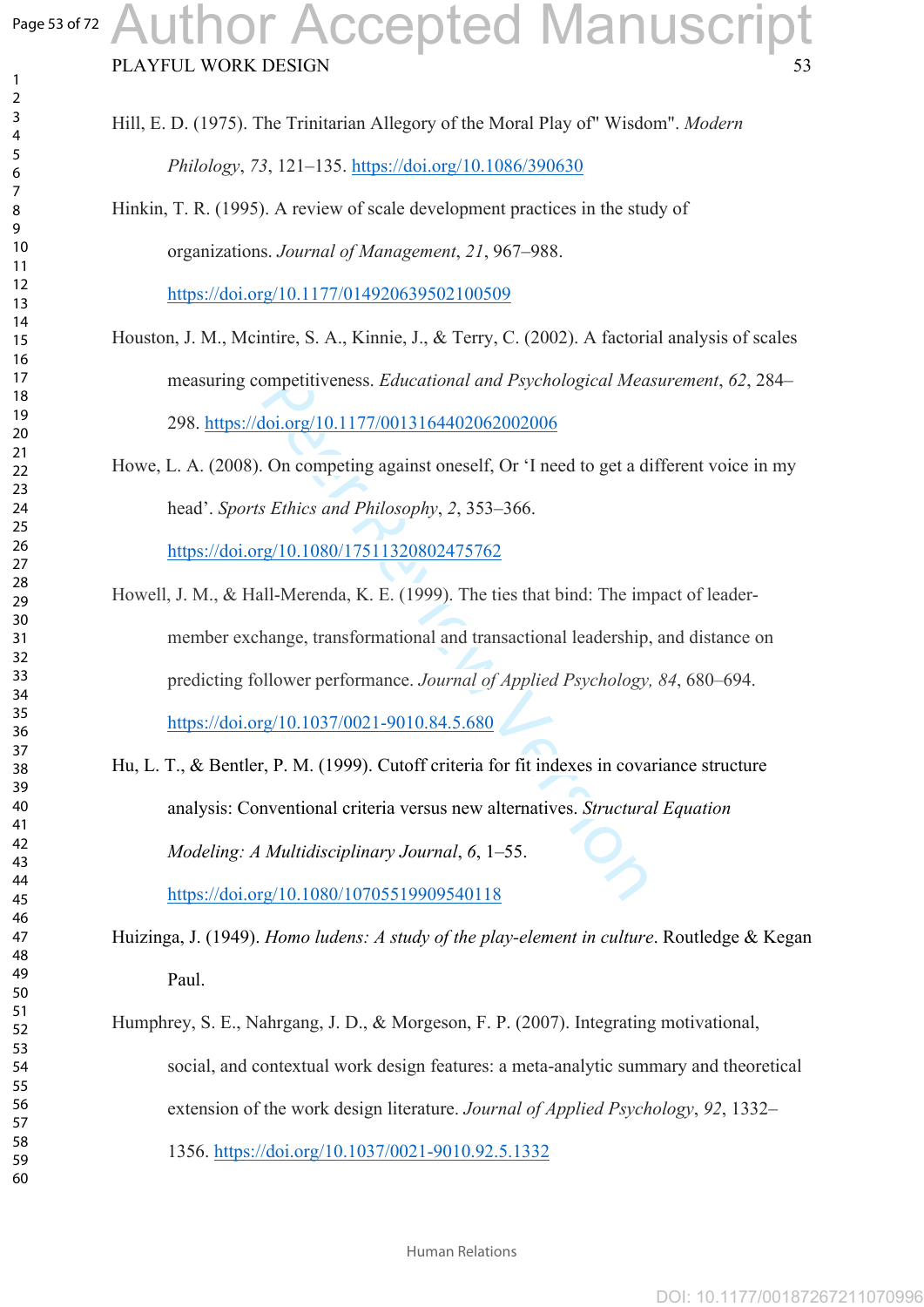Hill, E. D. (1975). The Trinitarian Allegory of the Moral Play of" Wisdom". *Modern Philology*, *73*, 121–135. https://doi.org/10.1086/390630

Hinkin, T. R. (1995). A review of scale development practices in the study of organizations. *Journal of Management*, *21*, 967–988. https://doi.org/10.1177/014920639502100509

Houston, J. M., Mcintire, S. A., Kinnie, J., & Terry, C. (2002). A factorial analysis of scales measuring competitiveness. *Educational and Psychological Measurement*, *62*, 284–298. https://doi.org/10.1177/0013164402062002006

Howe, L. A. (2008). On competing against oneself, Or 'I need to get a different voice in my head'. *Sports Ethics and Philosophy*, *2*, 353–366. https://doi.org/10.1080/17511320802475762

Howell, J. M., & Hall-Merenda, K. E. (1999). The ties that bind: The impact of leader-member exchange, transformational and transactional leadership, and distance on predicting follower performance. *Journal of Applied Psychology, 84*, 680–694. https://doi.org/10.1037/0021-9010.84.5.680

Hu, L. T., & Bentler, P. M. (1999). Cutoff criteria for fit indexes in covariance structure analysis: Conventional criteria versus new alternatives. *Structural Equation Modeling: A Multidisciplinary Journal*, *6*, 1–55. https://doi.org/10.1080/10705519909540118

Huizinga, J. (1949). *Homo ludens: A study of the play-element in culture*. Routledge & Kegan Paul.

Humphrey, S. E., Nahrgang, J. D., & Morgeson, F. P. (2007). Integrating motivational, social, and contextual work design features: a meta-analytic summary and theoretical extension of the work design literature. *Journal of Applied Psychology*, *92*, 1332–1356. https://doi.org/10.1037/0021-9010.92.5.1332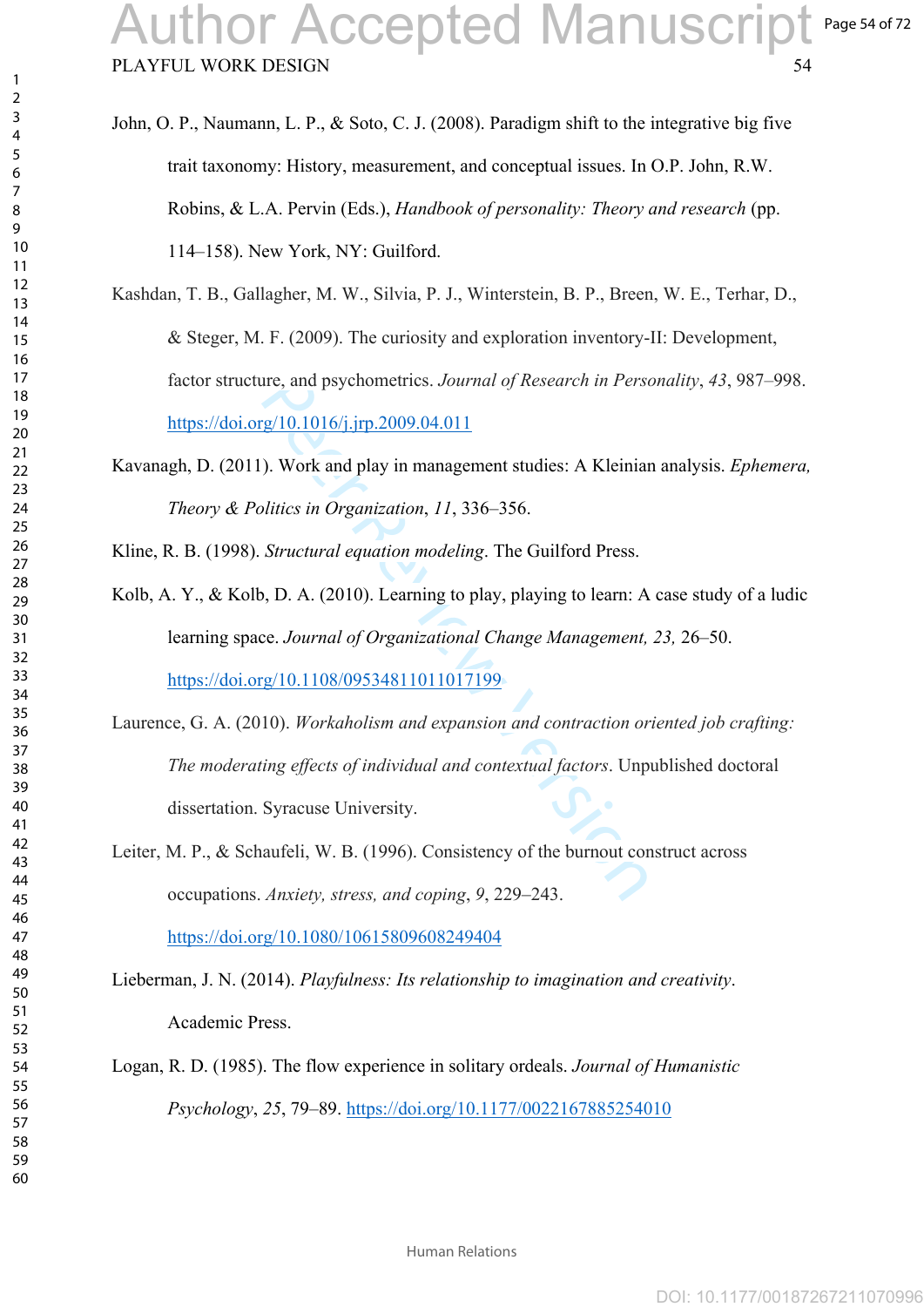John, O. P., Naumann, L. P., & Soto, C. J. (2008). Paradigm shift to the integrative big five trait taxonomy: History, measurement, and conceptual issues. In O.P. John, R.W. Robins, & L.A. Pervin (Eds.), *Handbook of personality: Theory and research* (pp. 114–158). New York, NY: Guilford.

Kashdan, T. B., Gallagher, M. W., Silvia, P. J., Winterstein, B. P., Breen, W. E., Terhar, D., & Steger, M. F. (2009). The curiosity and exploration inventory-II: Development, factor structure, and psychometrics. *Journal of Research in Personality*, *43*, 987–998. https://doi.org/10.1016/j.jrp.2009.04.011

Kavanagh, D. (2011). Work and play in management studies: A Kleinian analysis. *Ephemera, Theory & Politics in Organization*, *11*, 336–356.

Kline, R. B. (1998). *Structural equation modeling*. The Guilford Press.

Kolb, A. Y., & Kolb, D. A. (2010). Learning to play, playing to learn: A case study of a ludic learning space. *Journal of Organizational Change Management, 23,* 26–50. https://doi.org/10.1108/09534811011017199

Laurence, G. A. (2010). *Workaholism and expansion and contraction oriented job crafting: The moderating effects of individual and contextual factors*. Unpublished doctoral dissertation. Syracuse University.

Leiter, M. P., & Schaufeli, W. B. (1996). Consistency of the burnout construct across occupations. *Anxiety, stress, and coping*, *9*, 229–243. https://doi.org/10.1080/10615809608249404

Lieberman, J. N. (2014). *Playfulness: Its relationship to imagination and creativity*. Academic Press.

Logan, R. D. (1985). The flow experience in solitary ordeals. *Journal of Humanistic Psychology*, *25*, 79–89. https://doi.org/10.1177/0022167885254010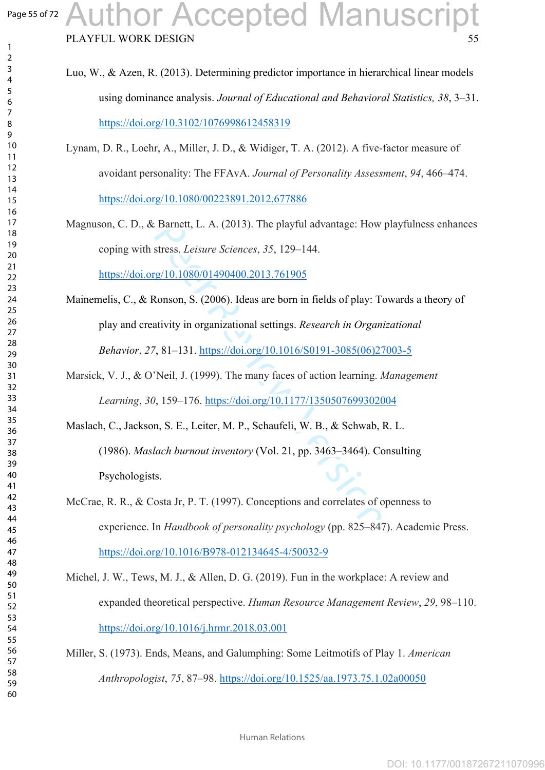Luo, W., & Azen, R. (2013). Determining predictor importance in hierarchical linear models using dominance analysis. *Journal of Educational and Behavioral Statistics, 38*, 3–31. https://doi.org/10.3102/1076998612458319

Lynam, D. R., Loehr, A., Miller, J. D., & Widiger, T. A. (2012). A five-factor measure of avoidant personality: The FFAvA. *Journal of Personality Assessment*, *94*, 466–474. https://doi.org/10.1080/00223891.2012.677886

Magnuson, C. D., & Barnett, L. A. (2013). The playful advantage: How playfulness enhances coping with stress. *Leisure Sciences*, *35*, 129–144. https://doi.org/10.1080/01490400.2013.761905

Mainemelis, C., & Ronson, S. (2006). Ideas are born in fields of play: Towards a theory of play and creativity in organizational settings. *Research in Organizational Behavior*, *27*, 81–131. https://doi.org/10.1016/S0191-3085(06)27003-5

Marsick, V. J., & O'Neil, J. (1999). The many faces of action learning. *Management Learning*, *30*, 159–176. https://doi.org/10.1177/1350507699302004

Maslach, C., Jackson, S. E., Leiter, M. P., Schaufeli, W. B., & Schwab, R. L. (1986). *Maslach burnout inventory* (Vol. 21, pp. 3463–3464). Consulting Psychologists.

McCrae, R. R., & Costa Jr, P. T. (1997). Conceptions and correlates of openness to experience. In *Handbook of personality psychology* (pp. 825–847). Academic Press. https://doi.org/10.1016/B978-012134645-4/50032-9

Michel, J. W., Tews, M. J., & Allen, D. G. (2019). Fun in the workplace: A review and expanded theoretical perspective. *Human Resource Management Review*, *29*, 98–110. https://doi.org/10.1016/j.hrmr.2018.03.001

Miller, S. (1973). Ends, Means, and Galumphing: Some Leitmotifs of Play 1. *American Anthropologist*, *75*, 87–98. https://doi.org/10.1525/aa.1973.75.1.02a00050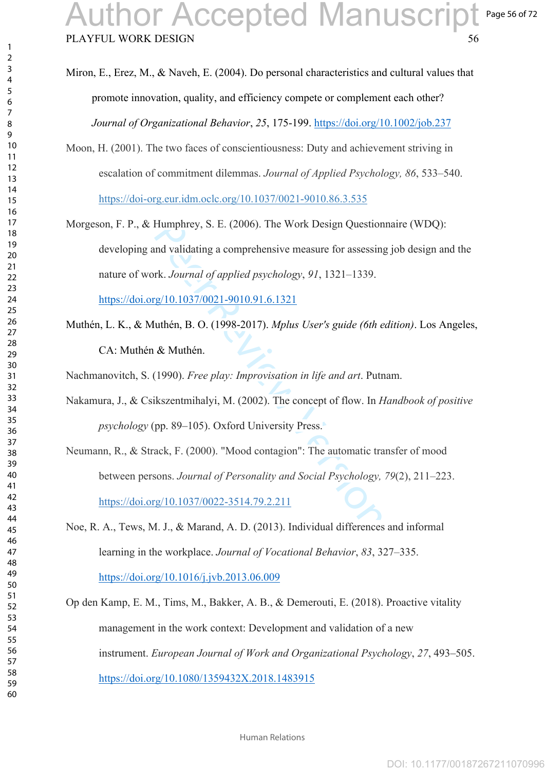Miron, E., Erez, M., & Naveh, E. (2004). Do personal characteristics and cultural values that promote innovation, quality, and efficiency compete or complement each other? *Journal of Organizational Behavior*, *25*, 175-199. https://doi.org/10.1002/job.237

Moon, H. (2001). The two faces of conscientiousness: Duty and achievement striving in escalation of commitment dilemmas. *Journal of Applied Psychology, 86*, 533–540. https://doi-org.eur.idm.oclc.org/10.1037/0021-9010.86.3.535

Morgeson, F. P., & Humphrey, S. E. (2006). The Work Design Questionnaire (WDQ): developing and validating a comprehensive measure for assessing job design and the nature of work. *Journal of applied psychology*, *91*, 1321–1339. https://doi.org/10.1037/0021-9010.91.6.1321

Muthén, L. K., & Muthén, B. O. (1998-2017). *Mplus User's guide (6th edition)*. Los Angeles, CA: Muthén & Muthén.

Nachmanovitch, S. (1990). *Free play: Improvisation in life and art*. Putnam.

Nakamura, J., & Csikszentmihalyi, M. (2002). The concept of flow. In *Handbook of positive psychology* (pp. 89–105). Oxford University Press.

Neumann, R., & Strack, F. (2000). "Mood contagion": The automatic transfer of mood between persons. *Journal of Personality and Social Psychology, 79*(2), 211–223. https://doi.org/10.1037/0022-3514.79.2.211

Noe, R. A., Tews, M. J., & Marand, A. D. (2013). Individual differences and informal learning in the workplace. *Journal of Vocational Behavior*, *83*, 327–335. https://doi.org/10.1016/j.jvb.2013.06.009

Op den Kamp, E. M., Tims, M., Bakker, A. B., & Demerouti, E. (2018). Proactive vitality management in the work context: Development and validation of a new instrument. *European Journal of Work and Organizational Psychology*, *27*, 493–505. https://doi.org/10.1080/1359432X.2018.1483915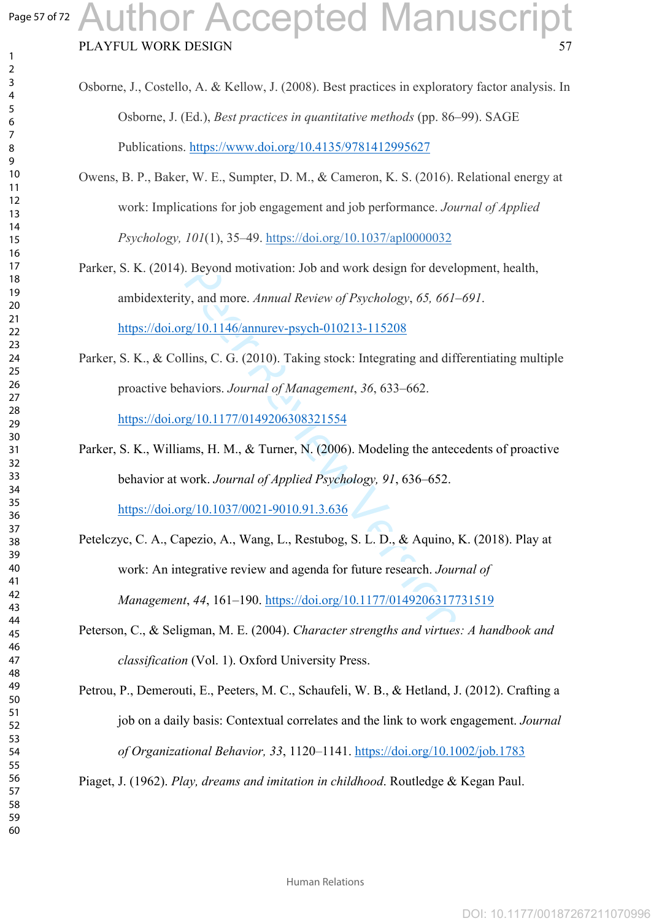Osborne, J., Costello, A. & Kellow, J. (2008). Best practices in exploratory factor analysis. In Osborne, J. (Ed.), *Best practices in quantitative methods* (pp. 86–99). SAGE Publications. https://www.doi.org/10.4135/9781412995627

Owens, B. P., Baker, W. E., Sumpter, D. M., & Cameron, K. S. (2016). Relational energy at work: Implications for job engagement and job performance. *Journal of Applied Psychology, 101*(1), 35–49. https://doi.org/10.1037/apl0000032

Parker, S. K. (2014). Beyond motivation: Job and work design for development, health, ambidexterity, and more. *Annual Review of Psychology*, *65, 661–691*. https://doi.org/10.1146/annurev-psych-010213-115208

Parker, S. K., & Collins, C. G. (2010). Taking stock: Integrating and differentiating multiple proactive behaviors. *Journal of Management*, *36*, 633–662. https://doi.org/10.1177/0149206308321554

Parker, S. K., Williams, H. M., & Turner, N. (2006). Modeling the antecedents of proactive behavior at work. *Journal of Applied Psychology, 91*, 636–652. https://doi.org/10.1037/0021-9010.91.3.636

Petelczyc, C. A., Capezio, A., Wang, L., Restubog, S. L. D., & Aquino, K. (2018). Play at work: An integrative review and agenda for future research. *Journal of Management*, *44*, 161–190. https://doi.org/10.1177/0149206317731519

Peterson, C., & Seligman, M. E. (2004). *Character strengths and virtues: A handbook and classification* (Vol. 1). Oxford University Press.

Petrou, P., Demerouti, E., Peeters, M. C., Schaufeli, W. B., & Hetland, J. (2012). Crafting a job on a daily basis: Contextual correlates and the link to work engagement. *Journal of Organizational Behavior, 33*, 1120–1141. https://doi.org/10.1002/job.1783

Piaget, J. (1962). *Play, dreams and imitation in childhood*. Routledge & Kegan Paul.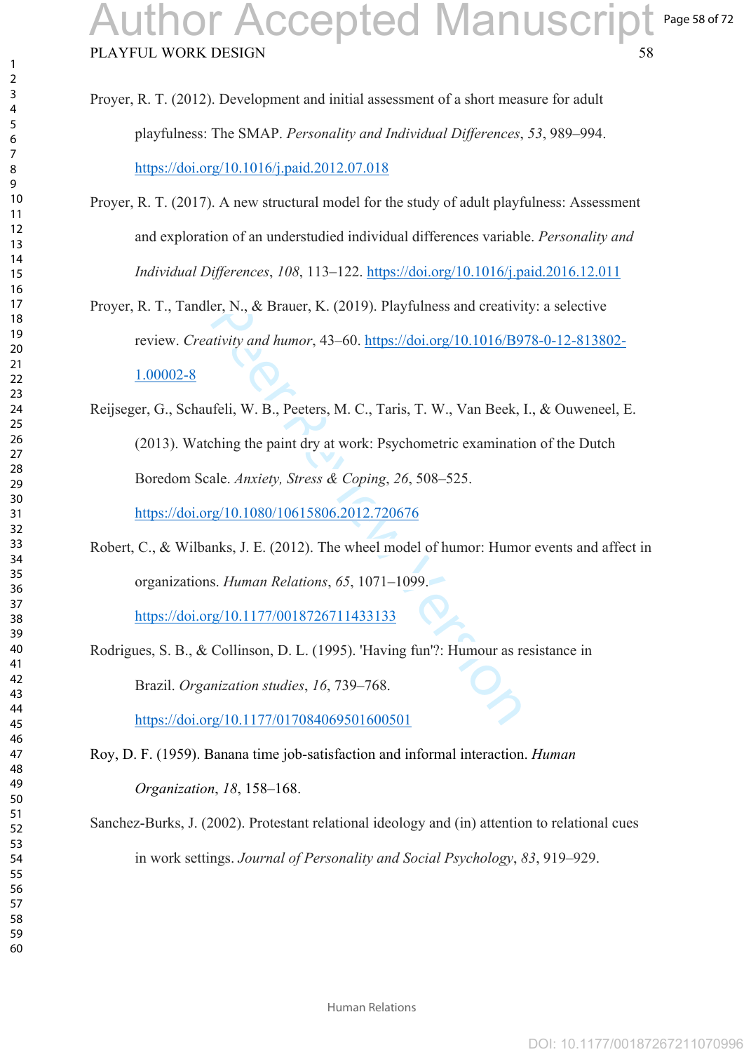Proyer, R. T. (2012). Development and initial assessment of a short measure for adult playfulness: The SMAP. *Personality and Individual Differences*, *53*, 989–994. https://doi.org/10.1016/j.paid.2012.07.018

Proyer, R. T. (2017). A new structural model for the study of adult playfulness: Assessment and exploration of an understudied individual differences variable. *Personality and Individual Differences*, *108*, 113–122. https://doi.org/10.1016/j.paid.2016.12.011

Proyer, R. T., Tandler, N., & Brauer, K. (2019). Playfulness and creativity: a selective review. *Creativity and humor*, 43–60. https://doi.org/10.1016/B978-0-12-813802-1.00002-8

Reijseger, G., Schaufeli, W. B., Peeters, M. C., Taris, T. W., Van Beek, I., & Ouweneel, E. (2013). Watching the paint dry at work: Psychometric examination of the Dutch Boredom Scale. *Anxiety, Stress & Coping*, *26*, 508–525. https://doi.org/10.1080/10615806.2012.720676

Robert, C., & Wilbanks, J. E. (2012). The wheel model of humor: Humor events and affect in organizations. *Human Relations*, *65*, 1071–1099. https://doi.org/10.1177/0018726711433133

Rodrigues, S. B., & Collinson, D. L. (1995). 'Having fun'?: Humour as resistance in Brazil. *Organization studies*, *16*, 739–768. https://doi.org/10.1177/017084069501600501

Roy, D. F. (1959). Banana time job-satisfaction and informal interaction. *Human Organization*, *18*, 158–168.

Sanchez-Burks, J. (2002). Protestant relational ideology and (in) attention to relational cues in work settings. *Journal of Personality and Social Psychology*, *83*, 919–929.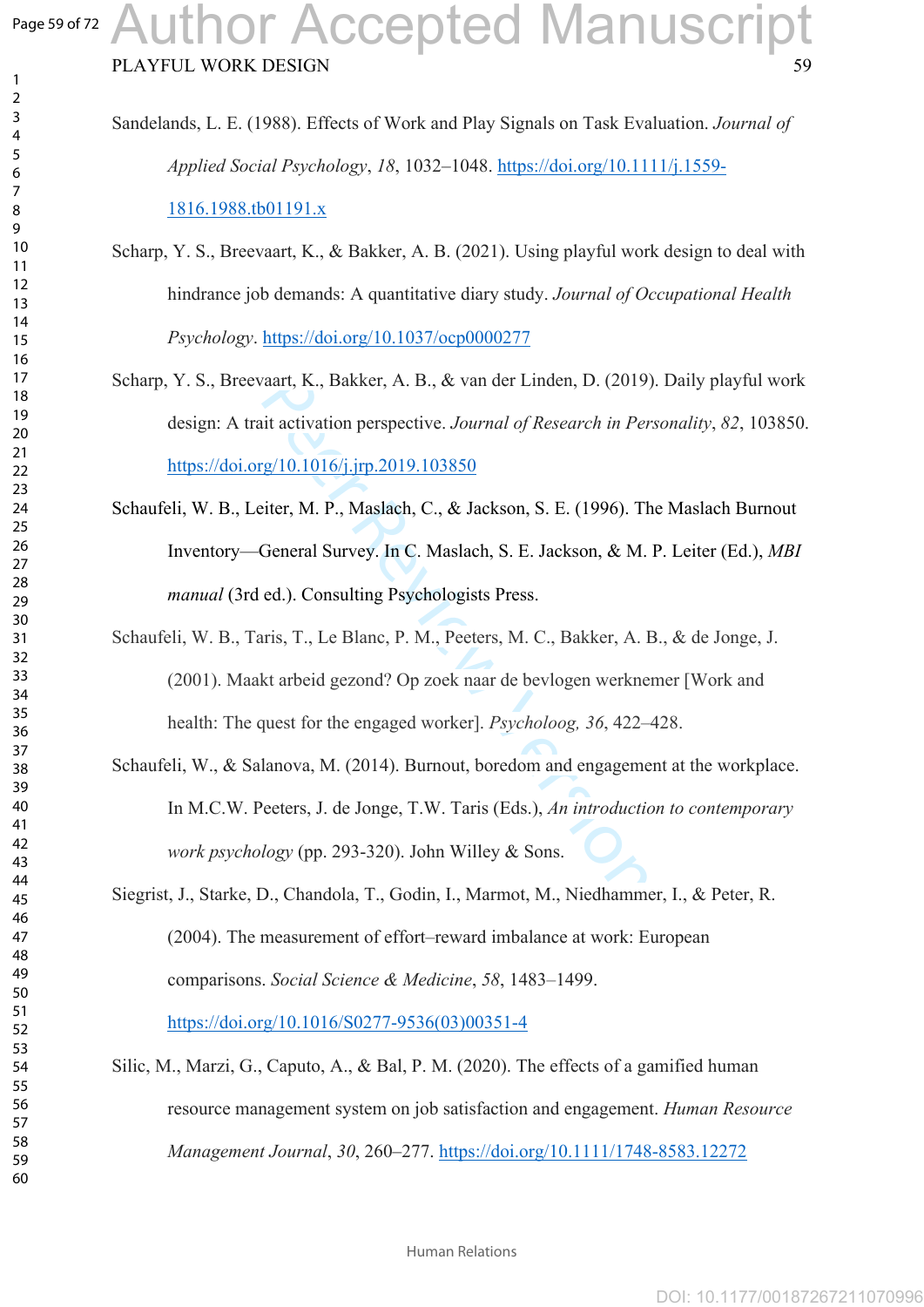Sandelands, L. E. (1988). Effects of Work and Play Signals on Task Evaluation. *Journal of Applied Social Psychology*, *18*, 1032–1048. https://doi.org/10.1111/j.1559-1816.1988.tb01191.x

Scharp, Y. S., Breevaart, K., & Bakker, A. B. (2021). Using playful work design to deal with hindrance job demands: A quantitative diary study. *Journal of Occupational Health Psychology*. https://doi.org/10.1037/ocp0000277

Scharp, Y. S., Breevaart, K., Bakker, A. B., & van der Linden, D. (2019). Daily playful work design: A trait activation perspective. *Journal of Research in Personality*, *82*, 103850. https://doi.org/10.1016/j.jrp.2019.103850

Schaufeli, W. B., Leiter, M. P., Maslach, C., & Jackson, S. E. (1996). The Maslach Burnout Inventory—General Survey. In C. Maslach, S. E. Jackson, & M. P. Leiter (Ed.), *MBI manual* (3rd ed.). Consulting Psychologists Press.

Schaufeli, W. B., Taris, T., Le Blanc, P. M., Peeters, M. C., Bakker, A. B., & de Jonge, J. (2001). Maakt arbeid gezond? Op zoek naar de bevlogen werknemer [Work and health: The quest for the engaged worker]. *Psycholoog, 36*, 422–428.

Schaufeli, W., & Salanova, M. (2014). Burnout, boredom and engagement at the workplace. In M.C.W. Peeters, J. de Jonge, T.W. Taris (Eds.), *An introduction to contemporary work psychology* (pp. 293-320). John Willey & Sons.

Siegrist, J., Starke, D., Chandola, T., Godin, I., Marmot, M., Niedhammer, I., & Peter, R. (2004). The measurement of effort–reward imbalance at work: European comparisons. *Social Science & Medicine*, *58*, 1483–1499. https://doi.org/10.1016/S0277-9536(03)00351-4

Silic, M., Marzi, G., Caputo, A., & Bal, P. M. (2020). The effects of a gamified human resource management system on job satisfaction and engagement. *Human Resource Management Journal*, *30*, 260–277. https://doi.org/10.1111/1748-8583.12272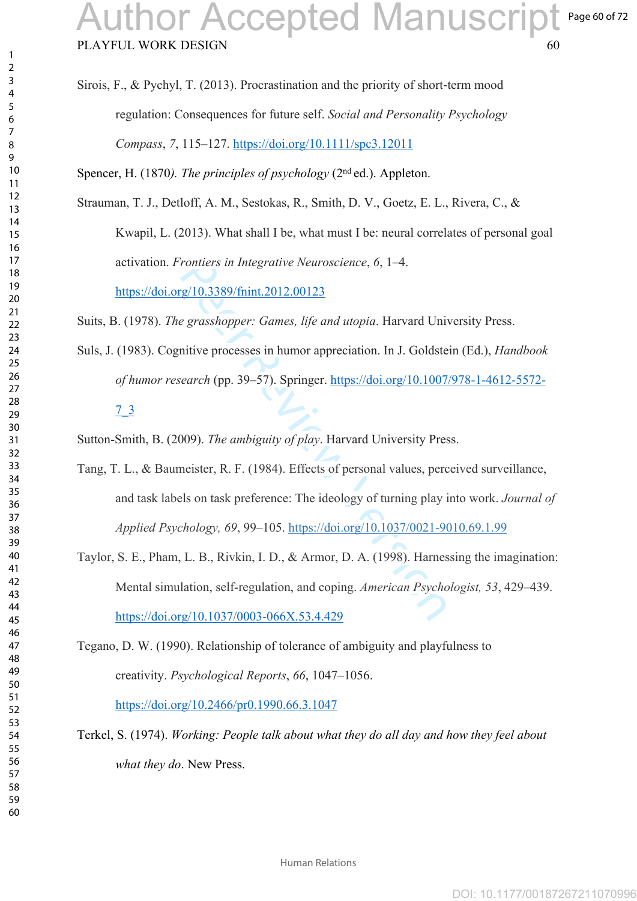Sirois, F., & Pychyl, T. (2013). Procrastination and the priority of short-term mood regulation: Consequences for future self. *Social and Personality Psychology Compass*, *7*, 115–127. https://doi.org/10.1111/spc3.12011

Spencer, H. (1870*). The principles of psychology* (2nd ed.). Appleton.

Strauman, T. J., Detloff, A. M., Sestokas, R., Smith, D. V., Goetz, E. L., Rivera, C., & Kwapil, L. (2013). What shall I be, what must I be: neural correlates of personal goal activation. *Frontiers in Integrative Neuroscience*, *6*, 1–4. https://doi.org/10.3389/fnint.2012.00123

Suits, B. (1978). *The grasshopper: Games, life and utopia*. Harvard University Press.

Suls, J. (1983). Cognitive processes in humor appreciation. In J. Goldstein (Ed.), *Handbook of humor research* (pp. 39–57). Springer. https://doi.org/10.1007/978-1-4612-5572-7_3

Sutton-Smith, B. (2009). *The ambiguity of play*. Harvard University Press.

Tang, T. L., & Baumeister, R. F. (1984). Effects of personal values, perceived surveillance, and task labels on task preference: The ideology of turning play into work. *Journal of Applied Psychology, 69*, 99–105. https://doi.org/10.1037/0021-9010.69.1.99

Taylor, S. E., Pham, L. B., Rivkin, I. D., & Armor, D. A. (1998). Harnessing the imagination: Mental simulation, self-regulation, and coping. *American Psychologist, 53*, 429–439. https://doi.org/10.1037/0003-066X.53.4.429

Tegano, D. W. (1990). Relationship of tolerance of ambiguity and playfulness to creativity. *Psychological Reports*, *66*, 1047–1056. https://doi.org/10.2466/pr0.1990.66.3.1047

Terkel, S. (1974). *Working: People talk about what they do all day and how they feel about what they do*. New Press.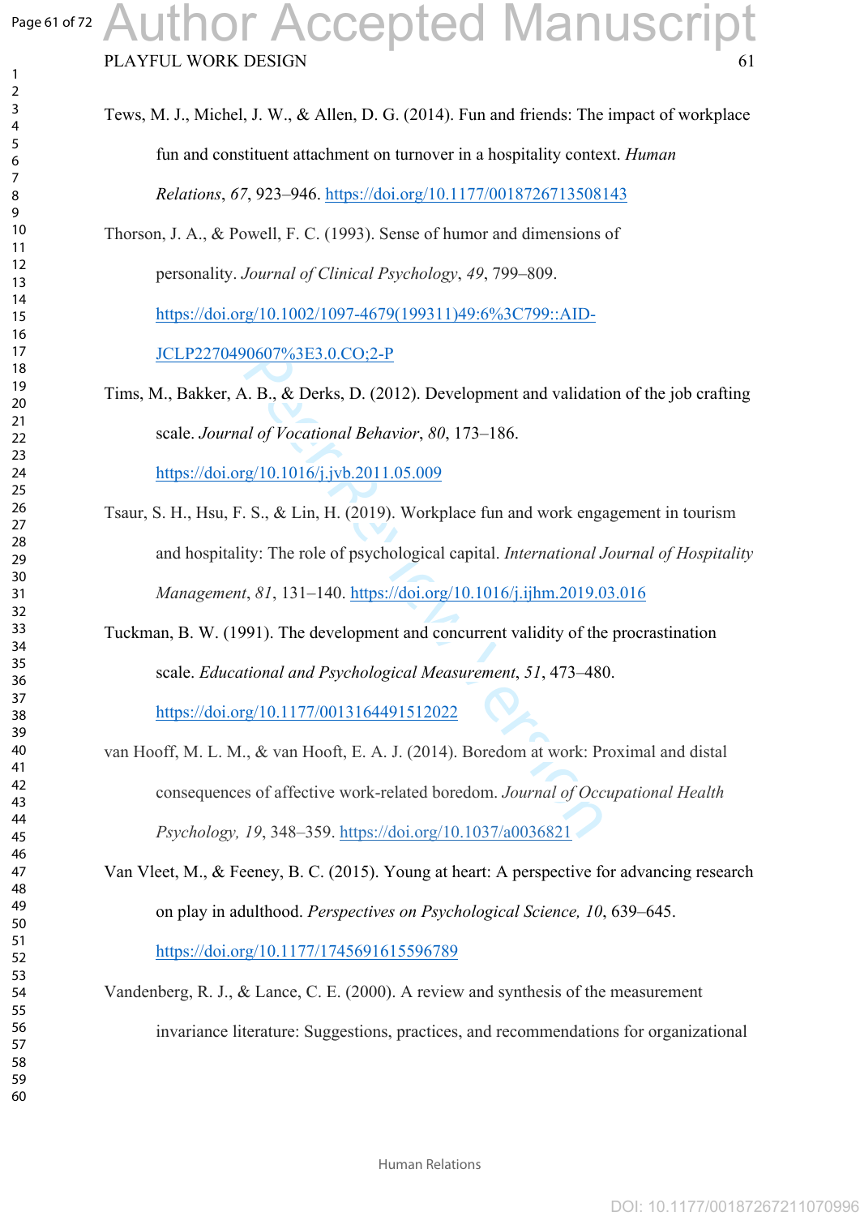Tews, M. J., Michel, J. W., & Allen, D. G. (2014). Fun and friends: The impact of workplace fun and constituent attachment on turnover in a hospitality context. *Human Relations*, *67*, 923–946. https://doi.org/10.1177/0018726713508143

Thorson, J. A., & Powell, F. C. (1993). Sense of humor and dimensions of personality. *Journal of Clinical Psychology*, *49*, 799–809. https://doi.org/10.1002/1097-4679(199311)49:6%3C799::AID-JCLP2270490607%3E3.0.CO;2-P

Tims, M., Bakker, A. B., & Derks, D. (2012). Development and validation of the job crafting scale. *Journal of Vocational Behavior*, *80*, 173–186. https://doi.org/10.1016/j.jvb.2011.05.009

Tsaur, S. H., Hsu, F. S., & Lin, H. (2019). Workplace fun and work engagement in tourism and hospitality: The role of psychological capital. *International Journal of Hospitality Management*, *81*, 131–140. https://doi.org/10.1016/j.ijhm.2019.03.016

Tuckman, B. W. (1991). The development and concurrent validity of the procrastination scale. *Educational and Psychological Measurement*, *51*, 473–480. https://doi.org/10.1177/0013164491512022

van Hooff, M. L. M., & van Hooft, E. A. J. (2014). Boredom at work: Proximal and distal consequences of affective work-related boredom. *Journal of Occupational Health Psychology, 19*, 348–359. https://doi.org/10.1037/a0036821

Van Vleet, M., & Feeney, B. C. (2015). Young at heart: A perspective for advancing research on play in adulthood. *Perspectives on Psychological Science, 10*, 639–645. https://doi.org/10.1177/1745691615596789

Vandenberg, R. J., & Lance, C. E. (2000). A review and synthesis of the measurement invariance literature: Suggestions, practices, and recommendations for organizational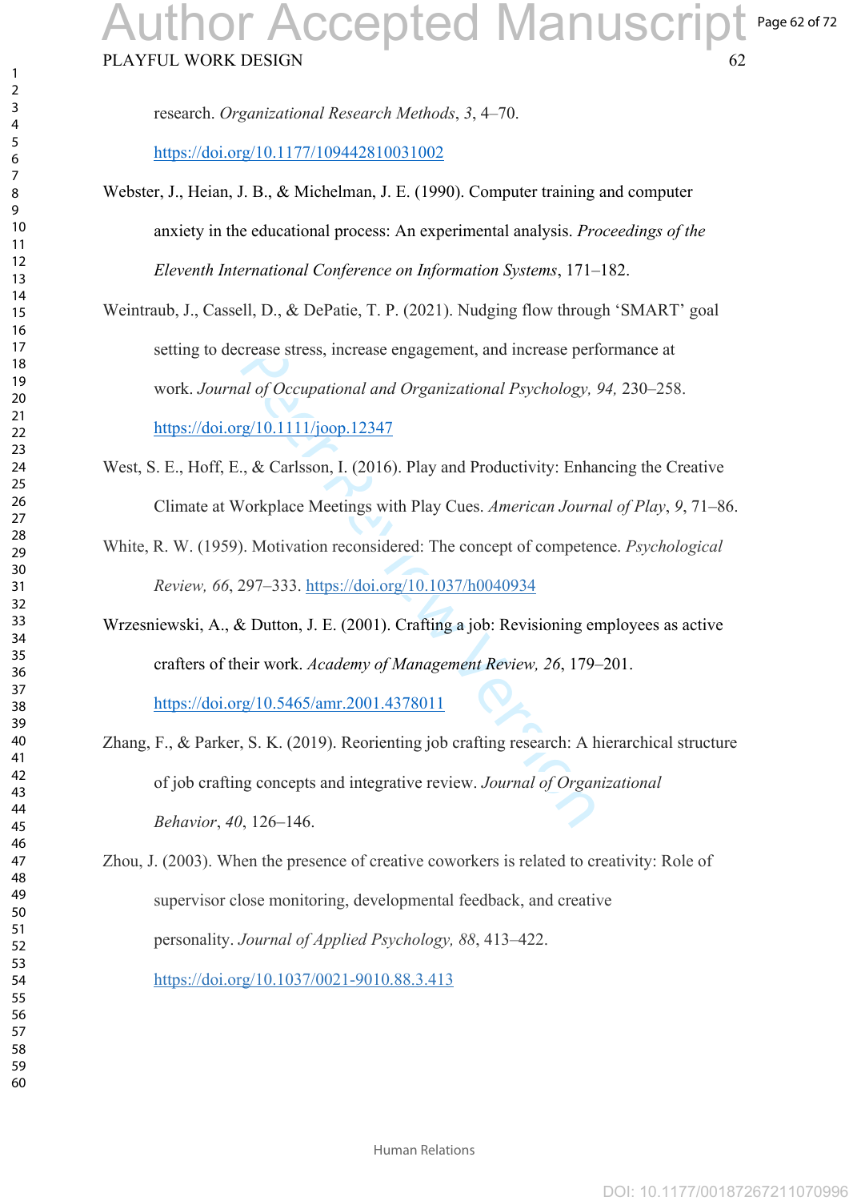research. *Organizational Research Methods*, *3*, 4–70. https://doi.org/10.1177/109442810031002

Webster, J., Heian, J. B., & Michelman, J. E. (1990). Computer training and computer anxiety in the educational process: An experimental analysis. *Proceedings of the Eleventh International Conference on Information Systems*, 171–182.

Weintraub, J., Cassell, D., & DePatie, T. P. (2021). Nudging flow through 'SMART' goal setting to decrease stress, increase engagement, and increase performance at work. *Journal of Occupational and Organizational Psychology, 94,* 230–258. https://doi.org/10.1111/joop.12347

West, S. E., Hoff, E., & Carlsson, I. (2016). Play and Productivity: Enhancing the Creative Climate at Workplace Meetings with Play Cues. *American Journal of Play*, *9*, 71–86.

White, R. W. (1959). Motivation reconsidered: The concept of competence. *Psychological Review, 66*, 297–333. https://doi.org/10.1037/h0040934

Wrzesniewski, A., & Dutton, J. E. (2001). Crafting a job: Revisioning employees as active crafters of their work. *Academy of Management Review, 26*, 179–201. https://doi.org/10.5465/amr.2001.4378011

Zhang, F., & Parker, S. K. (2019). Reorienting job crafting research: A hierarchical structure of job crafting concepts and integrative review. *Journal of Organizational Behavior*, *40*, 126–146.

Zhou, J. (2003). When the presence of creative coworkers is related to creativity: Role of supervisor close monitoring, developmental feedback, and creative personality. *Journal of Applied Psychology, 88*, 413–422. https://doi.org/10.1037/0021-9010.88.3.413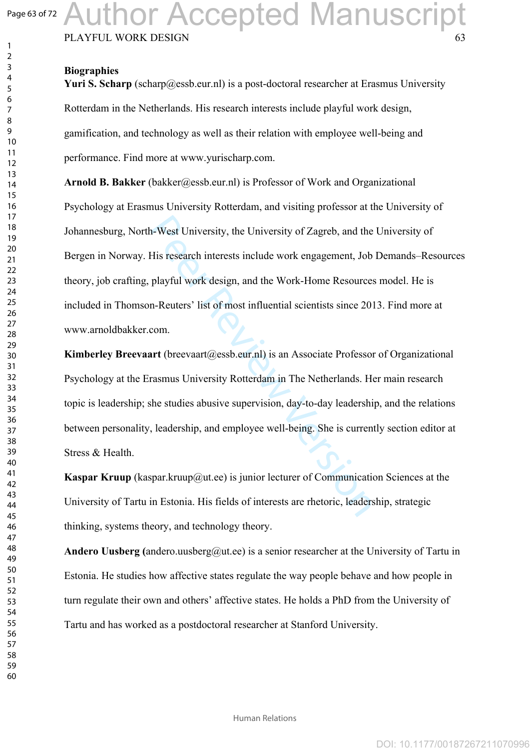**Biographies**

**Yuri S. Scharp** (scharp@essb.eur.nl) is a post-doctoral researcher at Erasmus University Rotterdam in the Netherlands. His research interests include playful work design, gamification, and technology as well as their relation with employee well-being and performance. Find more at www.yurischarp.com.

**Arnold B. Bakker** (bakker@essb.eur.nl) is Professor of Work and Organizational Psychology at Erasmus University Rotterdam, and visiting professor at the University of Johannesburg, North-West University, the University of Zagreb, and the University of Bergen in Norway. His research interests include work engagement, Job Demands–Resources theory, job crafting, playful work design, and the Work-Home Resources model. He is included in Thomson-Reuters' list of most influential scientists since 2013. Find more at www.arnoldbakker.com.

**Kimberley Breevaart** (breevaart@essb.eur.nl) is an Associate Professor of Organizational Psychology at the Erasmus University Rotterdam in The Netherlands. Her main research topic is leadership; she studies abusive supervision, day-to-day leadership, and the relations between personality, leadership, and employee well-being. She is currently section editor at Stress & Health.

**Kaspar Kruup** (kaspar.kruup@ut.ee) is junior lecturer of Communication Sciences at the University of Tartu in Estonia. His fields of interests are rhetoric, leadership, strategic thinking, systems theory, and technology theory.

**Andero Uusberg (**andero.uusberg@ut.ee) is a senior researcher at the University of Tartu in Estonia. He studies how affective states regulate the way people behave and how people in turn regulate their own and others' affective states. He holds a PhD from the University of Tartu and has worked as a postdoctoral researcher at Stanford University.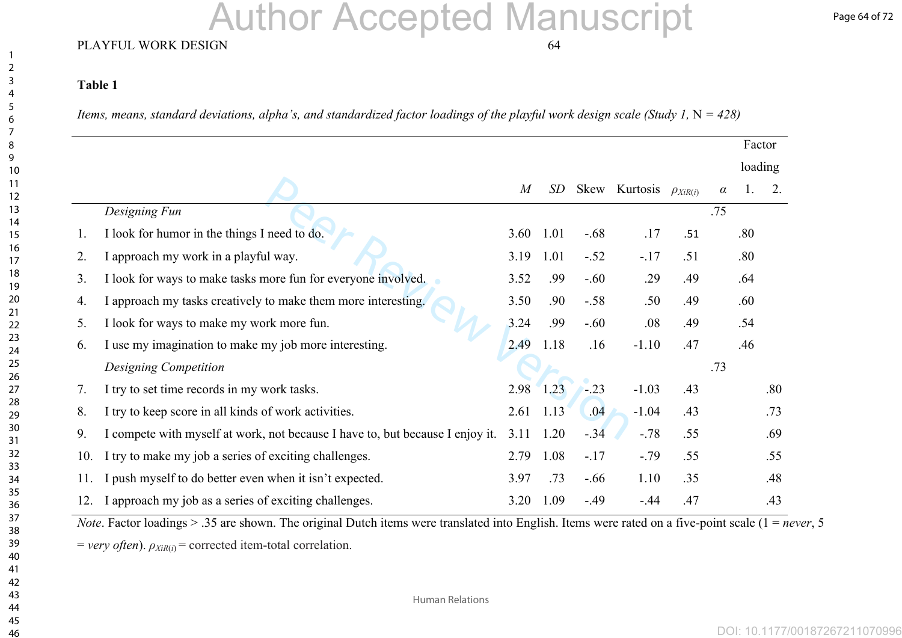**Table 1**

*Items, means, standard deviations, alpha's, and standardized factor loadings of the playful work design scale (Study 1,* N *= 428)*

| | | *M* | *SD* | Skew | Kurtosis | $\rho_{XiR(i)}$ | *α* | Factor loading 1. | Factor loading 2. |
|---|---|---|---|---|---|---|---|---|---|
| | *Designing Fun* | | | | | | .75 | | |
| 1. | I look for humor in the things I need to do. | 3.60 | 1.01 | -.68 | .17 | .51 | | .80 | |
| 2. | I approach my work in a playful way. | 3.19 | 1.01 | -.52 | -.17 | .51 | | .80 | |
| 3. | I look for ways to make tasks more fun for everyone involved. | 3.52 | .99 | -.60 | .29 | .49 | | .64 | |
| 4. | I approach my tasks creatively to make them more interesting. | 3.50 | .90 | -.58 | .50 | .49 | | .60 | |
| 5. | I look for ways to make my work more fun. | 3.24 | .99 | -.60 | .08 | .49 | | .54 | |
| 6. | I use my imagination to make my job more interesting. | 2.49 | 1.18 | .16 | -1.10 | .47 | | .46 | |
| | *Designing Competition* | | | | | | .73 | | |
| 7. | I try to set time records in my work tasks. | 2.98 | 1.23 | -.23 | -1.03 | .43 | | | .80 |
| 8. | I try to keep score in all kinds of work activities. | 2.61 | 1.13 | .04 | -1.04 | .43 | | | .73 |
| 9. | I compete with myself at work, not because I have to, but because I enjoy it. | 3.11 | 1.20 | -.34 | -.78 | .55 | | | .69 |
| 10. | I try to make my job a series of exciting challenges. | 2.79 | 1.08 | -.17 | -.79 | .55 | | | .55 |
| 11. | I push myself to do better even when it isn't expected. | 3.97 | .73 | -.66 | 1.10 | .35 | | | .48 |
| 12. | I approach my job as a series of exciting challenges. | 3.20 | 1.09 | -.49 | -.44 | .47 | | | .43 |

*Note*. Factor loadings > .35 are shown. The original Dutch items were translated into English. Items were rated on a five-point scale (1 = *never*, 5 = *very often*). $\rho_{XiR(i)}$ = corrected item-total correlation.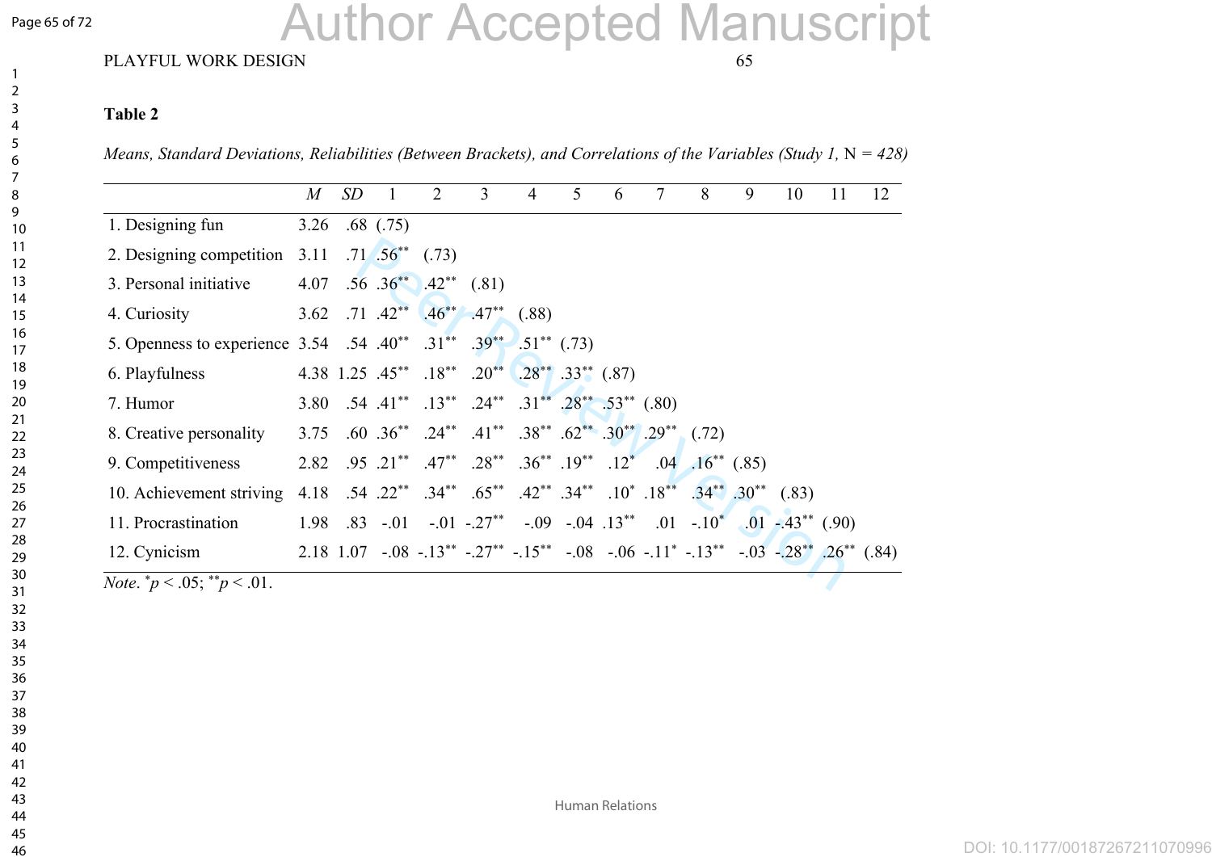**Table 2**

*Means, Standard Deviations, Reliabilities (Between Brackets), and Correlations of the Variables (Study 1,* N *= 428)*

| | *M* | *SD* | 1 | 2 | 3 | 4 | 5 | 6 | 7 | 8 | 9 | 10 | 11 | 12 |
|---|---|---|---|---|---|---|---|---|---|---|---|---|---|---|
| 1. Designing fun | 3.26 | .68 | (.75) | | | | | | | | | | | |
| 2. Designing competition | 3.11 | .71 | .56** | (.73) | | | | | | | | | | |
| 3. Personal initiative | 4.07 | .56 | .36** | .42** | (.81) | | | | | | | | | |
| 4. Curiosity | 3.62 | .71 | .42** | .46** | .47** | (.88) | | | | | | | | |
| 5. Openness to experience | 3.54 | .54 | .40** | .31** | .39** | .51** | (.73) | | | | | | | |
| 6. Playfulness | 4.38 | 1.25 | .45** | .18** | .20** | .28** | .33** | (.87) | | | | | | |
| 7. Humor | 3.80 | .54 | .41** | .13** | .24** | .31** | .28** | .53** | (.80) | | | | | |
| 8. Creative personality | 3.75 | .60 | .36** | .24** | .41** | .38** | .62** | .30** | .29** | (.72) | | | | |
| 9. Competitiveness | 2.82 | .95 | .21** | .47** | .28** | .36** | .19** | .12* | .04 | .16** | (.85) | | | |
| 10. Achievement striving | 4.18 | .54 | .22** | .34** | .65** | .42** | .34** | .10* | .18** | .34** | .30** | (.83) | | |
| 11. Procrastination | 1.98 | .83 | -.01 | -.01 | -.27** | -.09 | -.04 | .13** | .01 | -.10* | .01 | -.43** | (.90) | |
| 12. Cynicism | 2.18 | 1.07 | -.08 | -.13** | -.27** | -.15** | -.08 | -.06 | -.11* | -.13** | -.03 | -.28** | .26** | (.84) |

*Note*. *$p < .05$; **$p < .01$.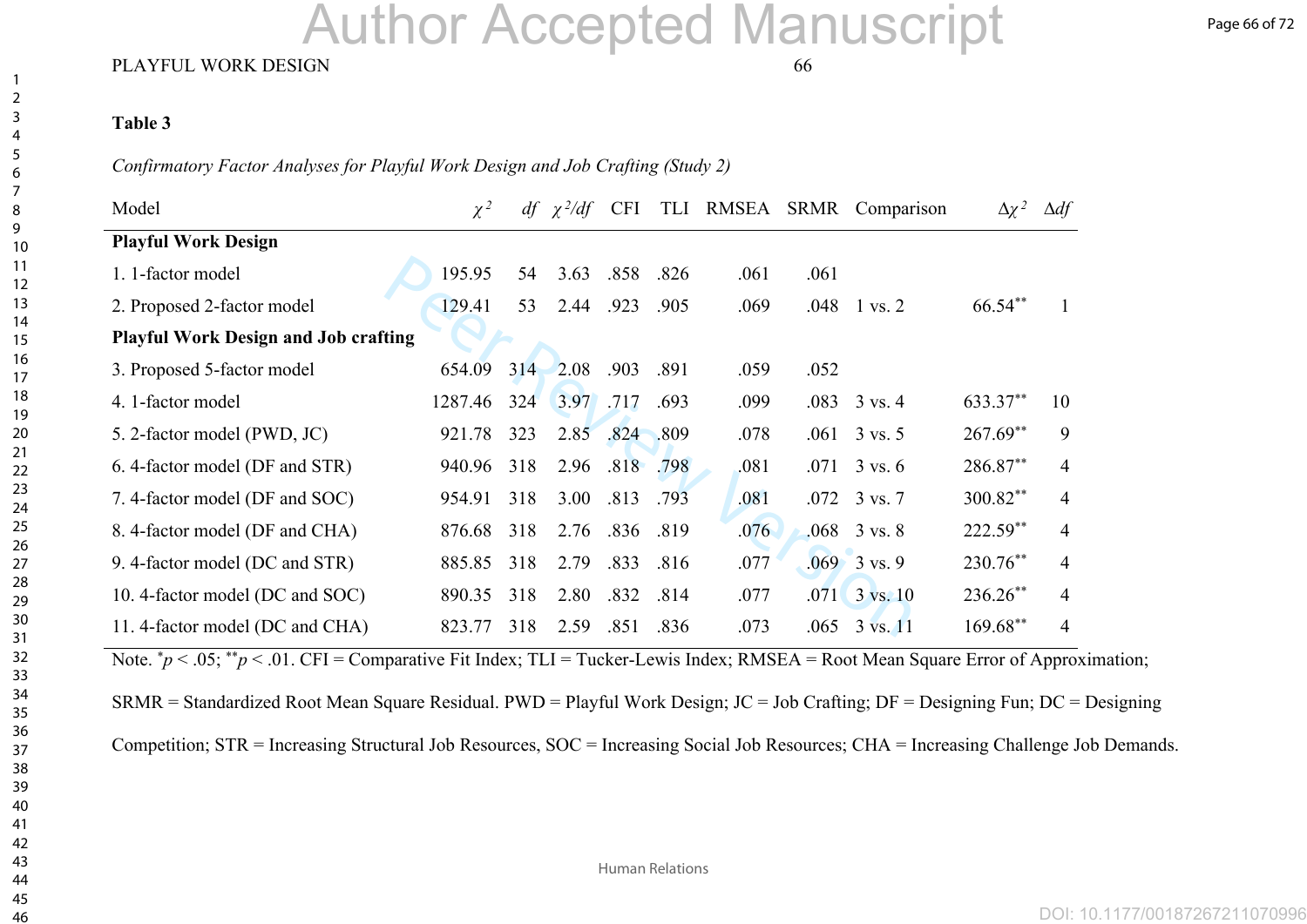**Table 3**

*Confirmatory Factor Analyses for Playful Work Design and Job Crafting (Study 2)*

| Model | $\chi^2$ | *df* | $\chi^2/df$ | CFI | TLI | RMSEA | SRMR | Comparison | $\Delta\chi^2$ | $\Delta df$ |
|---|---|---|---|---|---|---|---|---|---|---|
| **Playful Work Design** | | | | | | | | | | |
| 1. 1-factor model | 195.95 | 54 | 3.63 | .858 | .826 | .061 | .061 | | | |
| 2. Proposed 2-factor model | 129.41 | 53 | 2.44 | .923 | .905 | .069 | .048 | 1 vs. 2 | 66.54** | 1 |
| **Playful Work Design and Job crafting** | | | | | | | | | | |
| 3. Proposed 5-factor model | 654.09 | 314 | 2.08 | .903 | .891 | .059 | .052 | | | |
| 4. 1-factor model | 1287.46 | 324 | 3.97 | .717 | .693 | .099 | .083 | 3 vs. 4 | 633.37** | 10 |
| 5. 2-factor model (PWD, JC) | 921.78 | 323 | 2.85 | .824 | .809 | .078 | .061 | 3 vs. 5 | 267.69** | 9 |
| 6. 4-factor model (DF and STR) | 940.96 | 318 | 2.96 | .818 | .798 | .081 | .071 | 3 vs. 6 | 286.87** | 4 |
| 7. 4-factor model (DF and SOC) | 954.91 | 318 | 3.00 | .813 | .793 | .081 | .072 | 3 vs. 7 | 300.82** | 4 |
| 8. 4-factor model (DF and CHA) | 876.68 | 318 | 2.76 | .836 | .819 | .076 | .068 | 3 vs. 8 | 222.59** | 4 |
| 9. 4-factor model (DC and STR) | 885.85 | 318 | 2.79 | .833 | .816 | .077 | .069 | 3 vs. 9 | 230.76** | 4 |
| 10. 4-factor model (DC and SOC) | 890.35 | 318 | 2.80 | .832 | .814 | .077 | .071 | 3 vs. 10 | 236.26** | 4 |
| 11. 4-factor model (DC and CHA) | 823.77 | 318 | 2.59 | .851 | .836 | .073 | .065 | 3 vs. 11 | 169.68** | 4 |

Note. \**p* < .05; \*\**p* < .01. CFI = Comparative Fit Index; TLI = Tucker-Lewis Index; RMSEA = Root Mean Square Error of Approximation; SRMR = Standardized Root Mean Square Residual. PWD = Playful Work Design; JC = Job Crafting; DF = Designing Fun; DC = Designing Competition; STR = Increasing Structural Job Resources, SOC = Increasing Social Job Resources; CHA = Increasing Challenge Job Demands.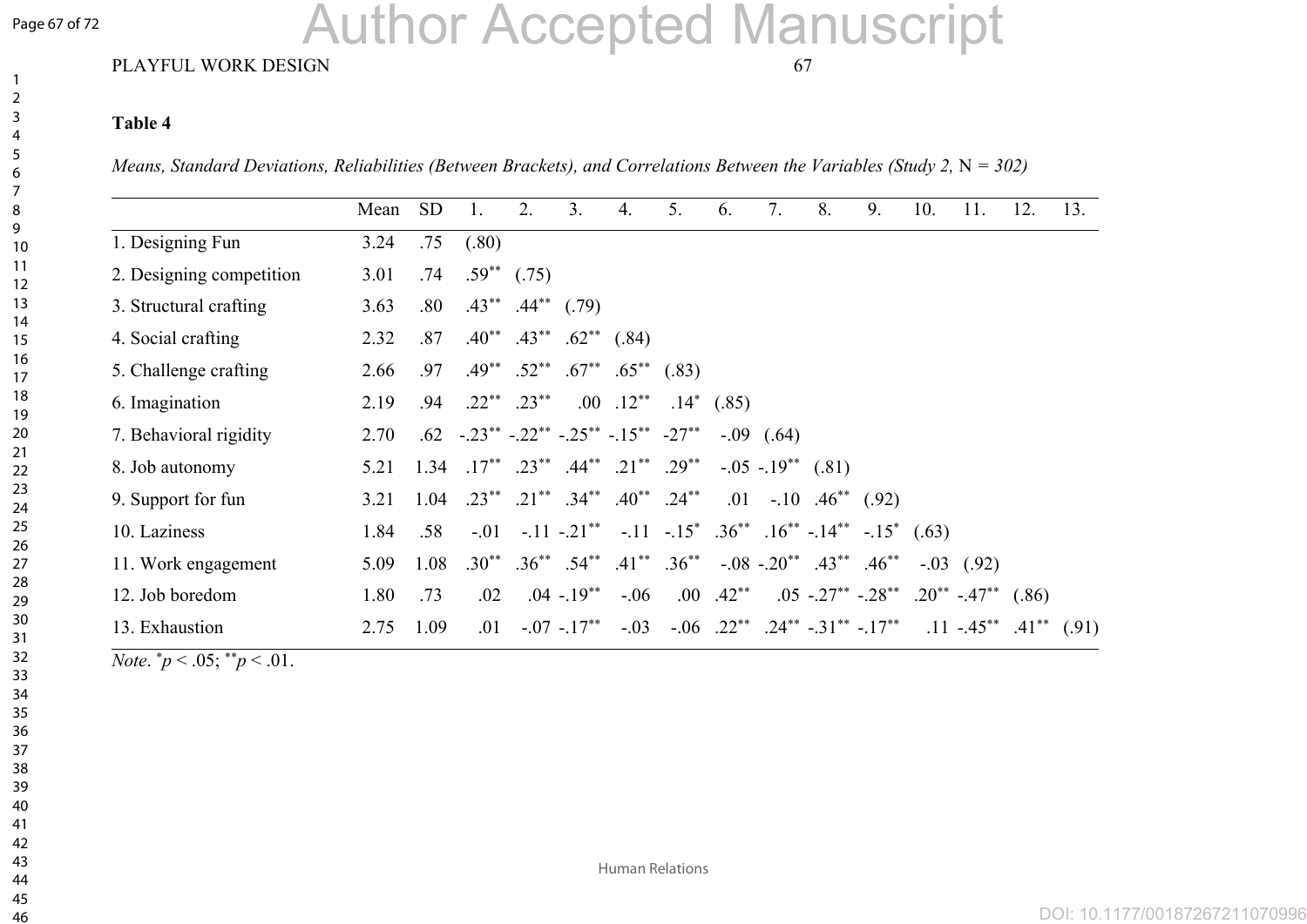**Table 4**

*Means, Standard Deviations, Reliabilities (Between Brackets), and Correlations Between the Variables (Study 2,* N *= 302)*

| | Mean | SD | 1. | 2. | 3. | 4. | 5. | 6. | 7. | 8. | 9. | 10. | 11. | 12. | 13. |
|---|---|---|---|---|---|---|---|---|---|---|---|---|---|---|---|
| 1. Designing Fun | 3.24 | .75 | (.80) | | | | | | | | | | | | |
| 2. Designing competition | 3.01 | .74 | .59** | (.75) | | | | | | | | | | | |
| 3. Structural crafting | 3.63 | .80 | .43** | .44** | (.79) | | | | | | | | | | |
| 4. Social crafting | 2.32 | .87 | .40** | .43** | .62** | (.84) | | | | | | | | | |
| 5. Challenge crafting | 2.66 | .97 | .49** | .52** | .67** | .65** | (.83) | | | | | | | | |
| 6. Imagination | 2.19 | .94 | .22** | .23** | .00 | .12** | .14* | (.85) | | | | | | | |
| 7. Behavioral rigidity | 2.70 | .62 | -.23** | -.22** | -.25** | -.15** | -27** | -.09 | (.64) | | | | | | |
| 8. Job autonomy | 5.21 | 1.34 | .17** | .23** | .44** | .21** | .29** | -.05 | -.19** | (.81) | | | | | |
| 9. Support for fun | 3.21 | 1.04 | .23** | .21** | .34** | .40** | .24** | .01 | -.10 | .46** | (.92) | | | | |
| 10. Laziness | 1.84 | .58 | -.01 | -.11 | -.21** | -.11 | -.15* | .36** | .16** | -.14** | -.15* | (.63) | | | |
| 11. Work engagement | 5.09 | 1.08 | .30** | .36** | .54** | .41** | .36** | -.08 | -.20** | .43** | .46** | -.03 | (.92) | | |
| 12. Job boredom | 1.80 | .73 | .02 | .04 | -.19** | -.06 | .00 | .42** | .05 | -.27** | -.28** | .20** | -.47** | (.86) | |
| 13. Exhaustion | 2.75 | 1.09 | .01 | -.07 | -.17** | -.03 | -.06 | .22** | .24** | -.31** | -.17** | .11 | -.45** | .41** | (.91) |

*Note*. $^{*}p < .05$; $^{**}p < .01$.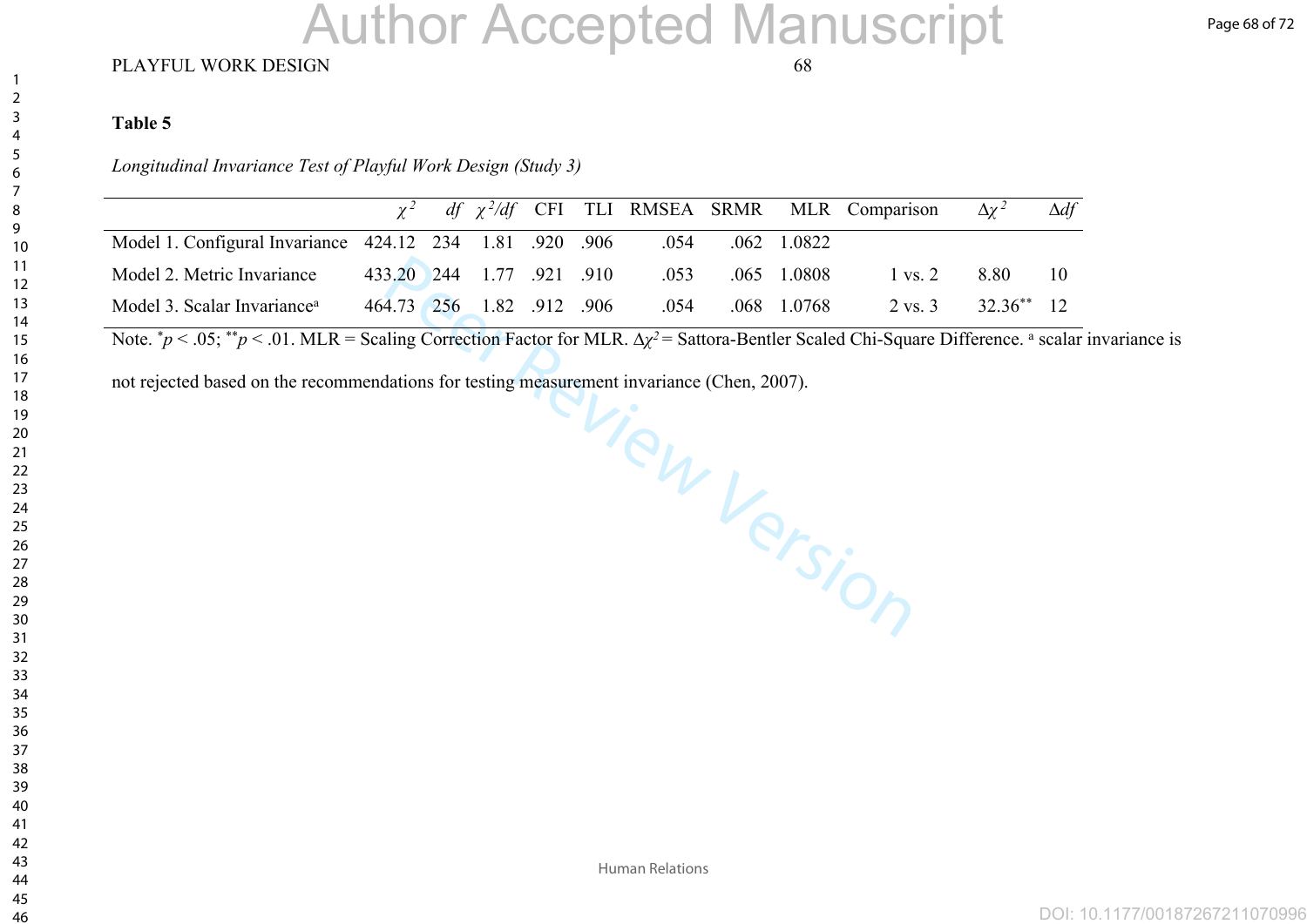**Table 5**

*Longitudinal Invariance Test of Playful Work Design (Study 3)*

| | $\chi^2$ | $df$ | $\chi^2/df$ | CFI | TLI | RMSEA | SRMR | MLR | Comparison | $\Delta\chi^2$ | $\Delta df$ |
|---|---|---|---|---|---|---|---|---|---|---|---|
| Model 1. Configural Invariance | 424.12 | 234 | 1.81 | .920 | .906 | .054 | .062 | 1.0822 | | | |
| Model 2. Metric Invariance | 433.20 | 244 | 1.77 | .921 | .910 | .053 | .065 | 1.0808 | 1 vs. 2 | 8.80 | 10 |
| Model 3. Scalar Invariance[a] | 464.73 | 256 | 1.82 | .912 | .906 | .054 | .068 | 1.0768 | 2 vs. 3 | 32.36** | 12 |

Note. $^{*}p < .05$; $^{**}p < .01$. MLR = Scaling Correction Factor for MLR. $\Delta\chi^2$ = Sattora-Bentler Scaled Chi-Square Difference. [a] scalar invariance is not rejected based on the recommendations for testing measurement invariance (Chen, 2007).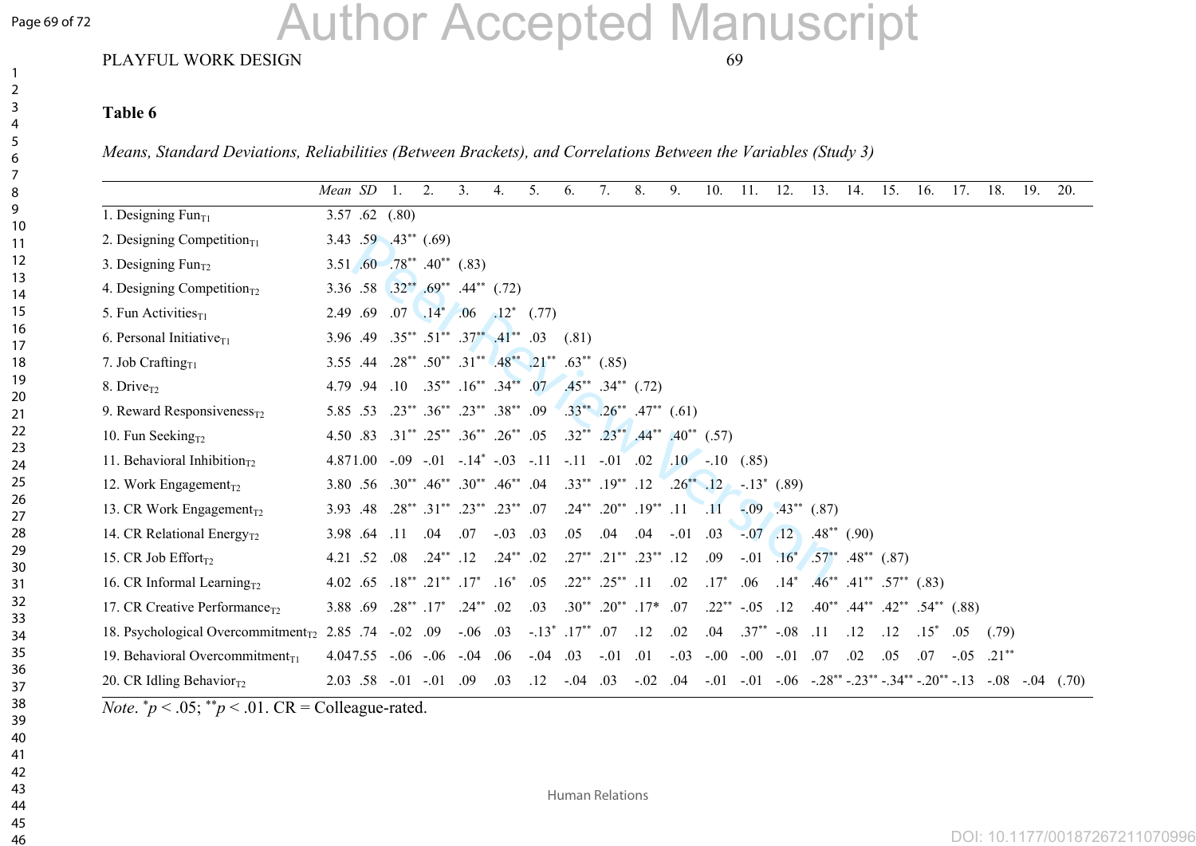**Table 6**

*Means, Standard Deviations, Reliabilities (Between Brackets), and Correlations Between the Variables (Study 3)*

| | *Mean* | *SD* | 1. | 2. | 3. | 4. | 5. | 6. | 7. | 8. | 9. | 10. | 11. | 12. | 13. | 14. | 15. | 16. | 17. | 18. | 19. | 20. |
|---|---|---|---|---|---|---|---|---|---|---|---|---|---|---|---|---|---|---|---|---|---|---|
| 1. Designing Fun$_{T1}$ | 3.57 | .62 | (.80) | | | | | | | | | | | | | | | | | | | |
| 2. Designing Competition$_{T1}$ | 3.43 | .59 | .43$^{**}$ | (.69) | | | | | | | | | | | | | | | | | | |
| 3. Designing Fun$_{T2}$ | 3.51 | .60 | .78$^{**}$ | .40$^{**}$ | (.83) | | | | | | | | | | | | | | | | | |
| 4. Designing Competition$_{T2}$ | 3.36 | .58 | .32$^{**}$ | .69$^{**}$ | .44$^{**}$ | (.72) | | | | | | | | | | | | | | | | |
| 5. Fun Activities$_{T1}$ | 2.49 | .69 | .07 | .14$^{*}$ | .06 | .12$^{*}$ | (.77) | | | | | | | | | | | | | | | |
| 6. Personal Initiative$_{T1}$ | 3.96 | .49 | .35$^{**}$ | .51$^{**}$ | .37$^{**}$ | .41$^{**}$ | .03 | (.81) | | | | | | | | | | | | | | |
| 7. Job Crafting$_{T1}$ | 3.55 | .44 | .28$^{**}$ | .50$^{**}$ | .31$^{**}$ | .48$^{**}$ | .21$^{**}$ | .63$^{**}$ | (.85) | | | | | | | | | | | | | |
| 8. Drive$_{T2}$ | 4.79 | .94 | .10 | .35$^{**}$ | .16$^{**}$ | .34$^{**}$ | .07 | .45$^{**}$ | .34$^{**}$ | (.72) | | | | | | | | | | | | |
| 9. Reward Responsiveness$_{T2}$ | 5.85 | .53 | .23$^{**}$ | .36$^{**}$ | .23$^{**}$ | .38$^{**}$ | .09 | .33$^{**}$ | .26$^{**}$ | .47$^{**}$ | (.61) | | | | | | | | | | | |
| 10. Fun Seeking$_{T2}$ | 4.50 | .83 | .31$^{**}$ | .25$^{**}$ | .36$^{**}$ | .26$^{**}$ | .05 | .32$^{**}$ | .23$^{**}$ | .44$^{**}$ | .40$^{**}$ | (.57) | | | | | | | | | | |
| 11. Behavioral Inhibition$_{T2}$ | 4.87 | 1.00 | -.09 | -.01 | -.14$^{*}$ | -.03 | -.11 | -.11 | -.01 | .02 | .10 | -.10 | (.85) | | | | | | | | | |
| 12. Work Engagement$_{T2}$ | 3.80 | .56 | .30$^{**}$ | .46$^{**}$ | .30$^{**}$ | .46$^{**}$ | .04 | .33$^{**}$ | .19$^{**}$ | .12 | .26$^{**}$ | .12 | -.13$^{*}$ | (.89) | | | | | | | | |
| 13. CR Work Engagement$_{T2}$ | 3.93 | .48 | .28$^{**}$ | .31$^{**}$ | .23$^{**}$ | .23$^{**}$ | .07 | .24$^{**}$ | .20$^{**}$ | .19$^{**}$ | .11 | .11 | -.09 | .43$^{**}$ | (.87) | | | | | | | |
| 14. CR Relational Energy$_{T2}$ | 3.98 | .64 | .11 | .04 | .07 | -.03 | .03 | .05 | .04 | .04 | -.01 | .03 | -.07 | .12 | .48$^{**}$ | (.90) | | | | | | |
| 15. CR Job Effort$_{T2}$ | 4.21 | .52 | .08 | .24$^{**}$ | .12 | .24$^{**}$ | .02 | .27$^{**}$ | .21$^{**}$ | .23$^{**}$ | .12 | .09 | -.01 | .16$^{*}$ | .57$^{**}$ | .48$^{**}$ | (.87) | | | | | |
| 16. CR Informal Learning$_{T2}$ | 4.02 | .65 | .18$^{**}$ | .21$^{**}$ | .17$^{*}$ | .16$^{*}$ | .05 | .22$^{**}$ | .25$^{**}$ | .11 | .02 | .17$^{*}$ | .06 | .14$^{*}$ | .46$^{**}$ | .41$^{**}$ | .57$^{**}$ | (.83) | | | | |
| 17. CR Creative Performance$_{T2}$ | 3.88 | .69 | .28$^{**}$ | .17$^{*}$ | .24$^{**}$ | .02 | .03 | .30$^{**}$ | .20$^{**}$ | .17* | .07 | .22$^{**}$ | -.05 | .12 | .40$^{**}$ | .44$^{**}$ | .42$^{**}$ | .54$^{**}$ | (.88) | | | |
| 18. Psychological Overcommitment$_{T2}$ | 2.85 | .74 | -.02 | .09 | -.06 | .03 | -.13$^{*}$ | .17$^{**}$ | .07 | .12 | .02 | .04 | .37$^{**}$ | -.08 | .11 | .12 | .12 | .15$^{*}$ | .05 | (.79) | | |
| 19. Behavioral Overcommitment$_{T1}$ | 4.04 | 7.55 | -.06 | -.06 | -.04 | .06 | -.04 | .03 | -.01 | .01 | -.03 | -.00 | -.00 | -.01 | .07 | .02 | .05 | .07 | -.05 | .21$^{**}$ | | |
| 20. CR Idling Behavior$_{T2}$ | 2.03 | .58 | -.01 | -.01 | .09 | .03 | .12 | -.04 | .03 | -.02 | .04 | -.01 | -.01 | -.06 | -.28$^{**}$ | -.23$^{**}$ | -.34$^{**}$ | -.20$^{**}$ | -.13 | -.08 | -.04 | (.70) |

*Note*. $^{*}p < .05$; $^{**}p < .01$. CR = Colleague-rated.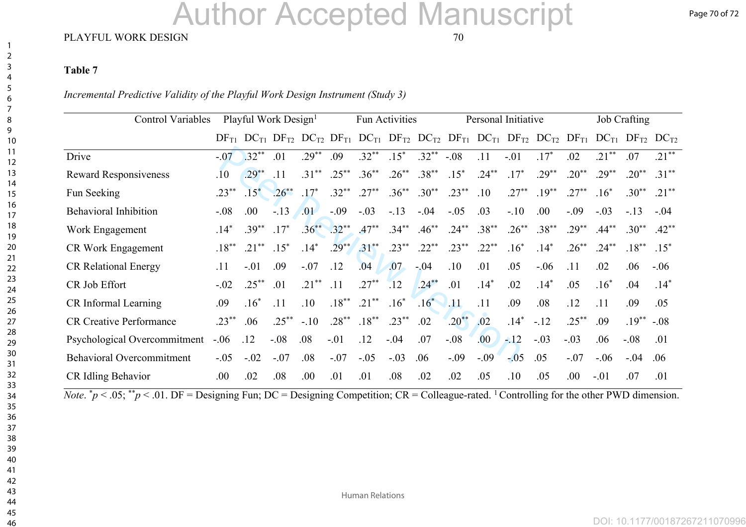**Table 7**

*Incremental Predictive Validity of the Playful Work Design Instrument (Study 3)*

| Control Variables | Playful Work Design[1] | | | | Fun Activities | | | | Personal Initiative | | | | Job Crafting | | | |
|---|---|---|---|---|---|---|---|---|---|---|---|---|---|---|---|---|
| | $DF_{T1}$ | $DC_{T1}$ | $DF_{T2}$ | $DC_{T2}$ | $DF_{T1}$ | $DC_{T1}$ | $DF_{T2}$ | $DC_{T2}$ | $DF_{T1}$ | $DC_{T1}$ | $DF_{T2}$ | $DC_{T2}$ | $DF_{T1}$ | $DC_{T1}$ | $DF_{T2}$ | $DC_{T2}$ |
| Drive | -.07 | .32** | .01 | .29** | .09 | .32** | .15* | .32** | -.08 | .11 | -.01 | .17* | .02 | .21** | .07 | .21** |
| Reward Responsiveness | .10 | .29** | .11 | .31** | .25** | .36** | .26** | .38** | .15* | .24** | .17* | .29** | .20** | .29** | .20** | .31** |
| Fun Seeking | .23** | .15* | .26** | .17* | .32** | .27** | .36** | .30** | .23** | .10 | .27** | .19** | .27** | .16* | .30** | .21** |
| Behavioral Inhibition | -.08 | .00 | -.13 | .01 | -.09 | -.03 | -.13 | -.04 | -.05 | .03 | -.10 | .00 | -.09 | -.03 | -.13 | -.04 |
| Work Engagement | .14* | .39** | .17* | .36** | .32** | .47** | .34** | .46** | .24** | .38** | .26** | .38** | .29** | .44** | .30** | .42** |
| CR Work Engagement | .18** | .21** | .15* | .14* | .29** | .31** | .23** | .22** | .23** | .22** | .16* | .14* | .26** | .24** | .18** | .15* |
| CR Relational Energy | .11 | -.01 | .09 | -.07 | .12 | .04 | .07 | -.04 | .10 | .01 | .05 | -.06 | .11 | .02 | .06 | -.06 |
| CR Job Effort | -.02 | .25** | .01 | .21** | .11 | .27** | .12 | .24** | .01 | .14* | .02 | .14* | .05 | .16* | .04 | .14* |
| CR Informal Learning | .09 | .16* | .11 | .10 | .18** | .21** | .16* | .16* | .11 | .11 | .09 | .08 | .12 | .11 | .09 | .05 |
| CR Creative Performance | .23** | .06 | .25** | -.10 | .28** | .18** | .23** | .02 | .20** | .02 | .14* | -.12 | .25** | .09 | .19** | -.08 |
| Psychological Overcommitment | -.06 | .12 | -.08 | .08 | -.01 | .12 | -.04 | .07 | -.08 | .00 | -.12 | -.03 | -.03 | .06 | -.08 | .01 |
| Behavioral Overcommitment | -.05 | -.02 | -.07 | .08 | -.07 | -.05 | -.03 | .06 | -.09 | -.09 | -.05 | .05 | -.07 | -.06 | -.04 | .06 |
| CR Idling Behavior | .00 | .02 | .08 | .00 | .01 | .01 | .08 | .02 | .02 | .05 | .10 | .05 | .00 | -.01 | .07 | .01 |

*Note*. *$p$ < .05; **$p$ < .01. DF = Designing Fun; DC = Designing Competition; CR = Colleague-rated. [1] Controlling for the other PWD dimension.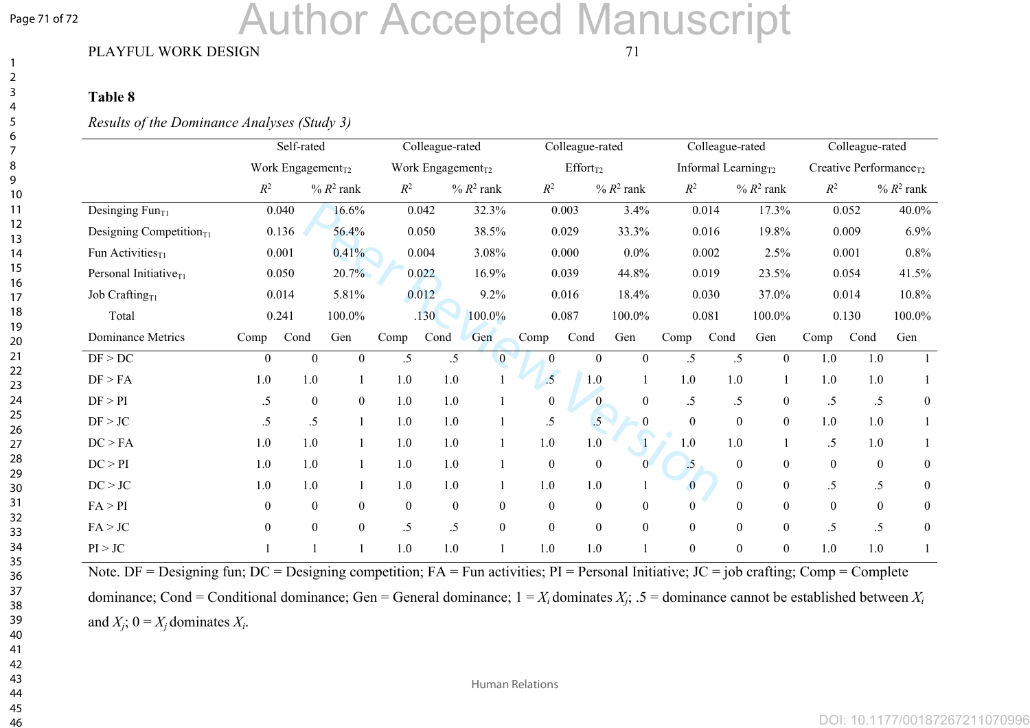**Table 8**

*Results of the Dominance Analyses (Study 3)*

| | Self-rated Work Engagement$_{T2}$ | | | Colleague-rated Work Engagement$_{T2}$ | | | Colleague-rated Effort$_{T2}$ | | | Colleague-rated Informal Learning$_{T2}$ | | | Colleague-rated Creative Performance$_{T2}$ | | |
|---|---|---|---|---|---|---|---|---|---|---|---|---|---|---|---|
| | $R^2$ | | % $R^2$ rank | $R^2$ | | % $R^2$ rank | $R^2$ | | % $R^2$ rank | $R^2$ | | % $R^2$ rank | $R^2$ | | % $R^2$ rank |
| Desinging Fun$_{T1}$ | 0.040 | | 16.6% | 0.042 | | 32.3% | 0.003 | | 3.4% | 0.014 | | 17.3% | 0.052 | | 40.0% |
| Designing Competition$_{T1}$ | 0.136 | | 56.4% | 0.050 | | 38.5% | 0.029 | | 33.3% | 0.016 | | 19.8% | 0.009 | | 6.9% |
| Fun Activities$_{T1}$ | 0.001 | | 0.41% | 0.004 | | 3.08% | 0.000 | | 0.0% | 0.002 | | 2.5% | 0.001 | | 0.8% |
| Personal Initiative$_{T1}$ | 0.050 | | 20.7% | 0.022 | | 16.9% | 0.039 | | 44.8% | 0.019 | | 23.5% | 0.054 | | 41.5% |
| Job Crafting$_{T1}$ | 0.014 | | 5.81% | 0.012 | | 9.2% | 0.016 | | 18.4% | 0.030 | | 37.0% | 0.014 | | 10.8% |
| Total | 0.241 | | 100.0% | .130 | | 100.0% | 0.087 | | 100.0% | 0.081 | | 100.0% | 0.130 | | 100.0% |
| Dominance Metrics | Comp | Cond | Gen | Comp | Cond | Gen | Comp | Cond | Gen | Comp | Cond | Gen | Comp | Cond | Gen |
| DF > DC | 0 | 0 | 0 | .5 | .5 | 0 | 0 | 0 | 0 | .5 | .5 | 0 | 1.0 | 1.0 | 1 |
| DF > FA | 1.0 | 1.0 | 1 | 1.0 | 1.0 | 1 | .5 | 1.0 | 1 | 1.0 | 1.0 | 1 | 1.0 | 1.0 | 1 |
| DF > PI | .5 | 0 | 0 | 1.0 | 1.0 | 1 | 0 | 0 | 0 | .5 | .5 | 0 | .5 | .5 | 0 |
| DF > JC | .5 | .5 | 1 | 1.0 | 1.0 | 1 | .5 | .5 | 0 | 0 | 0 | 0 | 1.0 | 1.0 | 1 |
| DC > FA | 1.0 | 1.0 | 1 | 1.0 | 1.0 | 1 | 1.0 | 1.0 | 1 | 1.0 | 1.0 | 1 | .5 | 1.0 | 1 |
| DC > PI | 1.0 | 1.0 | 1 | 1.0 | 1.0 | 1 | 0 | 0 | 0 | .5 | 0 | 0 | 0 | 0 | 0 |
| DC > JC | 1.0 | 1.0 | 1 | 1.0 | 1.0 | 1 | 1.0 | 1.0 | 1 | 0 | 0 | 0 | .5 | .5 | 0 |
| FA > PI | 0 | 0 | 0 | 0 | 0 | 0 | 0 | 0 | 0 | 0 | 0 | 0 | 0 | 0 | 0 |
| FA > JC | 0 | 0 | 0 | .5 | .5 | 0 | 0 | 0 | 0 | 0 | 0 | 0 | .5 | .5 | 0 |
| PI > JC | 1 | 1 | 1 | 1.0 | 1.0 | 1 | 1.0 | 1.0 | 1 | 0 | 0 | 0 | 1.0 | 1.0 | 1 |

Note. DF = Designing fun; DC = Designing competition; FA = Fun activities; PI = Personal Initiative; JC = job crafting; Comp = Complete dominance; Cond = Conditional dominance; Gen = General dominance; 1 = $X_i$ dominates $X_j$; .5 = dominance cannot be established between $X_i$ and $X_j$; 0 = $X_j$ dominates $X_i$.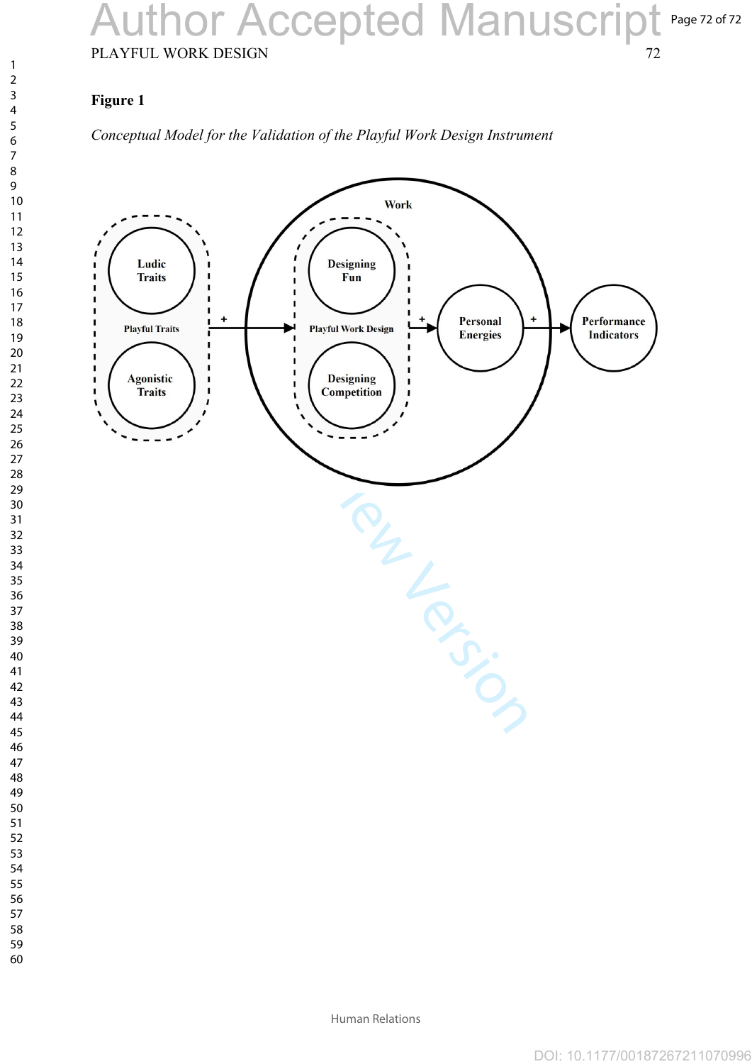**Figure 1**

*Conceptual Model for the Validation of the Playful Work Design Instrument*

Work

Ludic Traits

Playful Traits

Agonistic Traits

+

Designing Fun

Playful Work Design

Designing Competition

+

Personal Energies

+

Performance Indicators